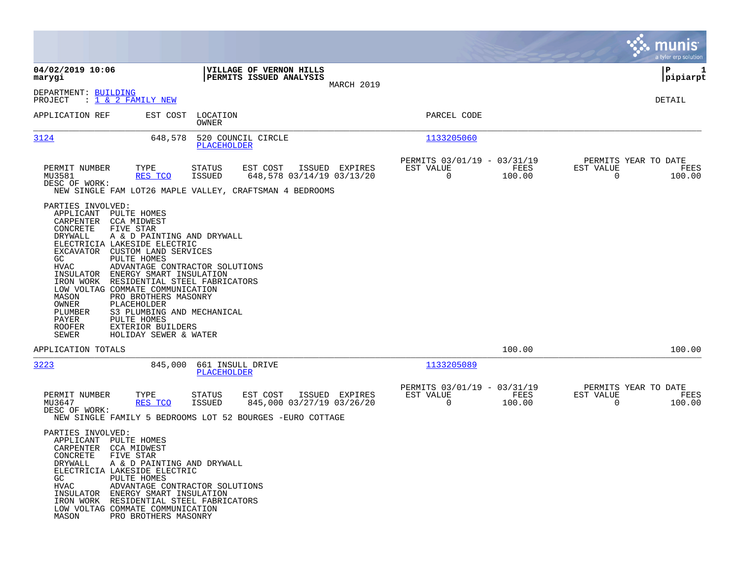**04/02/2019 10:06** | **VILLAGE OF VERNON HILLS** | **P 1**
**marygi** | **PERMITS ISSUED ANALYSIS** | **pipiarpt**

MARCH 2019

DEPARTMENT: BUILDING
PROJECT : 1 & 2 FAMILY NEW

DETAIL

| APPLICATION REF | EST COST | LOCATION / OWNER | PARCEL CODE |
|---|---|---|---|
| 3124 | 648,578 | 520 COUNCIL CIRCLE / PLACEHOLDER | 1133205060 |

| PERMIT NUMBER | TYPE | STATUS | EST COST | ISSUED | EXPIRES | PERMITS 03/01/19 - 03/31/19 EST VALUE | FEES | PERMITS YEAR TO DATE EST VALUE | FEES |
|---|---|---|---|---|---|---|---|---|---|
| MU3581 | RES TCO | ISSUED | 648,578 | 03/14/19 | 03/13/20 | 0 | 100.00 | 0 | 100.00 |

DESC OF WORK:
NEW SINGLE FAM LOT26 MAPLE VALLEY, CRAFTSMAN 4 BEDROOMS

PARTIES INVOLVED:

| Role | Party |
|---|---|
| APPLICANT | PULTE HOMES |
| CARPENTER | CCA MIDWEST |
| CONCRETE | FIVE STAR |
| DRYWALL | A & D PAINTING AND DRYWALL |
| ELECTRICIA | LAKESIDE ELECTRIC |
| EXCAVATOR | CUSTOM LAND SERVICES |
| GC | PULTE HOMES |
| HVAC | ADVANTAGE CONTRACTOR SOLUTIONS |
| INSULATOR | ENERGY SMART INSULATION |
| IRON WORK | RESIDENTIAL STEEL FABRICATORS |
| LOW VOLTAG | COMMATE COMMUNICATION |
| MASON | PRO BROTHERS MASONRY |
| OWNER | PLACEHOLDER |
| PLUMBER | S3 PLUMBING AND MECHANICAL |
| PAYER | PULTE HOMES |
| ROOFER | EXTERIOR BUILDERS |
| SEWER | HOLIDAY SEWER & WATER |

APPLICATION TOTALS: 100.00 | 100.00

| APPLICATION REF | EST COST | LOCATION / OWNER | PARCEL CODE |
|---|---|---|---|
| 3223 | 845,000 | 661 INSULL DRIVE / PLACEHOLDER | 1133205089 |

| PERMIT NUMBER | TYPE | STATUS | EST COST | ISSUED | EXPIRES | PERMITS 03/01/19 - 03/31/19 EST VALUE | FEES | PERMITS YEAR TO DATE EST VALUE | FEES |
|---|---|---|---|---|---|---|---|---|---|
| MU3647 | RES TCO | ISSUED | 845,000 | 03/27/19 | 03/26/20 | 0 | 100.00 | 0 | 100.00 |

DESC OF WORK:
NEW SINGLE FAMILY 5 BEDROOMS LOT 52 BOURGES -EURO COTTAGE

PARTIES INVOLVED:

| Role | Party |
|---|---|
| APPLICANT | PULTE HOMES |
| CARPENTER | CCA MIDWEST |
| CONCRETE | FIVE STAR |
| DRYWALL | A & D PAINTING AND DRYWALL |
| ELECTRICIA | LAKESIDE ELECTRIC |
| GC | PULTE HOMES |
| HVAC | ADVANTAGE CONTRACTOR SOLUTIONS |
| INSULATOR | ENERGY SMART INSULATION |
| IRON WORK | RESIDENTIAL STEEL FABRICATORS |
| LOW VOLTAG | COMMATE COMMUNICATION |
| MASON | PRO BROTHERS MASONRY |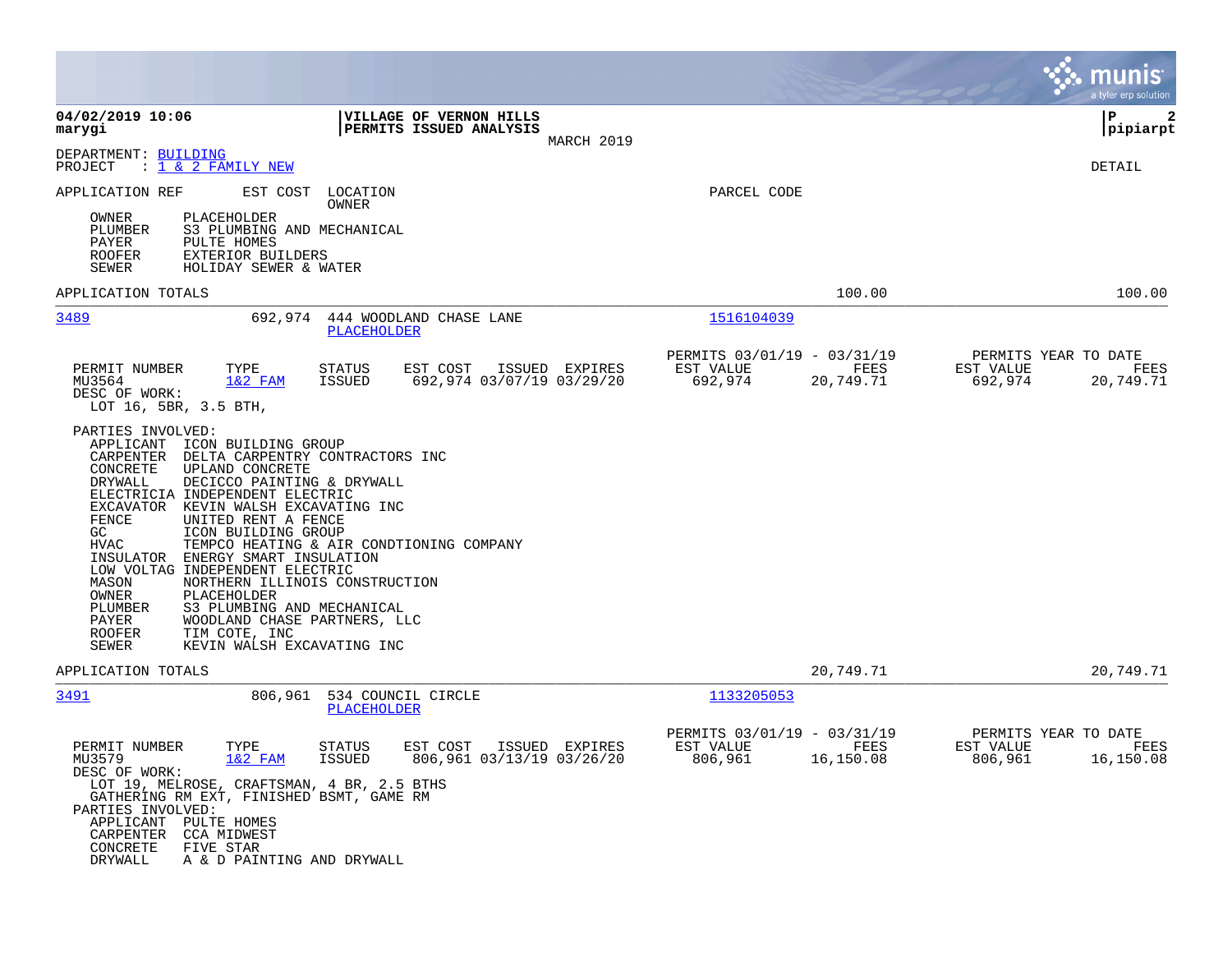**04/02/2019 10:06**
**marygi**

**VILLAGE OF VERNON HILLS**
**PERMITS ISSUED ANALYSIS**
MARCH 2019

**P 2**
**pipiarpt**

DEPARTMENT: BUILDING
PROJECT : 1 & 2 FAMILY NEW

DETAIL

| APPLICATION REF | EST COST | LOCATION / OWNER | PARCEL CODE |
|---|---|---|---|

OWNER PLACEHOLDER
PLUMBER S3 PLUMBING AND MECHANICAL
PAYER PULTE HOMES
ROOFER EXTERIOR BUILDERS
SEWER HOLIDAY SEWER & WATER

APPLICATION TOTALS 100.00 100.00

---

**3489** 692,974 444 WOODLAND CHASE LANE — PLACEHOLDER — 1516104039

| PERMIT NUMBER | TYPE | STATUS | EST COST | ISSUED | EXPIRES | PERMITS 03/01/19 - 03/31/19 EST VALUE | FEES | PERMITS YEAR TO DATE EST VALUE | FEES |
|---|---|---|---|---|---|---|---|---|---|
| MU3564 | 1&2 FAM | ISSUED | 692,974 | 03/07/19 | 03/29/20 | 692,974 | 20,749.71 | 692,974 | 20,749.71 |

DESC OF WORK:
LOT 16, 5BR, 3.5 BTH,

PARTIES INVOLVED:
APPLICANT ICON BUILDING GROUP
CARPENTER DELTA CARPENTRY CONTRACTORS INC
CONCRETE UPLAND CONCRETE
DRYWALL DECICCO PAINTING & DRYWALL
ELECTRICIA INDEPENDENT ELECTRIC
EXCAVATOR KEVIN WALSH EXCAVATING INC
FENCE UNITED RENT A FENCE
GC ICON BUILDING GROUP
HVAC TEMPCO HEATING & AIR CONDTIONING COMPANY
INSULATOR ENERGY SMART INSULATION
LOW VOLTAG INDEPENDENT ELECTRIC
MASON NORTHERN ILLINOIS CONSTRUCTION
OWNER PLACEHOLDER
PLUMBER S3 PLUMBING AND MECHANICAL
PAYER WOODLAND CHASE PARTNERS, LLC
ROOFER TIM COTE, INC
SEWER KEVIN WALSH EXCAVATING INC

APPLICATION TOTALS 20,749.71 20,749.71

---

**3491** 806,961 534 COUNCIL CIRCLE — PLACEHOLDER — 1133205053

| PERMIT NUMBER | TYPE | STATUS | EST COST | ISSUED | EXPIRES | PERMITS 03/01/19 - 03/31/19 EST VALUE | FEES | PERMITS YEAR TO DATE EST VALUE | FEES |
|---|---|---|---|---|---|---|---|---|---|
| MU3579 | 1&2 FAM | ISSUED | 806,961 | 03/13/19 | 03/26/20 | 806,961 | 16,150.08 | 806,961 | 16,150.08 |

DESC OF WORK:
LOT 19, MELROSE, CRAFTSMAN, 4 BR, 2.5 BTHS
GATHERING RM EXT, FINISHED BSMT, GAME RM

PARTIES INVOLVED:
APPLICANT PULTE HOMES
CARPENTER CCA MIDWEST
CONCRETE FIVE STAR
DRYWALL A & D PAINTING AND DRYWALL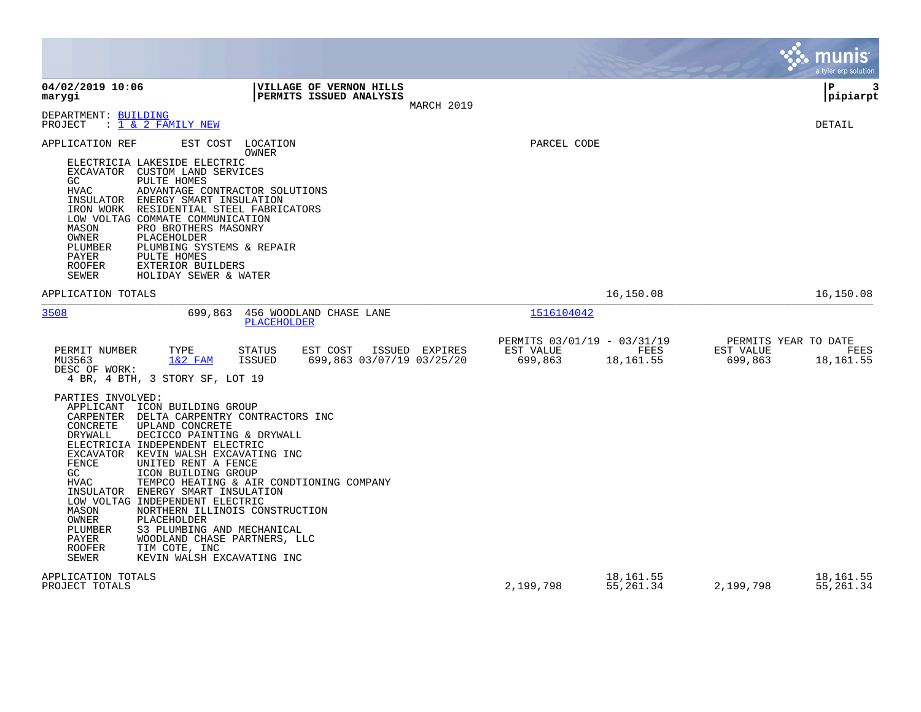**04/02/2019 10:06**
**marygi**

**VILLAGE OF VERNON HILLS**
**PERMITS ISSUED ANALYSIS**
MARCH 2019

**pipiarpt**

DEPARTMENT: BUILDING
PROJECT : 1 & 2 FAMILY NEW

DETAIL

| APPLICATION REF | EST COST | LOCATION / OWNER | PARCEL CODE |
|---|---|---|---|

| Role | Party |
|---|---|
| ELECTRICIA | LAKESIDE ELECTRIC |
| EXCAVATOR | CUSTOM LAND SERVICES |
| GC | PULTE HOMES |
| HVAC | ADVANTAGE CONTRACTOR SOLUTIONS |
| INSULATOR | ENERGY SMART INSULATION |
| IRON WORK | RESIDENTIAL STEEL FABRICATORS |
| LOW VOLTAG | COMMATE COMMUNICATION |
| MASON | PRO BROTHERS MASONRY |
| OWNER | PLACEHOLDER |
| PLUMBER | PLUMBING SYSTEMS & REPAIR |
| PAYER | PULTE HOMES |
| ROOFER | EXTERIOR BUILDERS |
| SEWER | HOLIDAY SEWER & WATER |

APPLICATION TOTALS — 16,150.08 — 16,150.08

---

| APPLICATION REF | EST COST | LOCATION / OWNER | PARCEL CODE |
|---|---|---|---|
| 3508 | 699,863 | 456 WOODLAND CHASE LANE / PLACEHOLDER | 1516104042 |

| PERMIT NUMBER | TYPE | STATUS | EST COST | ISSUED | EXPIRES | PERMITS 03/01/19 - 03/31/19 EST VALUE | FEES | PERMITS YEAR TO DATE EST VALUE | FEES |
|---|---|---|---|---|---|---|---|---|---|
| MU3563 | 1&2 FAM | ISSUED | 699,863 | 03/07/19 | 03/25/20 | 699,863 | 18,161.55 | 699,863 | 18,161.55 |

DESC OF WORK:
4 BR, 4 BTH, 3 STORY SF, LOT 19

PARTIES INVOLVED:

| Role | Party |
|---|---|
| APPLICANT | ICON BUILDING GROUP |
| CARPENTER | DELTA CARPENTRY CONTRACTORS INC |
| CONCRETE | UPLAND CONCRETE |
| DRYWALL | DECICCO PAINTING & DRYWALL |
| ELECTRICIA | INDEPENDENT ELECTRIC |
| EXCAVATOR | KEVIN WALSH EXCAVATING INC |
| FENCE | UNITED RENT A FENCE |
| GC | ICON BUILDING GROUP |
| HVAC | TEMPCO HEATING & AIR CONDTIONING COMPANY |
| INSULATOR | ENERGY SMART INSULATION |
| LOW VOLTAG | INDEPENDENT ELECTRIC |
| MASON | NORTHERN ILLINOIS CONSTRUCTION |
| OWNER | PLACEHOLDER |
| PLUMBER | S3 PLUMBING AND MECHANICAL |
| PAYER | WOODLAND CHASE PARTNERS, LLC |
| ROOFER | TIM COTE, INC |
| SEWER | KEVIN WALSH EXCAVATING INC |

| | EST VALUE | FEES | YTD EST VALUE | YTD FEES |
|---|---|---|---|---|
| APPLICATION TOTALS | | 18,161.55 | | 18,161.55 |
| PROJECT TOTALS | 2,199,798 | 55,261.34 | 2,199,798 | 55,261.34 |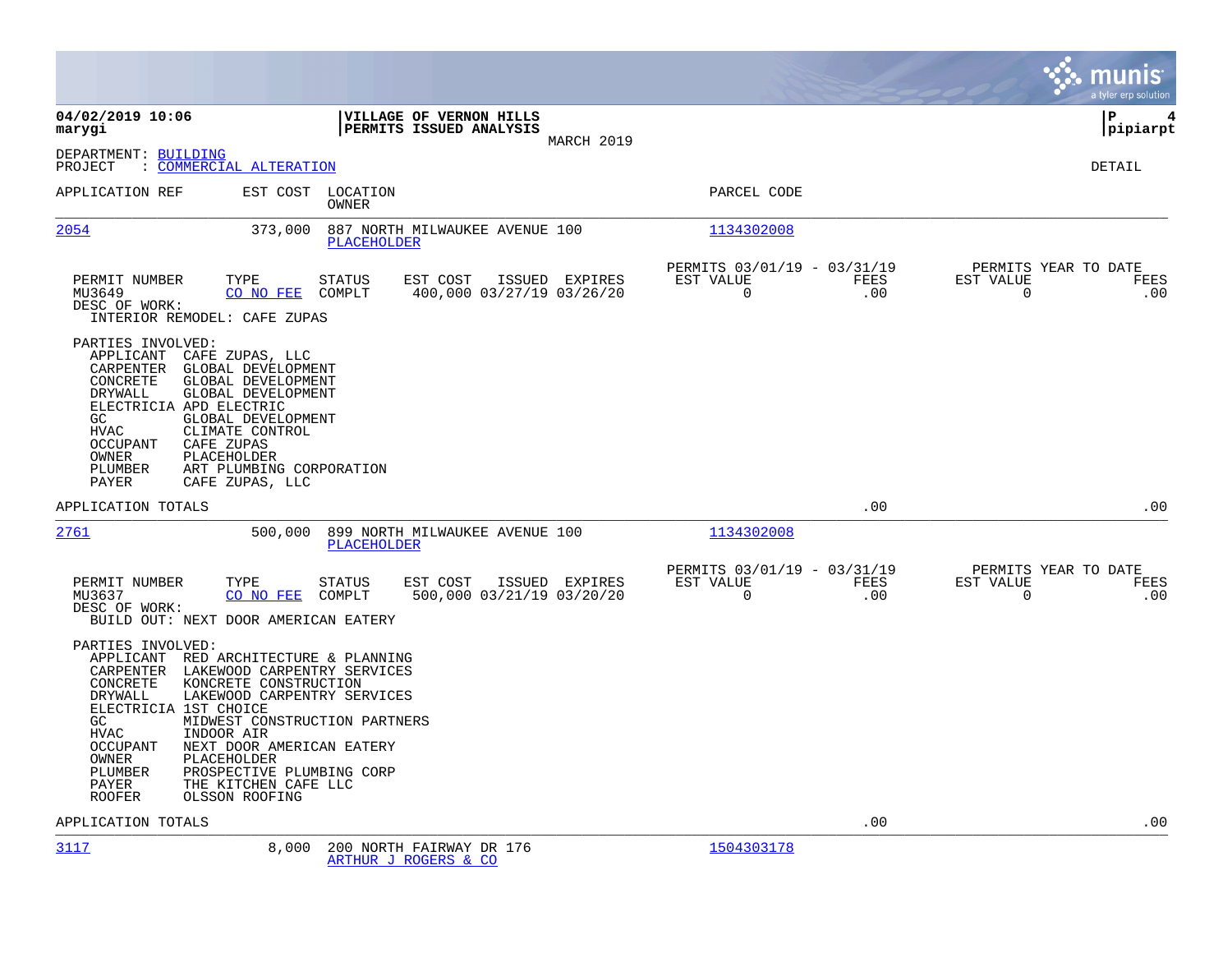**04/02/2019 10:06**
**marygi**

**VILLAGE OF VERNON HILLS**
**PERMITS ISSUED ANALYSIS**
MARCH 2019

**P 4**
**pipiarpt**

DEPARTMENT: BUILDING
PROJECT : COMMERCIAL ALTERATION

DETAIL

| APPLICATION REF | EST COST | LOCATION / OWNER | PARCEL CODE |
|---|---|---|---|
| 2054 | 373,000 | 887 NORTH MILWAUKEE AVENUE 100 / PLACEHOLDER | 1134302008 |

| PERMIT NUMBER | TYPE | STATUS | EST COST | ISSUED | EXPIRES | PERMITS 03/01/19 - 03/31/19 EST VALUE | FEES | PERMITS YEAR TO DATE EST VALUE | FEES |
|---|---|---|---|---|---|---|---|---|---|
| MU3649 | CO NO FEE | COMPLT | 400,000 | 03/27/19 | 03/26/20 | 0 | .00 | 0 | .00 |

DESC OF WORK:
INTERIOR REMODEL: CAFE ZUPAS

PARTIES INVOLVED:
- APPLICANT CAFE ZUPAS, LLC
- CARPENTER GLOBAL DEVELOPMENT
- CONCRETE GLOBAL DEVELOPMENT
- DRYWALL GLOBAL DEVELOPMENT
- ELECTRICIA APD ELECTRIC
- GC GLOBAL DEVELOPMENT
- HVAC CLIMATE CONTROL
- OCCUPANT CAFE ZUPAS
- OWNER PLACEHOLDER
- PLUMBER ART PLUMBING CORPORATION
- PAYER CAFE ZUPAS, LLC

APPLICATION TOTALS .00 .00

| APPLICATION REF | EST COST | LOCATION / OWNER | PARCEL CODE |
|---|---|---|---|
| 2761 | 500,000 | 899 NORTH MILWAUKEE AVENUE 100 / PLACEHOLDER | 1134302008 |

| PERMIT NUMBER | TYPE | STATUS | EST COST | ISSUED | EXPIRES | PERMITS 03/01/19 - 03/31/19 EST VALUE | FEES | PERMITS YEAR TO DATE EST VALUE | FEES |
|---|---|---|---|---|---|---|---|---|---|
| MU3637 | CO NO FEE | COMPLT | 500,000 | 03/21/19 | 03/20/20 | 0 | .00 | 0 | .00 |

DESC OF WORK:
BUILD OUT: NEXT DOOR AMERICAN EATERY

PARTIES INVOLVED:
- APPLICANT RED ARCHITECTURE & PLANNING
- CARPENTER LAKEWOOD CARPENTRY SERVICES
- CONCRETE KONCRETE CONSTRUCTION
- DRYWALL LAKEWOOD CARPENTRY SERVICES
- ELECTRICIA 1ST CHOICE
- GC MIDWEST CONSTRUCTION PARTNERS
- HVAC INDOOR AIR
- OCCUPANT NEXT DOOR AMERICAN EATERY
- OWNER PLACEHOLDER
- PLUMBER PROSPECTIVE PLUMBING CORP
- PAYER THE KITCHEN CAFE LLC
- ROOFER OLSSON ROOFING

APPLICATION TOTALS .00 .00

| APPLICATION REF | EST COST | LOCATION / OWNER | PARCEL CODE |
|---|---|---|---|
| 3117 | 8,000 | 200 NORTH FAIRWAY DR 176 / ARTHUR J ROGERS & CO | 1504303178 |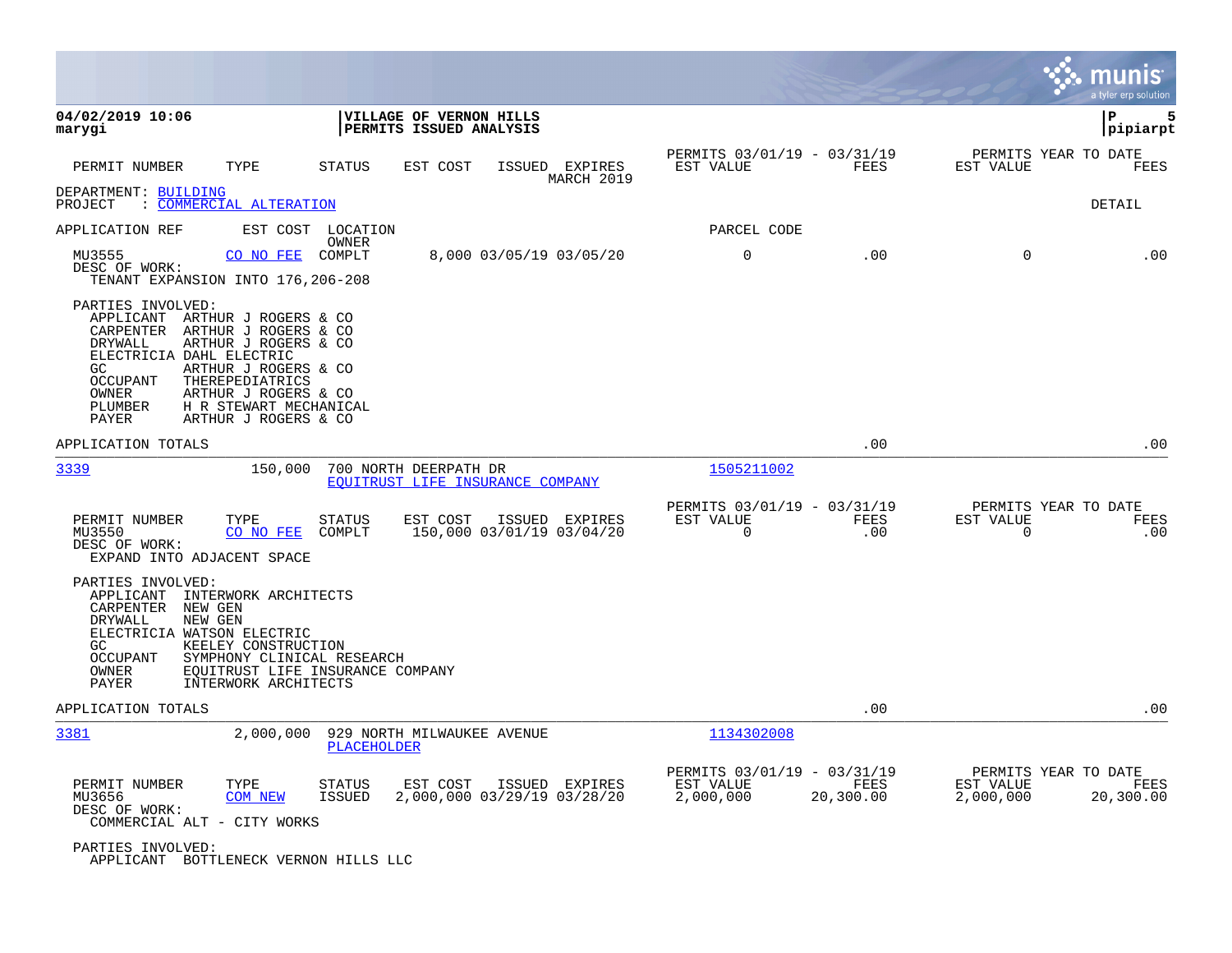**04/02/2019 10:06** | **VILLAGE OF VERNON HILLS** | **P 5**
**marygi** | **PERMITS ISSUED ANALYSIS** | **pipiarpt**

| PERMIT NUMBER | TYPE | STATUS | EST COST | ISSUED | EXPIRES | PERMITS 03/01/19 - 03/31/19 EST VALUE | FEES | PERMITS YEAR TO DATE EST VALUE | FEES |
|---|---|---|---|---|---|---|---|---|---|
| | | | | | MARCH 2019 | | | | |

DEPARTMENT: BUILDING
PROJECT : COMMERCIAL ALTERATION

DETAIL

| APPLICATION REF | EST COST | LOCATION / OWNER | | | | PARCEL CODE | | | |
|---|---|---|---|---|---|---|---|---|---|
| MU3555 | CO NO FEE | COMPLT | 8,000 | 03/05/19 | 03/05/20 | 0 | .00 | 0 | .00 |

DESC OF WORK:
TENANT EXPANSION INTO 176,206-208

PARTIES INVOLVED:
- APPLICANT ARTHUR J ROGERS & CO
- CARPENTER ARTHUR J ROGERS & CO
- DRYWALL ARTHUR J ROGERS & CO
- ELECTRICIA DAHL ELECTRIC
- GC ARTHUR J ROGERS & CO
- OCCUPANT THEREPEDIATRICS
- OWNER ARTHUR J ROGERS & CO
- PLUMBER H R STEWART MECHANICAL
- PAYER ARTHUR J ROGERS & CO

APPLICATION TOTALS .00 .00

---

3339 | 150,000 | 700 NORTH DEERPATH DR | EQUITRUST LIFE INSURANCE COMPANY | 1505211002

| PERMIT NUMBER | TYPE | STATUS | EST COST | ISSUED | EXPIRES | PERMITS 03/01/19 - 03/31/19 EST VALUE | FEES | PERMITS YEAR TO DATE EST VALUE | FEES |
|---|---|---|---|---|---|---|---|---|---|
| MU3550 | CO NO FEE | COMPLT | 150,000 | 03/01/19 | 03/04/20 | 0 | .00 | 0 | .00 |

DESC OF WORK:
EXPAND INTO ADJACENT SPACE

PARTIES INVOLVED:
- APPLICANT INTERWORK ARCHITECTS
- CARPENTER NEW GEN
- DRYWALL NEW GEN
- ELECTRICIA WATSON ELECTRIC
- GC KEELEY CONSTRUCTION
- OCCUPANT SYMPHONY CLINICAL RESEARCH
- OWNER EQUITRUST LIFE INSURANCE COMPANY
- PAYER INTERWORK ARCHITECTS

APPLICATION TOTALS .00 .00

---

3381 | 2,000,000 | 929 NORTH MILWAUKEE AVENUE | PLACEHOLDER | 1134302008

| PERMIT NUMBER | TYPE | STATUS | EST COST | ISSUED | EXPIRES | PERMITS 03/01/19 - 03/31/19 EST VALUE | FEES | PERMITS YEAR TO DATE EST VALUE | FEES |
|---|---|---|---|---|---|---|---|---|---|
| MU3656 | COM NEW | ISSUED | 2,000,000 | 03/29/19 | 03/28/20 | 2,000,000 | 20,300.00 | 2,000,000 | 20,300.00 |

DESC OF WORK:
COMMERCIAL ALT - CITY WORKS

PARTIES INVOLVED:
- APPLICANT BOTTLENECK VERNON HILLS LLC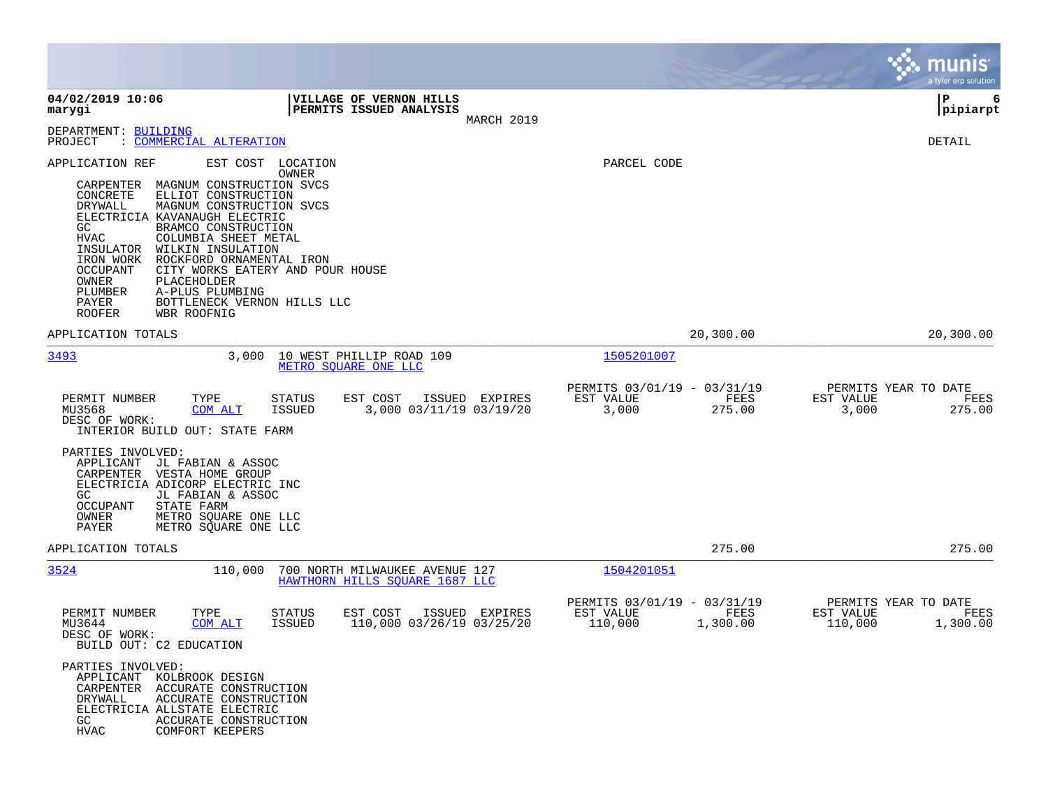**04/02/2019 10:06** | **VILLAGE OF VERNON HILLS** | **P 6**
**marygi** | **PERMITS ISSUED ANALYSIS** | **pipiarpt**
MARCH 2019

DEPARTMENT: BUILDING
PROJECT : COMMERCIAL ALTERATION

DETAIL

APPLICATION REF    EST COST   LOCATION / OWNER    PARCEL CODE

- CARPENTER MAGNUM CONSTRUCTION SVCS
- CONCRETE ELLIOT CONSTRUCTION
- DRYWALL MAGNUM CONSTRUCTION SVCS
- ELECTRICIA KAVANAUGH ELECTRIC
- GC BRAMCO CONSTRUCTION
- HVAC COLUMBIA SHEET METAL
- INSULATOR WILKIN INSULATION
- IRON WORK ROCKFORD ORNAMENTAL IRON
- OCCUPANT CITY WORKS EATERY AND POUR HOUSE
- OWNER PLACEHOLDER
- PLUMBER A-PLUS PLUMBING
- PAYER BOTTLENECK VERNON HILLS LLC
- ROOFER WBR ROOFNIG

APPLICATION TOTALS 20,300.00 20,300.00

---

**3493** 3,000 10 WEST PHILLIP ROAD 109 — METRO SQUARE ONE LLC — 1505201007

| PERMIT NUMBER | TYPE | STATUS | EST COST | ISSUED | EXPIRES | PERMITS 03/01/19 - 03/31/19 EST VALUE | FEES | PERMITS YEAR TO DATE EST VALUE | FEES |
|---|---|---|---|---|---|---|---|---|---|
| MU3568 | COM ALT | ISSUED | 3,000 | 03/11/19 | 03/19/20 | 3,000 | 275.00 | 3,000 | 275.00 |

DESC OF WORK:
INTERIOR BUILD OUT: STATE FARM

PARTIES INVOLVED:
- APPLICANT JL FABIAN & ASSOC
- CARPENTER VESTA HOME GROUP
- ELECTRICIA ADICORP ELECTRIC INC
- GC JL FABIAN & ASSOC
- OCCUPANT STATE FARM
- OWNER METRO SQUARE ONE LLC
- PAYER METRO SQUARE ONE LLC

APPLICATION TOTALS 275.00 275.00

---

**3524** 110,000 700 NORTH MILWAUKEE AVENUE 127 — HAWTHORN HILLS SQUARE 1687 LLC — 1504201051

| PERMIT NUMBER | TYPE | STATUS | EST COST | ISSUED | EXPIRES | PERMITS 03/01/19 - 03/31/19 EST VALUE | FEES | PERMITS YEAR TO DATE EST VALUE | FEES |
|---|---|---|---|---|---|---|---|---|---|
| MU3644 | COM ALT | ISSUED | 110,000 | 03/26/19 | 03/25/20 | 110,000 | 1,300.00 | 110,000 | 1,300.00 |

DESC OF WORK:
BUILD OUT: C2 EDUCATION

PARTIES INVOLVED:
- APPLICANT KOLBROOK DESIGN
- CARPENTER ACCURATE CONSTRUCTION
- DRYWALL ACCURATE CONSTRUCTION
- ELECTRICIA ALLSTATE ELECTRIC
- GC ACCURATE CONSTRUCTION
- HVAC COMFORT KEEPERS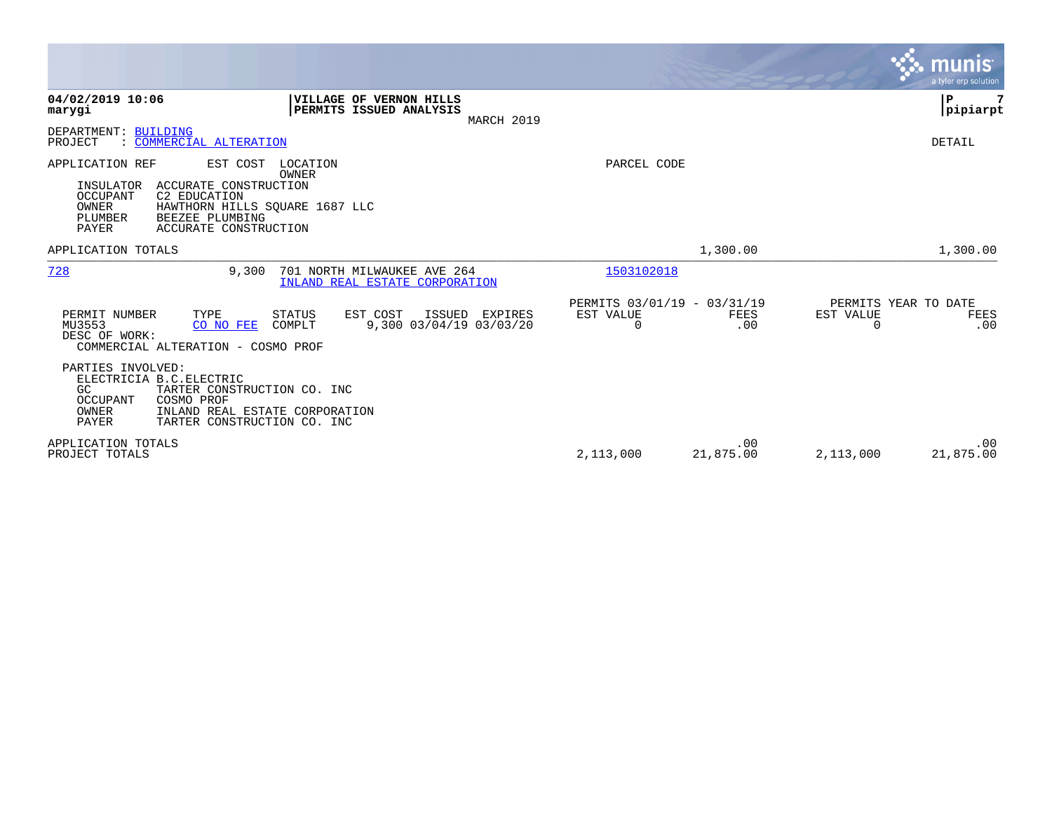**04/02/2019 10:06**
**marygi**

**VILLAGE OF VERNON HILLS**
**PERMITS ISSUED ANALYSIS**
MARCH 2019

**pipiarpt**

DEPARTMENT: BUILDING
PROJECT : COMMERCIAL ALTERATION

DETAIL

| APPLICATION REF | EST COST | LOCATION / OWNER | PARCEL CODE | | |
|---|---|---|---|---|---|

| | |
|---|---|
| INSULATOR | ACCURATE CONSTRUCTION |
| OCCUPANT | C2 EDUCATION |
| OWNER | HAWTHORN HILLS SQUARE 1687 LLC |
| PLUMBER | BEEZEE PLUMBING |
| PAYER | ACCURATE CONSTRUCTION |

APPLICATION TOTALS — 1,300.00 — 1,300.00

---

**728** — 9,300 — 701 NORTH MILWAUKEE AVE 264 — INLAND REAL ESTATE CORPORATION — Parcel: 1503102018

| PERMIT NUMBER | TYPE | STATUS | EST COST | ISSUED | EXPIRES | PERMITS 03/01/19 - 03/31/19 EST VALUE | FEES | PERMITS YEAR TO DATE EST VALUE | FEES |
|---|---|---|---|---|---|---|---|---|---|
| MU3553 | CO NO FEE | COMPLT | 9,300 | 03/04/19 | 03/03/20 | 0 | .00 | 0 | .00 |

DESC OF WORK:
COMMERCIAL ALTERATION - COSMO PROF

PARTIES INVOLVED:

| | |
|---|---|
| ELECTRICIA | B.C.ELECTRIC |
| GC | TARTER CONSTRUCTION CO. INC |
| OCCUPANT | COSMO PROF |
| OWNER | INLAND REAL ESTATE CORPORATION |
| PAYER | TARTER CONSTRUCTION CO. INC |

| | EST VALUE | FEES | EST VALUE | FEES |
|---|---|---|---|---|
| APPLICATION TOTALS | | .00 | | .00 |
| PROJECT TOTALS | 2,113,000 | 21,875.00 | 2,113,000 | 21,875.00 |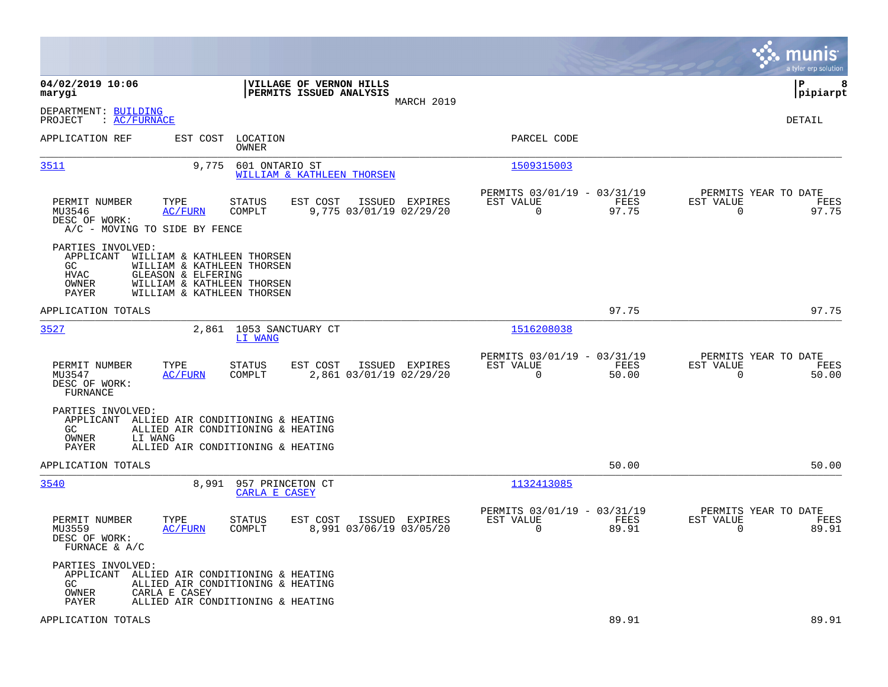**04/02/2019 10:06**
**marygi**

**VILLAGE OF VERNON HILLS**
**PERMITS ISSUED ANALYSIS**
MARCH 2019

**pipiarpt**

DEPARTMENT: BUILDING
PROJECT : AC/FURNACE

DETAIL

| APPLICATION REF | EST COST | LOCATION / OWNER | PARCEL CODE |
|---|---|---|---|
| 3511 | 9,775 | 601 ONTARIO ST / WILLIAM & KATHLEEN THORSEN | 1509315003 |

| PERMIT NUMBER | TYPE | STATUS | EST COST | ISSUED | EXPIRES | PERMITS 03/01/19 - 03/31/19 EST VALUE | FEES | PERMITS YEAR TO DATE EST VALUE | FEES |
|---|---|---|---|---|---|---|---|---|---|
| MU3546 | AC/FURN | COMPLT | 9,775 | 03/01/19 | 02/29/20 | 0 | 97.75 | 0 | 97.75 |

DESC OF WORK:
A/C - MOVING TO SIDE BY FENCE

PARTIES INVOLVED:
- APPLICANT WILLIAM & KATHLEEN THORSEN
- GC WILLIAM & KATHLEEN THORSEN
- HVAC GLEASON & ELFERING
- OWNER WILLIAM & KATHLEEN THORSEN
- PAYER WILLIAM & KATHLEEN THORSEN

APPLICATION TOTALS 97.75 97.75

| APPLICATION REF | EST COST | LOCATION / OWNER | PARCEL CODE |
|---|---|---|---|
| 3527 | 2,861 | 1053 SANCTUARY CT / LI WANG | 1516208038 |

| PERMIT NUMBER | TYPE | STATUS | EST COST | ISSUED | EXPIRES | PERMITS 03/01/19 - 03/31/19 EST VALUE | FEES | PERMITS YEAR TO DATE EST VALUE | FEES |
|---|---|---|---|---|---|---|---|---|---|
| MU3547 | AC/FURN | COMPLT | 2,861 | 03/01/19 | 02/29/20 | 0 | 50.00 | 0 | 50.00 |

DESC OF WORK:
FURNACE

PARTIES INVOLVED:
- APPLICANT ALLIED AIR CONDITIONING & HEATING
- GC ALLIED AIR CONDITIONING & HEATING
- OWNER LI WANG
- PAYER ALLIED AIR CONDITIONING & HEATING

APPLICATION TOTALS 50.00 50.00

| APPLICATION REF | EST COST | LOCATION / OWNER | PARCEL CODE |
|---|---|---|---|
| 3540 | 8,991 | 957 PRINCETON CT / CARLA E CASEY | 1132413085 |

| PERMIT NUMBER | TYPE | STATUS | EST COST | ISSUED | EXPIRES | PERMITS 03/01/19 - 03/31/19 EST VALUE | FEES | PERMITS YEAR TO DATE EST VALUE | FEES |
|---|---|---|---|---|---|---|---|---|---|
| MU3559 | AC/FURN | COMPLT | 8,991 | 03/06/19 | 03/05/20 | 0 | 89.91 | 0 | 89.91 |

DESC OF WORK:
FURNACE & A/C

PARTIES INVOLVED:
- APPLICANT ALLIED AIR CONDITIONING & HEATING
- GC ALLIED AIR CONDITIONING & HEATING
- OWNER CARLA E CASEY
- PAYER ALLIED AIR CONDITIONING & HEATING

APPLICATION TOTALS 89.91 89.91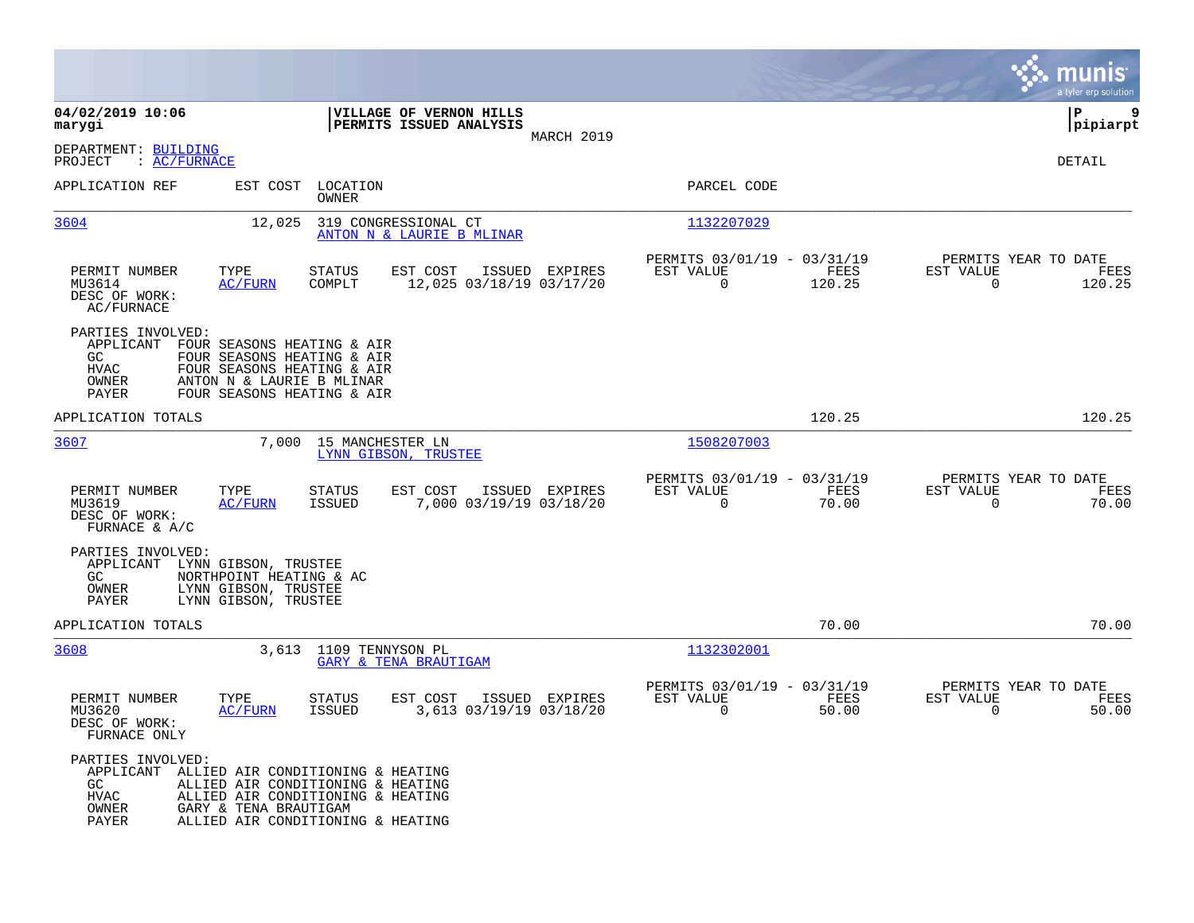**04/02/2019 10:06**
**marygi**

**VILLAGE OF VERNON HILLS**
**PERMITS ISSUED ANALYSIS**
MARCH 2019

**pipiarpt**

DEPARTMENT: BUILDING
PROJECT : AC/FURNACE

DETAIL

| APPLICATION REF | EST COST | LOCATION / OWNER | PARCEL CODE |
|---|---|---|---|
| 3604 | 12,025 | 319 CONGRESSIONAL CT / ANTON N & LAURIE B MLINAR | 1132207029 |

| PERMIT NUMBER | TYPE | STATUS | EST COST | ISSUED | EXPIRES | PERMITS 03/01/19 - 03/31/19 EST VALUE | FEES | PERMITS YEAR TO DATE EST VALUE | FEES |
|---|---|---|---|---|---|---|---|---|---|
| MU3614 | AC/FURN | COMPLT | 12,025 | 03/18/19 | 03/17/20 | 0 | 120.25 | 0 | 120.25 |

DESC OF WORK:
AC/FURNACE

PARTIES INVOLVED:
- APPLICANT FOUR SEASONS HEATING & AIR
- GC FOUR SEASONS HEATING & AIR
- HVAC FOUR SEASONS HEATING & AIR
- OWNER ANTON N & LAURIE B MLINAR
- PAYER FOUR SEASONS HEATING & AIR

APPLICATION TOTALS: 120.25 | 120.25

| APPLICATION REF | EST COST | LOCATION / OWNER | PARCEL CODE |
|---|---|---|---|
| 3607 | 7,000 | 15 MANCHESTER LN / LYNN GIBSON, TRUSTEE | 1508207003 |

| PERMIT NUMBER | TYPE | STATUS | EST COST | ISSUED | EXPIRES | PERMITS 03/01/19 - 03/31/19 EST VALUE | FEES | PERMITS YEAR TO DATE EST VALUE | FEES |
|---|---|---|---|---|---|---|---|---|---|
| MU3619 | AC/FURN | ISSUED | 7,000 | 03/19/19 | 03/18/20 | 0 | 70.00 | 0 | 70.00 |

DESC OF WORK:
FURNACE & A/C

PARTIES INVOLVED:
- APPLICANT LYNN GIBSON, TRUSTEE
- GC NORTHPOINT HEATING & AC
- OWNER LYNN GIBSON, TRUSTEE
- PAYER LYNN GIBSON, TRUSTEE

APPLICATION TOTALS: 70.00 | 70.00

| APPLICATION REF | EST COST | LOCATION / OWNER | PARCEL CODE |
|---|---|---|---|
| 3608 | 3,613 | 1109 TENNYSON PL / GARY & TENA BRAUTIGAM | 1132302001 |

| PERMIT NUMBER | TYPE | STATUS | EST COST | ISSUED | EXPIRES | PERMITS 03/01/19 - 03/31/19 EST VALUE | FEES | PERMITS YEAR TO DATE EST VALUE | FEES |
|---|---|---|---|---|---|---|---|---|---|
| MU3620 | AC/FURN | ISSUED | 3,613 | 03/19/19 | 03/18/20 | 0 | 50.00 | 0 | 50.00 |

DESC OF WORK:
FURNACE ONLY

PARTIES INVOLVED:
- APPLICANT ALLIED AIR CONDITIONING & HEATING
- GC ALLIED AIR CONDITIONING & HEATING
- HVAC ALLIED AIR CONDITIONING & HEATING
- OWNER GARY & TENA BRAUTIGAM
- PAYER ALLIED AIR CONDITIONING & HEATING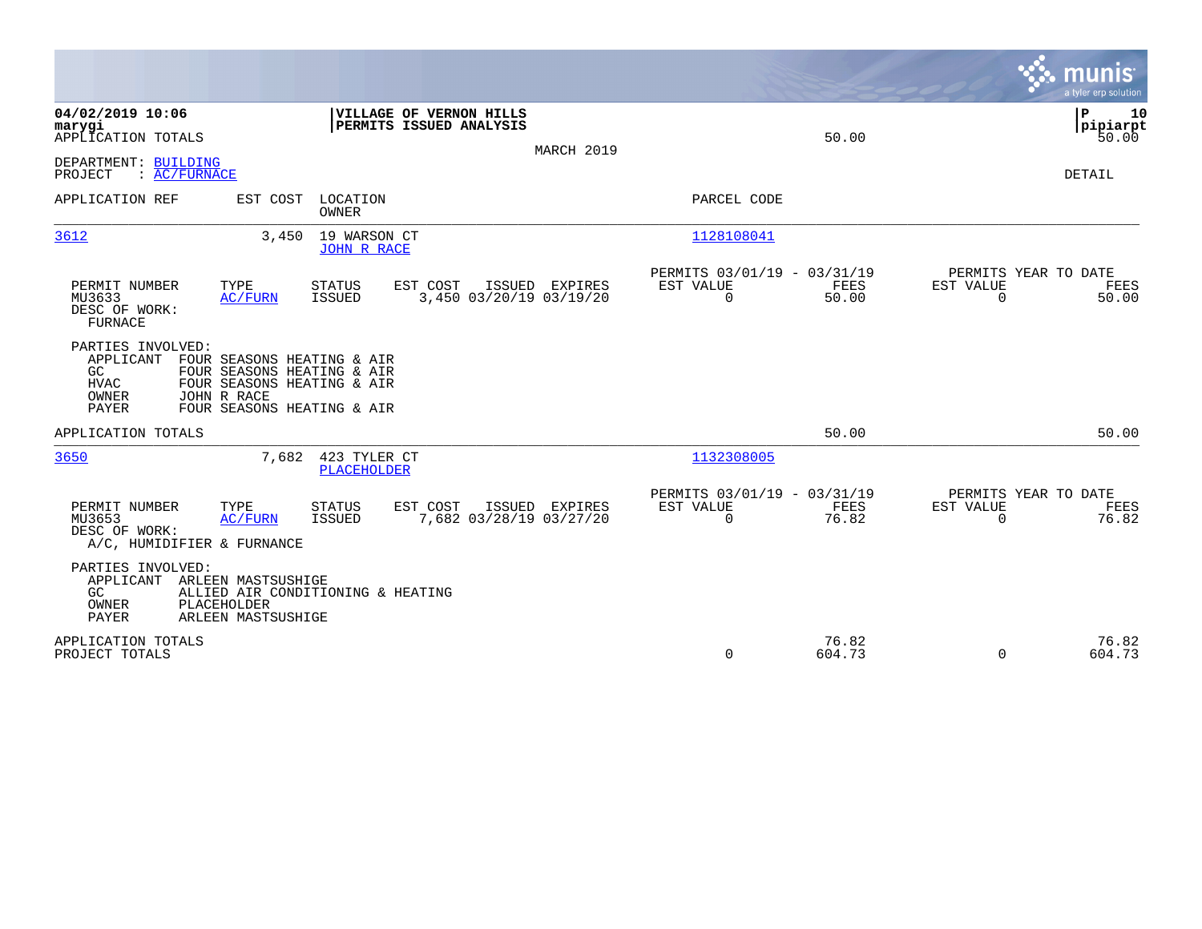**04/02/2019 10:06**
marygi
APPLICATION TOTALS 50.00 50.00

**VILLAGE OF VERNON HILLS**
**PERMITS ISSUED ANALYSIS**

MARCH 2019

P 10
pipiarpt

DEPARTMENT: BUILDING
PROJECT : AC/FURNACE

DETAIL

| APPLICATION REF | EST COST | LOCATION / OWNER | PARCEL CODE |
|---|---|---|---|
| 3612 | 3,450 | 19 WARSON CT / JOHN R RACE | 1128108041 |

| PERMIT NUMBER | TYPE | STATUS | EST COST | ISSUED | EXPIRES | PERMITS 03/01/19 - 03/31/19 EST VALUE | FEES | PERMITS YEAR TO DATE EST VALUE | FEES |
|---|---|---|---|---|---|---|---|---|---|
| MU3633 | AC/FURN | ISSUED | 3,450 | 03/20/19 | 03/19/20 | 0 | 50.00 | 0 | 50.00 |

DESC OF WORK:
FURNACE

PARTIES INVOLVED:
APPLICANT FOUR SEASONS HEATING & AIR
GC FOUR SEASONS HEATING & AIR
HVAC FOUR SEASONS HEATING & AIR
OWNER JOHN R RACE
PAYER FOUR SEASONS HEATING & AIR

APPLICATION TOTALS 50.00 50.00

| APPLICATION REF | EST COST | LOCATION / OWNER | PARCEL CODE |
|---|---|---|---|
| 3650 | 7,682 | 423 TYLER CT / PLACEHOLDER | 1132308005 |

| PERMIT NUMBER | TYPE | STATUS | EST COST | ISSUED | EXPIRES | PERMITS 03/01/19 - 03/31/19 EST VALUE | FEES | PERMITS YEAR TO DATE EST VALUE | FEES |
|---|---|---|---|---|---|---|---|---|---|
| MU3653 | AC/FURN | ISSUED | 7,682 | 03/28/19 | 03/27/20 | 0 | 76.82 | 0 | 76.82 |

DESC OF WORK:
A/C, HUMIDIFIER & FURNANCE

PARTIES INVOLVED:
APPLICANT ARLEEN MASTSUSHIGE
GC ALLIED AIR CONDITIONING & HEATING
OWNER PLACEHOLDER
PAYER ARLEEN MASTSUSHIGE

| | EST VALUE | FEES | YTD EST VALUE | YTD FEES |
|---|---|---|---|---|
| APPLICATION TOTALS | | 76.82 | | 76.82 |
| PROJECT TOTALS | 0 | 604.73 | 0 | 604.73 |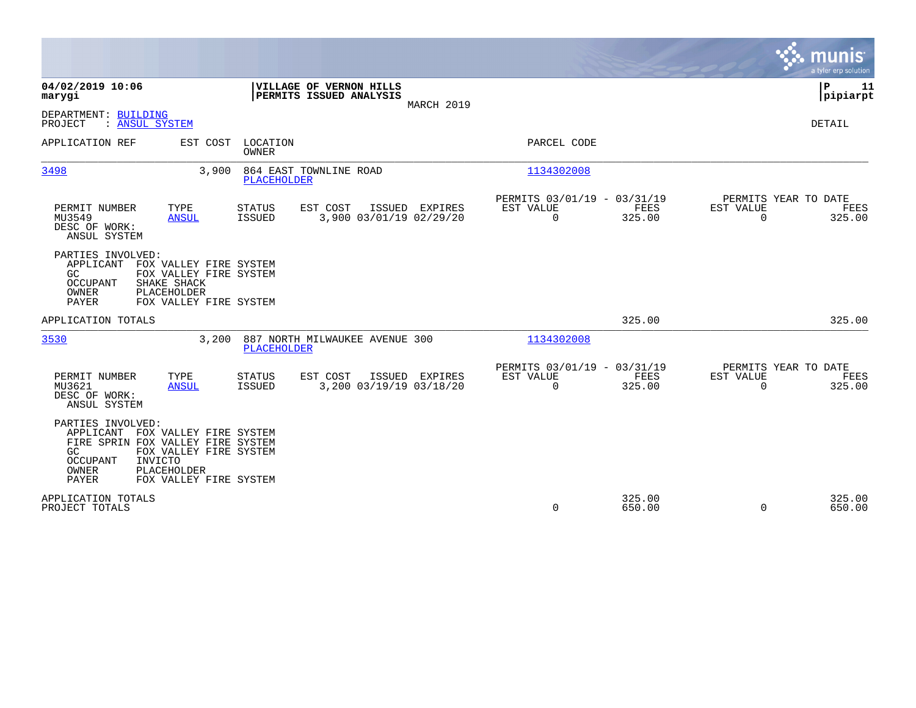**04/02/2019 10:06**
**marygi**

**VILLAGE OF VERNON HILLS**
**PERMITS ISSUED ANALYSIS**

MARCH 2019

**P 11**
**pipiarpt**

DEPARTMENT: BUILDING
PROJECT : ANSUL SYSTEM

DETAIL

| APPLICATION REF | EST COST | LOCATION / OWNER | PARCEL CODE |
|---|---|---|---|
| 3498 | 3,900 | 864 EAST TOWNLINE ROAD / PLACEHOLDER | 1134302008 |

| PERMIT NUMBER | TYPE | STATUS | EST COST | ISSUED | EXPIRES | PERMITS 03/01/19 - 03/31/19 EST VALUE | FEES | PERMITS YEAR TO DATE EST VALUE | FEES |
|---|---|---|---|---|---|---|---|---|---|
| MU3549 | ANSUL | ISSUED | 3,900 | 03/01/19 | 02/29/20 | 0 | 325.00 | 0 | 325.00 |

DESC OF WORK:
ANSUL SYSTEM

PARTIES INVOLVED:
- APPLICANT FOX VALLEY FIRE SYSTEM
- GC FOX VALLEY FIRE SYSTEM
- OCCUPANT SHAKE SHACK
- OWNER PLACEHOLDER
- PAYER FOX VALLEY FIRE SYSTEM

APPLICATION TOTALS — FEES: 325.00 — YEAR TO DATE FEES: 325.00

| APPLICATION REF | EST COST | LOCATION / OWNER | PARCEL CODE |
|---|---|---|---|
| 3530 | 3,200 | 887 NORTH MILWAUKEE AVENUE 300 / PLACEHOLDER | 1134302008 |

| PERMIT NUMBER | TYPE | STATUS | EST COST | ISSUED | EXPIRES | PERMITS 03/01/19 - 03/31/19 EST VALUE | FEES | PERMITS YEAR TO DATE EST VALUE | FEES |
|---|---|---|---|---|---|---|---|---|---|
| MU3621 | ANSUL | ISSUED | 3,200 | 03/19/19 | 03/18/20 | 0 | 325.00 | 0 | 325.00 |

DESC OF WORK:
ANSUL SYSTEM

PARTIES INVOLVED:
- APPLICANT FOX VALLEY FIRE SYSTEM
- FIRE SPRIN FOX VALLEY FIRE SYSTEM
- GC FOX VALLEY FIRE SYSTEM
- OCCUPANT INVICTO
- OWNER PLACEHOLDER
- PAYER FOX VALLEY FIRE SYSTEM

| | EST VALUE | FEES | YTD EST VALUE | YTD FEES |
|---|---|---|---|---|
| APPLICATION TOTALS | | 325.00 | | 325.00 |
| PROJECT TOTALS | 0 | 650.00 | 0 | 650.00 |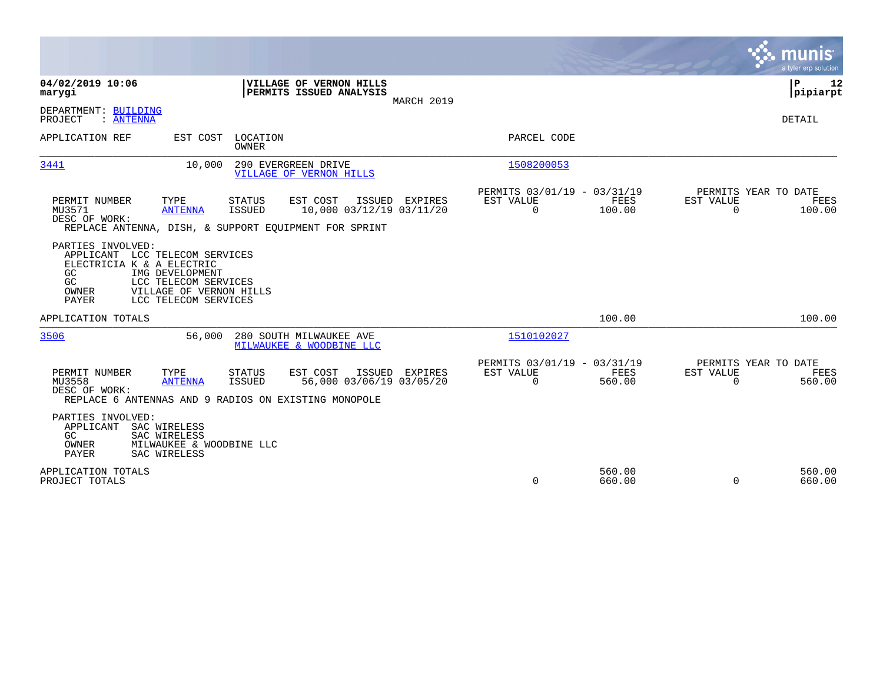**04/02/2019 10:06**
**marygi**

**VILLAGE OF VERNON HILLS**
**PERMITS ISSUED ANALYSIS**
MARCH 2019

**P 12**
**pipiarpt**

DEPARTMENT: BUILDING
PROJECT : ANTENNA

DETAIL

| APPLICATION REF | EST COST | LOCATION / OWNER | PARCEL CODE |
|---|---|---|---|
| 3441 | 10,000 | 290 EVERGREEN DRIVE / VILLAGE OF VERNON HILLS | 1508200053 |

| PERMIT NUMBER | TYPE | STATUS | EST COST | ISSUED | EXPIRES | PERMITS 03/01/19 - 03/31/19 EST VALUE | FEES | PERMITS YEAR TO DATE EST VALUE | FEES |
|---|---|---|---|---|---|---|---|---|---|
| MU3571 | ANTENNA | ISSUED | 10,000 | 03/12/19 | 03/11/20 | 0 | 100.00 | 0 | 100.00 |

DESC OF WORK:
REPLACE ANTENNA, DISH, & SUPPORT EQUIPMENT FOR SPRINT

PARTIES INVOLVED:
APPLICANT LCC TELECOM SERVICES
ELECTRICIA K & A ELECTRIC
GC IMG DEVELOPMENT
GC LCC TELECOM SERVICES
OWNER VILLAGE OF VERNON HILLS
PAYER LCC TELECOM SERVICES

APPLICATION TOTALS 100.00 100.00

| APPLICATION REF | EST COST | LOCATION / OWNER | PARCEL CODE |
|---|---|---|---|
| 3506 | 56,000 | 280 SOUTH MILWAUKEE AVE / MILWAUKEE & WOODBINE LLC | 1510102027 |

| PERMIT NUMBER | TYPE | STATUS | EST COST | ISSUED | EXPIRES | PERMITS 03/01/19 - 03/31/19 EST VALUE | FEES | PERMITS YEAR TO DATE EST VALUE | FEES |
|---|---|---|---|---|---|---|---|---|---|
| MU3558 | ANTENNA | ISSUED | 56,000 | 03/06/19 | 03/05/20 | 0 | 560.00 | 0 | 560.00 |

DESC OF WORK:
REPLACE 6 ANTENNAS AND 9 RADIOS ON EXISTING MONOPOLE

PARTIES INVOLVED:
APPLICANT SAC WIRELESS
GC SAC WIRELESS
OWNER MILWAUKEE & WOODBINE LLC
PAYER SAC WIRELESS

| | EST VALUE | FEES | YTD EST VALUE | YTD FEES |
|---|---|---|---|---|
| APPLICATION TOTALS | | 560.00 | | 560.00 |
| PROJECT TOTALS | 0 | 660.00 | 0 | 660.00 |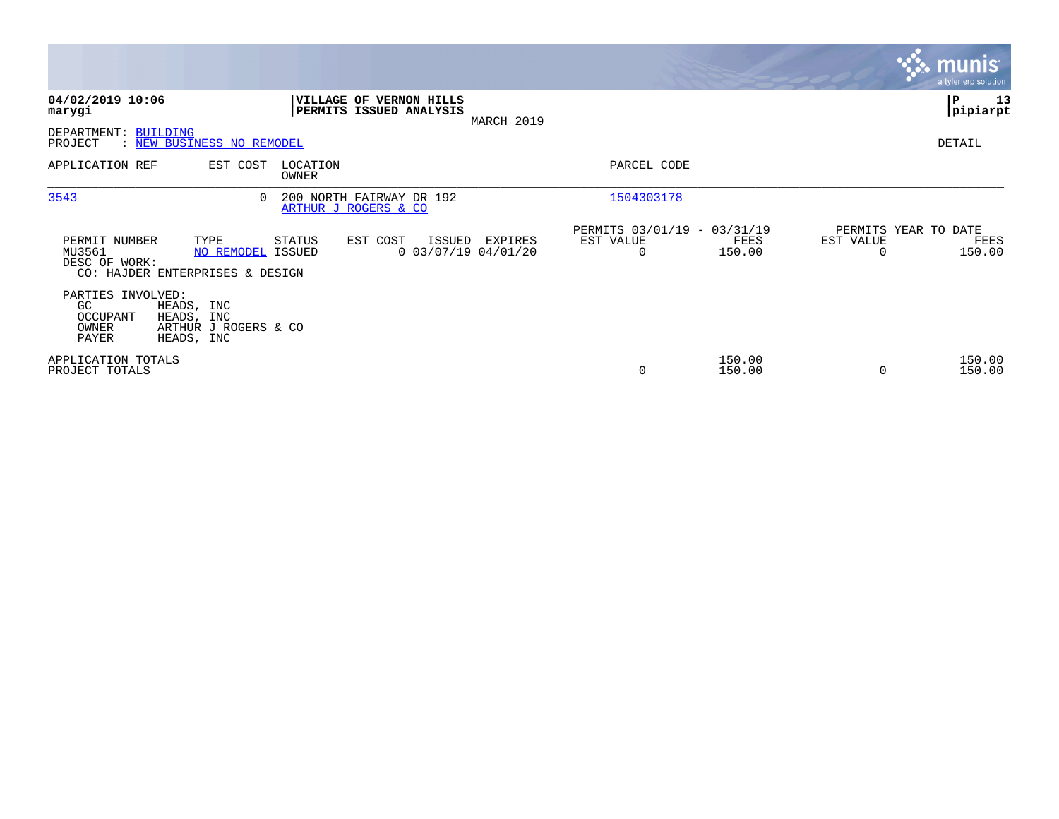**04/02/2019 10:06**
**marygi**

**VILLAGE OF VERNON HILLS**
**PERMITS ISSUED ANALYSIS**
MARCH 2019

**P 13**
**pipiarpt**

DEPARTMENT: BUILDING
PROJECT : NEW BUSINESS NO REMODEL

DETAIL

| APPLICATION REF | EST COST | LOCATION / OWNER | PARCEL CODE |
|---|---|---|---|
| 3543 | 0 | 200 NORTH FAIRWAY DR 192 / ARTHUR J ROGERS & CO | 1504303178 |

| PERMIT NUMBER | TYPE | STATUS | EST COST | ISSUED | EXPIRES | PERMITS 03/01/19 - 03/31/19 EST VALUE | FEES | PERMITS YEAR TO DATE EST VALUE | FEES |
|---|---|---|---|---|---|---|---|---|---|
| MU3561 | NO REMODEL | ISSUED | 0 | 03/07/19 | 04/01/20 | 0 | 150.00 | 0 | 150.00 |

DESC OF WORK:
CO: HAJDER ENTERPRISES & DESIGN

PARTIES INVOLVED:

| | |
|---|---|
| GC | HEADS, INC |
| OCCUPANT | HEADS, INC |
| OWNER | ARTHUR J ROGERS & CO |
| PAYER | HEADS, INC |

| | EST VALUE | FEES | YTD EST VALUE | YTD FEES |
|---|---|---|---|---|
| APPLICATION TOTALS | | 150.00 | | 150.00 |
| PROJECT TOTALS | 0 | 150.00 | 0 | 150.00 |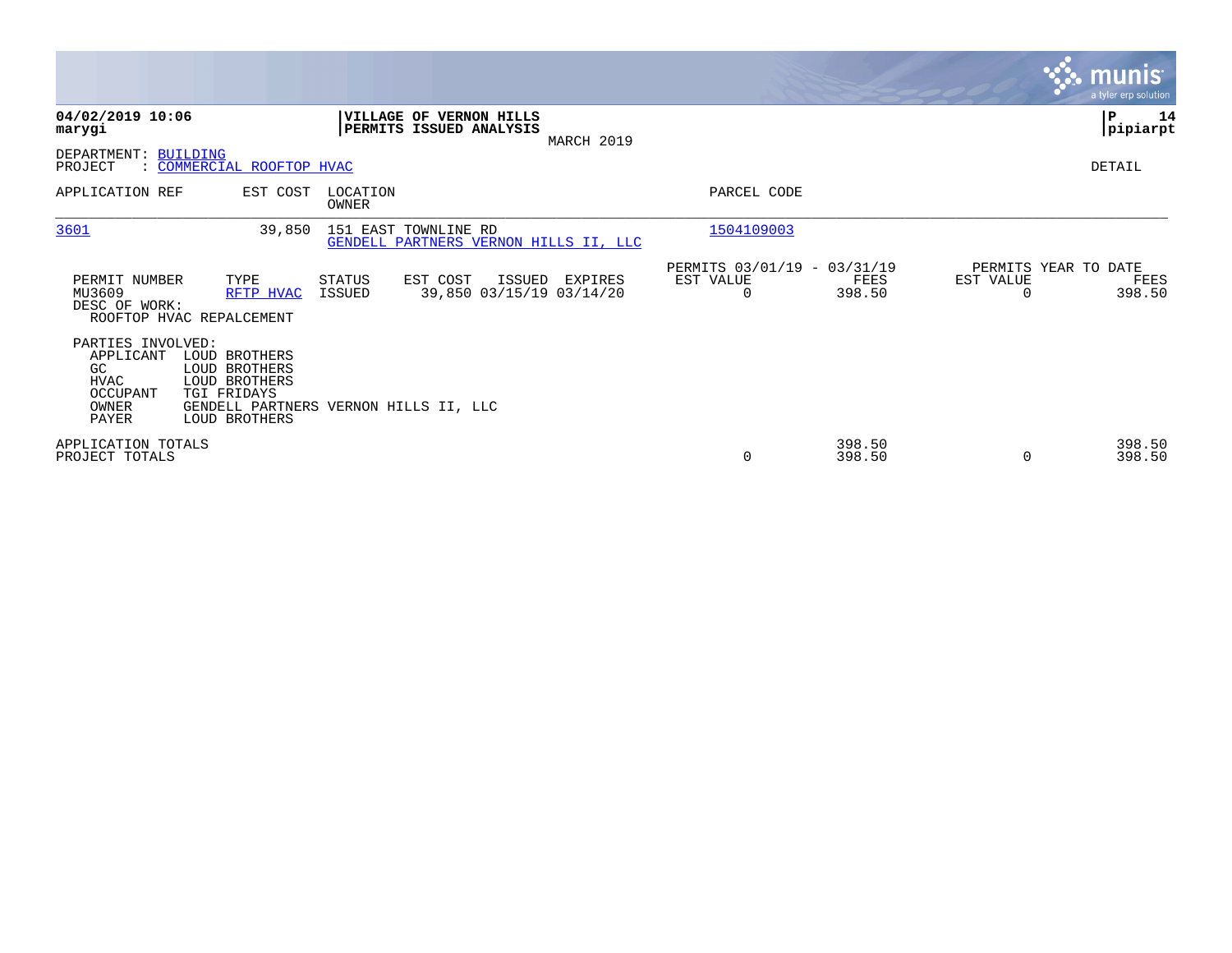**04/02/2019 10:06**
**marygi**

**VILLAGE OF VERNON HILLS**
**PERMITS ISSUED ANALYSIS**
MARCH 2019

**P 14**
**pipiarpt**

DEPARTMENT: BUILDING
PROJECT : COMMERCIAL ROOFTOP HVAC

DETAIL

| APPLICATION REF | EST COST | LOCATION / OWNER | PARCEL CODE |
|---|---|---|---|
| 3601 | 39,850 | 151 EAST TOWNLINE RD / GENDELL PARTNERS VERNON HILLS II, LLC | 1504109003 |

| PERMIT NUMBER | TYPE | STATUS | EST COST | ISSUED | EXPIRES | PERMITS 03/01/19 - 03/31/19 EST VALUE | FEES | PERMITS YEAR TO DATE EST VALUE | FEES |
|---|---|---|---|---|---|---|---|---|---|
| MU3609 | RFTP HVAC | ISSUED | 39,850 | 03/15/19 | 03/14/20 | 0 | 398.50 | 0 | 398.50 |

DESC OF WORK:
ROOFTOP HVAC REPALCEMENT

PARTIES INVOLVED:

| | |
|---|---|
| APPLICANT | LOUD BROTHERS |
| GC | LOUD BROTHERS |
| HVAC | LOUD BROTHERS |
| OCCUPANT | TGI FRIDAYS |
| OWNER | GENDELL PARTNERS VERNON HILLS II, LLC |
| PAYER | LOUD BROTHERS |

| | EST VALUE | FEES | YTD EST VALUE | YTD FEES |
|---|---|---|---|---|
| APPLICATION TOTALS | | 398.50 | | 398.50 |
| PROJECT TOTALS | 0 | 398.50 | 0 | 398.50 |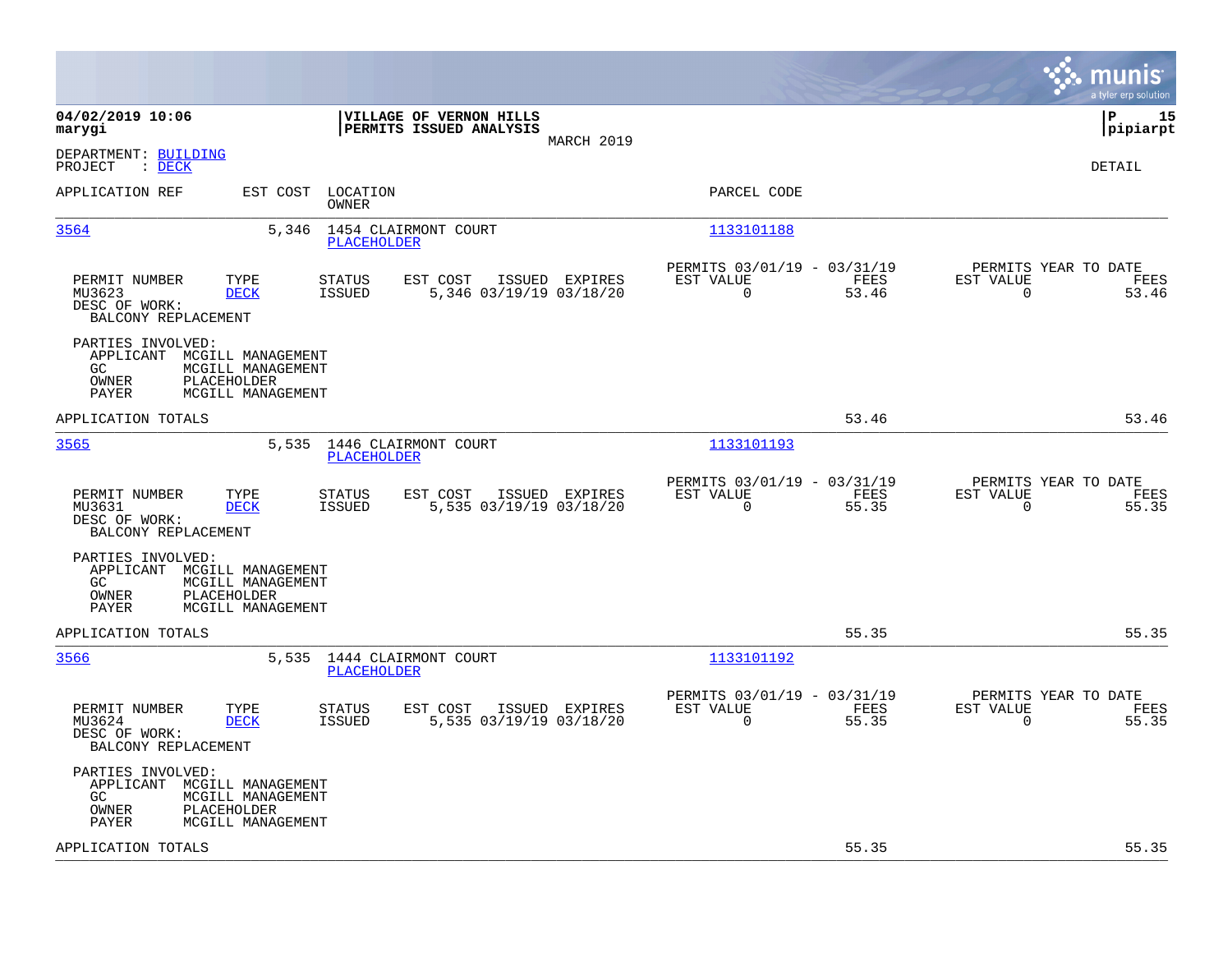**04/02/2019 10:06**
**marygi**

**VILLAGE OF VERNON HILLS**
**PERMITS ISSUED ANALYSIS**
MARCH 2019

**P 15**
**pipiarpt**

DEPARTMENT: BUILDING
PROJECT : DECK

DETAIL

| APPLICATION REF | EST COST | LOCATION / OWNER | PARCEL CODE |
|---|---|---|---|
| 3564 | 5,346 | 1454 CLAIRMONT COURT / PLACEHOLDER | 1133101188 |

| PERMIT NUMBER | TYPE | STATUS | EST COST | ISSUED | EXPIRES | PERMITS 03/01/19 - 03/31/19 EST VALUE | FEES | PERMITS YEAR TO DATE EST VALUE | FEES |
|---|---|---|---|---|---|---|---|---|---|
| MU3623 | DECK | ISSUED | 5,346 | 03/19/19 | 03/18/20 | 0 | 53.46 | 0 | 53.46 |

DESC OF WORK:
BALCONY REPLACEMENT

PARTIES INVOLVED:
APPLICANT MCGILL MANAGEMENT
GC MCGILL MANAGEMENT
OWNER PLACEHOLDER
PAYER MCGILL MANAGEMENT

APPLICATION TOTALS 53.46 53.46

| APPLICATION REF | EST COST | LOCATION / OWNER | PARCEL CODE |
|---|---|---|---|
| 3565 | 5,535 | 1446 CLAIRMONT COURT / PLACEHOLDER | 1133101193 |

| PERMIT NUMBER | TYPE | STATUS | EST COST | ISSUED | EXPIRES | PERMITS 03/01/19 - 03/31/19 EST VALUE | FEES | PERMITS YEAR TO DATE EST VALUE | FEES |
|---|---|---|---|---|---|---|---|---|---|
| MU3631 | DECK | ISSUED | 5,535 | 03/19/19 | 03/18/20 | 0 | 55.35 | 0 | 55.35 |

DESC OF WORK:
BALCONY REPLACEMENT

PARTIES INVOLVED:
APPLICANT MCGILL MANAGEMENT
GC MCGILL MANAGEMENT
OWNER PLACEHOLDER
PAYER MCGILL MANAGEMENT

APPLICATION TOTALS 55.35 55.35

| APPLICATION REF | EST COST | LOCATION / OWNER | PARCEL CODE |
|---|---|---|---|
| 3566 | 5,535 | 1444 CLAIRMONT COURT / PLACEHOLDER | 1133101192 |

| PERMIT NUMBER | TYPE | STATUS | EST COST | ISSUED | EXPIRES | PERMITS 03/01/19 - 03/31/19 EST VALUE | FEES | PERMITS YEAR TO DATE EST VALUE | FEES |
|---|---|---|---|---|---|---|---|---|---|
| MU3624 | DECK | ISSUED | 5,535 | 03/19/19 | 03/18/20 | 0 | 55.35 | 0 | 55.35 |

DESC OF WORK:
BALCONY REPLACEMENT

PARTIES INVOLVED:
APPLICANT MCGILL MANAGEMENT
GC MCGILL MANAGEMENT
OWNER PLACEHOLDER
PAYER MCGILL MANAGEMENT

APPLICATION TOTALS 55.35 55.35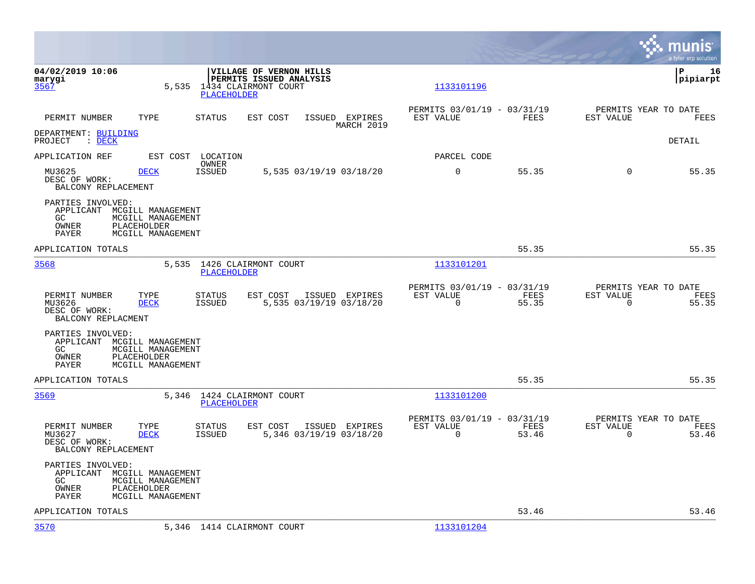04/02/2019 10:06
marygi

**VILLAGE OF VERNON HILLS**
**PERMITS ISSUED ANALYSIS**

P 16
pipiarpt

3567 5,535 1434 CLAIRMONT COURT PLACEHOLDER 1133101196

| PERMIT NUMBER | TYPE | STATUS | EST COST | ISSUED | EXPIRES | PERMITS 03/01/19 - 03/31/19 EST VALUE | FEES | PERMITS YEAR TO DATE EST VALUE | FEES |
|---|---|---|---|---|---|---|---|---|---|
| | | | | | MARCH 2019 | | | | |

DEPARTMENT: BUILDING
PROJECT : DECK

DETAIL

| APPLICATION REF | EST COST | LOCATION OWNER | | | PARCEL CODE | | | |
|---|---|---|---|---|---|---|---|---|
| MU3625 | DECK | ISSUED | 5,535 03/19/19 03/18/20 | | 0 | 55.35 | 0 | 55.35 |

DESC OF WORK:
BALCONY REPLACEMENT

PARTIES INVOLVED:
APPLICANT MCGILL MANAGEMENT
GC MCGILL MANAGEMENT
OWNER PLACEHOLDER
PAYER MCGILL MANAGEMENT

APPLICATION TOTALS 55.35 55.35

---

3568 5,535 1426 CLAIRMONT COURT PLACEHOLDER 1133101201

| PERMIT NUMBER | TYPE | STATUS | EST COST | ISSUED | EXPIRES | PERMITS 03/01/19 - 03/31/19 EST VALUE | FEES | PERMITS YEAR TO DATE EST VALUE | FEES |
|---|---|---|---|---|---|---|---|---|---|
| MU3626 | DECK | ISSUED | 5,535 | 03/19/19 | 03/18/20 | 0 | 55.35 | 0 | 55.35 |

DESC OF WORK:
BALCONY REPLACMENT

PARTIES INVOLVED:
APPLICANT MCGILL MANAGEMENT
GC MCGILL MANAGEMENT
OWNER PLACEHOLDER
PAYER MCGILL MANAGEMENT

APPLICATION TOTALS 55.35 55.35

---

3569 5,346 1424 CLAIRMONT COURT PLACEHOLDER 1133101200

| PERMIT NUMBER | TYPE | STATUS | EST COST | ISSUED | EXPIRES | PERMITS 03/01/19 - 03/31/19 EST VALUE | FEES | PERMITS YEAR TO DATE EST VALUE | FEES |
|---|---|---|---|---|---|---|---|---|---|
| MU3627 | DECK | ISSUED | 5,346 | 03/19/19 | 03/18/20 | 0 | 53.46 | 0 | 53.46 |

DESC OF WORK:
BALCONY REPLACEMENT

PARTIES INVOLVED:
APPLICANT MCGILL MANAGEMENT
GC MCGILL MANAGEMENT
OWNER PLACEHOLDER
PAYER MCGILL MANAGEMENT

APPLICATION TOTALS 53.46 53.46

---

3570 5,346 1414 CLAIRMONT COURT 1133101204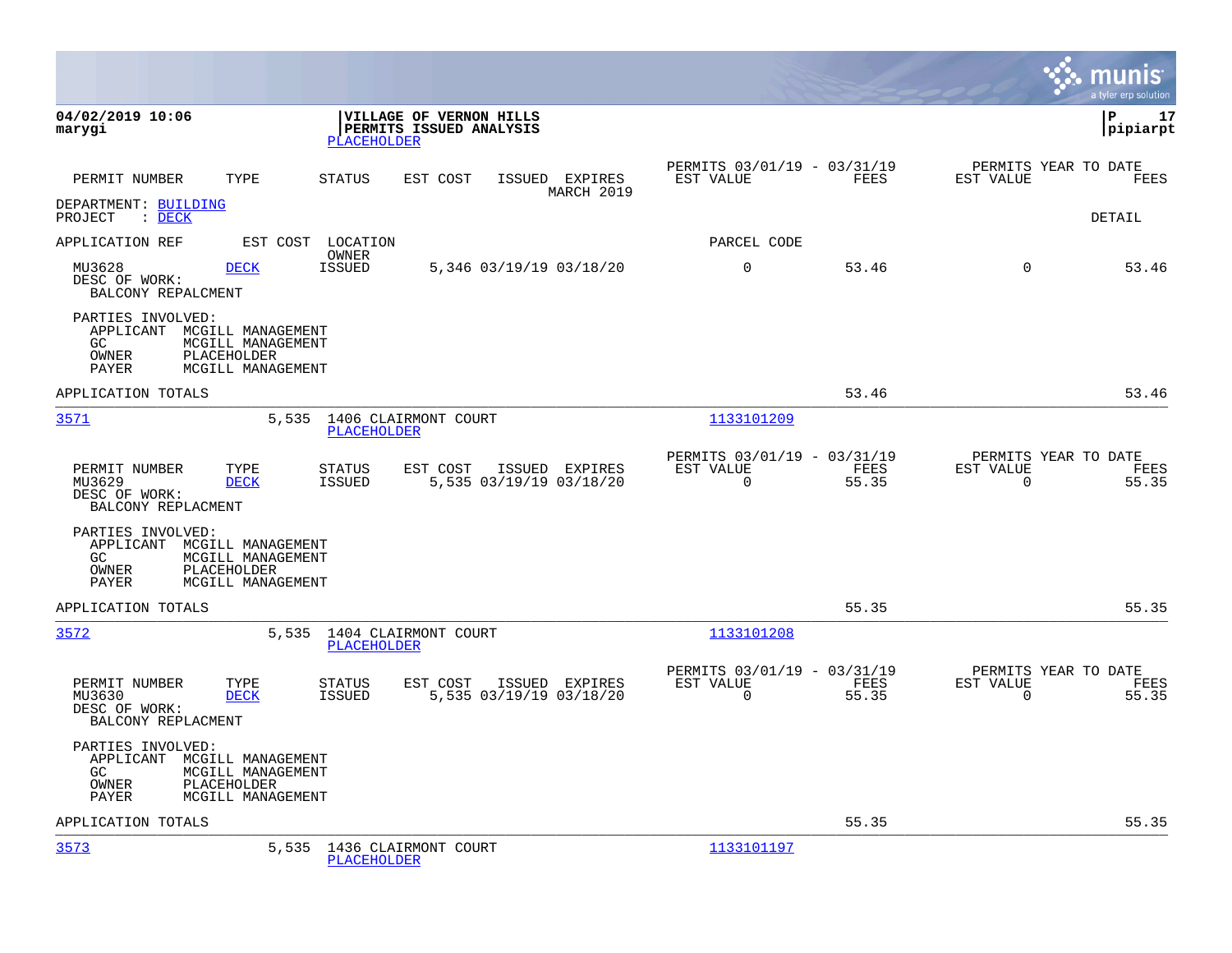**04/02/2019 10:06**
**marygi**

**VILLAGE OF VERNON HILLS**
**PERMITS ISSUED ANALYSIS**
PLACEHOLDER

**pipiarpt**

| PERMIT NUMBER | TYPE | STATUS | EST COST | ISSUED | EXPIRES | PERMITS 03/01/19 - 03/31/19 EST VALUE | FEES | PERMITS YEAR TO DATE EST VALUE | FEES |
|---|---|---|---|---|---|---|---|---|---|

MARCH 2019

DEPARTMENT: BUILDING
PROJECT : DECK

DETAIL

APPLICATION REF &nbsp;&nbsp; EST COST &nbsp;&nbsp; LOCATION / OWNER &nbsp;&nbsp; PARCEL CODE

| PERMIT NUMBER | TYPE | STATUS | EST COST | ISSUED | EXPIRES | EST VALUE | FEES | EST VALUE (YTD) | FEES (YTD) |
|---|---|---|---|---|---|---|---|---|---|
| MU3628 | DECK | ISSUED | 5,346 | 03/19/19 | 03/18/20 | 0 | 53.46 | 0 | 53.46 |

DESC OF WORK:
BALCONY REPALCMENT

PARTIES INVOLVED:
APPLICANT MCGILL MANAGEMENT
GC MCGILL MANAGEMENT
OWNER PLACEHOLDER
PAYER MCGILL MANAGEMENT

APPLICATION TOTALS 53.46 53.46

3571 &nbsp;&nbsp; 5,535 &nbsp;&nbsp; 1406 CLAIRMONT COURT &nbsp;&nbsp; 1133101209
PLACEHOLDER

| PERMIT NUMBER | TYPE | STATUS | EST COST | ISSUED | EXPIRES | PERMITS 03/01/19 - 03/31/19 EST VALUE | FEES | PERMITS YEAR TO DATE EST VALUE | FEES |
|---|---|---|---|---|---|---|---|---|---|
| MU3629 | DECK | ISSUED | 5,535 | 03/19/19 | 03/18/20 | 0 | 55.35 | 0 | 55.35 |

DESC OF WORK:
BALCONY REPLACMENT

PARTIES INVOLVED:
APPLICANT MCGILL MANAGEMENT
GC MCGILL MANAGEMENT
OWNER PLACEHOLDER
PAYER MCGILL MANAGEMENT

APPLICATION TOTALS 55.35 55.35

3572 &nbsp;&nbsp; 5,535 &nbsp;&nbsp; 1404 CLAIRMONT COURT &nbsp;&nbsp; 1133101208
PLACEHOLDER

| PERMIT NUMBER | TYPE | STATUS | EST COST | ISSUED | EXPIRES | PERMITS 03/01/19 - 03/31/19 EST VALUE | FEES | PERMITS YEAR TO DATE EST VALUE | FEES |
|---|---|---|---|---|---|---|---|---|---|
| MU3630 | DECK | ISSUED | 5,535 | 03/19/19 | 03/18/20 | 0 | 55.35 | 0 | 55.35 |

DESC OF WORK:
BALCONY REPLACMENT

PARTIES INVOLVED:
APPLICANT MCGILL MANAGEMENT
GC MCGILL MANAGEMENT
OWNER PLACEHOLDER
PAYER MCGILL MANAGEMENT

APPLICATION TOTALS 55.35 55.35

3573 &nbsp;&nbsp; 5,535 &nbsp;&nbsp; 1436 CLAIRMONT COURT &nbsp;&nbsp; 1133101197
PLACEHOLDER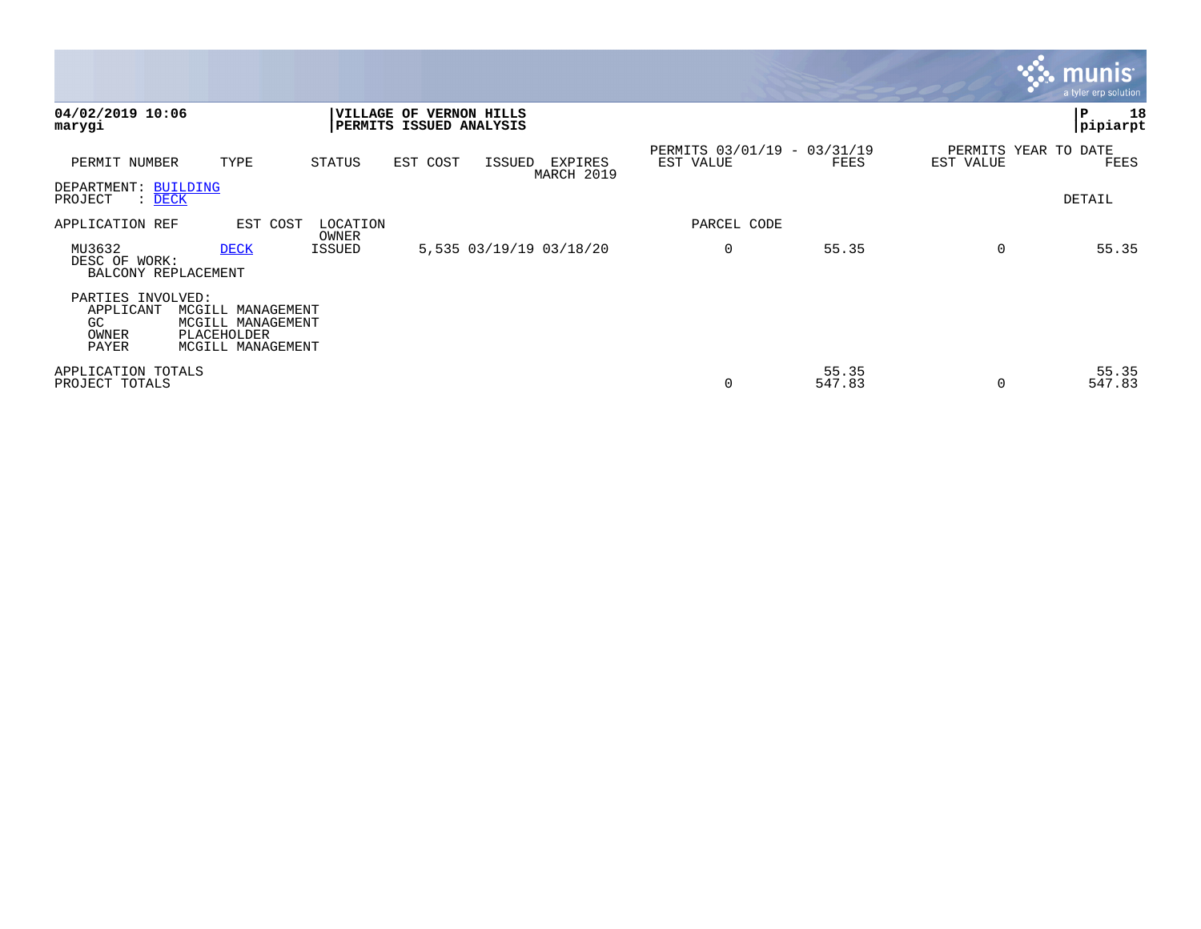**04/02/2019 10:06**
**marygi**

**VILLAGE OF VERNON HILLS**
**PERMITS ISSUED ANALYSIS**

**pipiarpt**

| PERMIT NUMBER | TYPE | STATUS | EST COST | ISSUED | EXPIRES | PERMITS 03/01/19 - 03/31/19 EST VALUE | FEES | PERMITS YEAR TO DATE EST VALUE | FEES |
|---|---|---|---|---|---|---|---|---|---|
| | | | | | MARCH 2019 | | | | |

DEPARTMENT: BUILDING
PROJECT : DECK

DETAIL

| APPLICATION REF | EST COST | LOCATION OWNER | | | PARCEL CODE | | | |
|---|---|---|---|---|---|---|---|---|
| MU3632 | DECK | ISSUED | 5,535 | 03/19/19 03/18/20 | 0 | 55.35 | 0 | 55.35 |

DESC OF WORK:
BALCONY REPLACEMENT

PARTIES INVOLVED:
APPLICANT MCGILL MANAGEMENT
GC MCGILL MANAGEMENT
OWNER PLACEHOLDER
PAYER MCGILL MANAGEMENT

| | EST VALUE | FEES | EST VALUE | FEES |
|---|---|---|---|---|
| APPLICATION TOTALS | | 55.35 | | 55.35 |
| PROJECT TOTALS | 0 | 547.83 | 0 | 547.83 |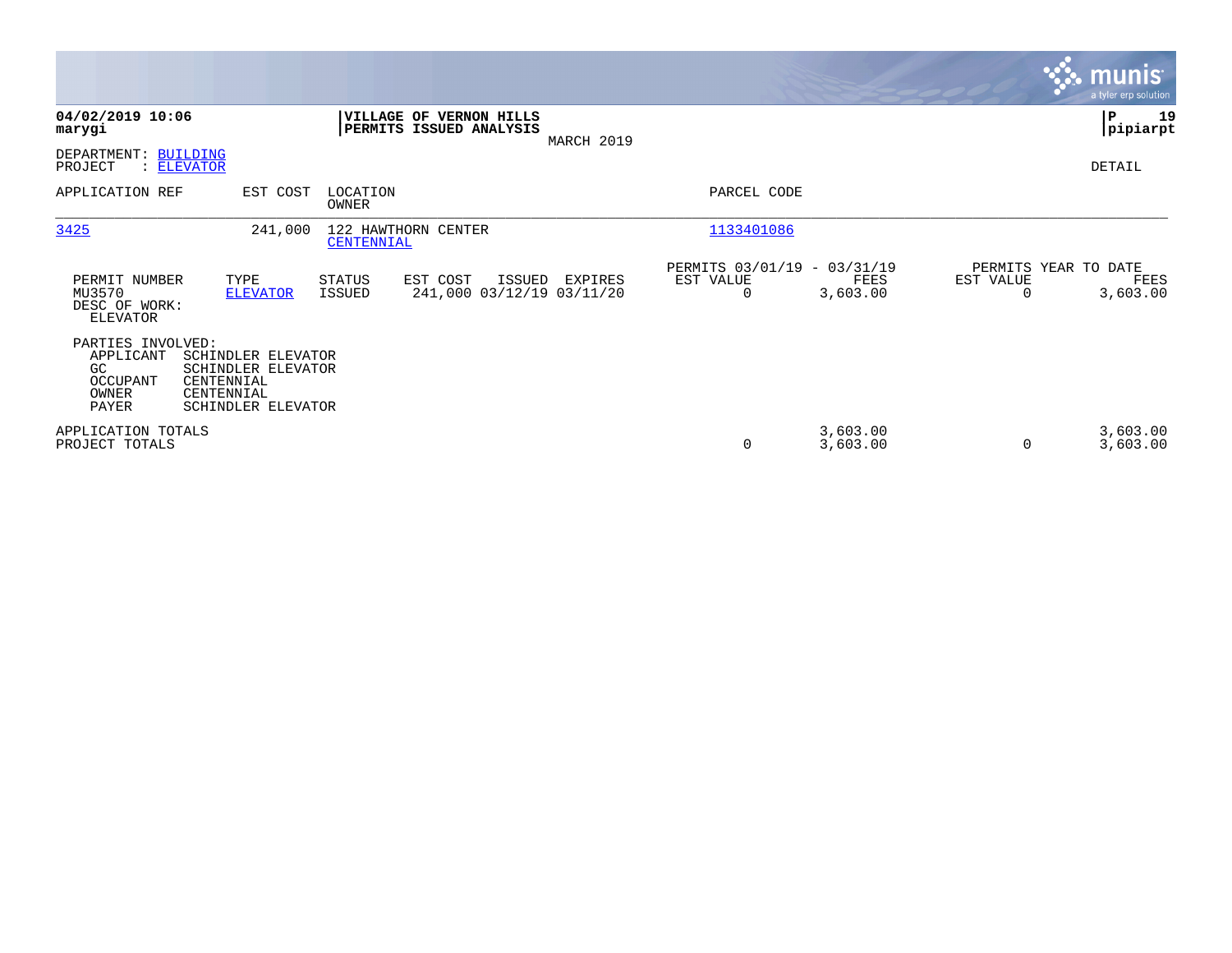**04/02/2019 10:06**
**marygi**

**VILLAGE OF VERNON HILLS**
**PERMITS ISSUED ANALYSIS**
MARCH 2019

**pipiarpt**

DEPARTMENT: BUILDING
PROJECT : ELEVATOR

DETAIL

| APPLICATION REF | EST COST | LOCATION / OWNER | PARCEL CODE |
|---|---|---|---|
| 3425 | 241,000 | 122 HAWTHORN CENTER / CENTENNIAL | 1133401086 |

| PERMIT NUMBER | TYPE | STATUS | EST COST | ISSUED | EXPIRES | PERMITS 03/01/19 - 03/31/19 EST VALUE | FEES | PERMITS YEAR TO DATE EST VALUE | FEES |
|---|---|---|---|---|---|---|---|---|---|
| MU3570 | ELEVATOR | ISSUED | 241,000 | 03/12/19 | 03/11/20 | 0 | 3,603.00 | 0 | 3,603.00 |

DESC OF WORK:
ELEVATOR

PARTIES INVOLVED:

| | |
|---|---|
| APPLICANT | SCHINDLER ELEVATOR |
| GC | SCHINDLER ELEVATOR |
| OCCUPANT | CENTENNIAL |
| OWNER | CENTENNIAL |
| PAYER | SCHINDLER ELEVATOR |

| | EST VALUE | FEES | EST VALUE | FEES |
|---|---|---|---|---|
| APPLICATION TOTALS | | 3,603.00 | | 3,603.00 |
| PROJECT TOTALS | 0 | 3,603.00 | 0 | 3,603.00 |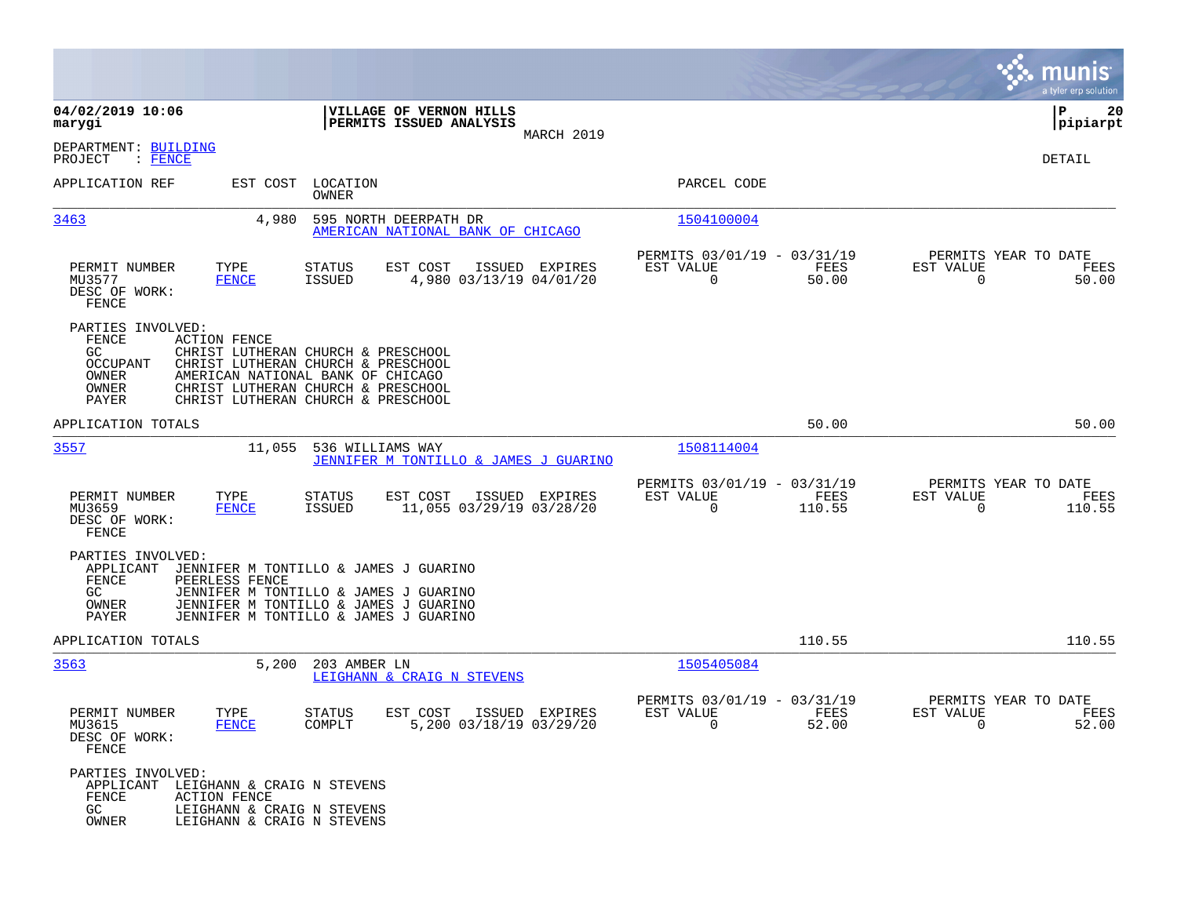**04/02/2019 10:06**
**marygi**

**VILLAGE OF VERNON HILLS**
**PERMITS ISSUED ANALYSIS**
MARCH 2019

**P 20**
**pipiarpt**

DEPARTMENT: BUILDING
PROJECT : FENCE

DETAIL

| APPLICATION REF | EST COST | LOCATION / OWNER | PARCEL CODE |
|---|---|---|---|

---

**3463** | 4,980 | 595 NORTH DEERPATH DR / AMERICAN NATIONAL BANK OF CHICAGO | 1504100004

| PERMIT NUMBER | TYPE | STATUS | EST COST | ISSUED | EXPIRES | PERMITS 03/01/19 - 03/31/19 EST VALUE | FEES | PERMITS YEAR TO DATE EST VALUE | FEES |
|---|---|---|---|---|---|---|---|---|---|
| MU3577 | FENCE | ISSUED | 4,980 | 03/13/19 | 04/01/20 | 0 | 50.00 | 0 | 50.00 |

DESC OF WORK:
FENCE

PARTIES INVOLVED:
- FENCE: ACTION FENCE
- GC: CHRIST LUTHERAN CHURCH & PRESCHOOL
- OCCUPANT: CHRIST LUTHERAN CHURCH & PRESCHOOL
- OWNER: AMERICAN NATIONAL BANK OF CHICAGO
- OWNER: CHRIST LUTHERAN CHURCH & PRESCHOOL
- PAYER: CHRIST LUTHERAN CHURCH & PRESCHOOL

APPLICATION TOTALS: 50.00 | 50.00

---

**3557** | 11,055 | 536 WILLIAMS WAY / JENNIFER M TONTILLO & JAMES J GUARINO | 1508114004

| PERMIT NUMBER | TYPE | STATUS | EST COST | ISSUED | EXPIRES | PERMITS 03/01/19 - 03/31/19 EST VALUE | FEES | PERMITS YEAR TO DATE EST VALUE | FEES |
|---|---|---|---|---|---|---|---|---|---|
| MU3659 | FENCE | ISSUED | 11,055 | 03/29/19 | 03/28/20 | 0 | 110.55 | 0 | 110.55 |

DESC OF WORK:
FENCE

PARTIES INVOLVED:
- APPLICANT: JENNIFER M TONTILLO & JAMES J GUARINO
- FENCE: PEERLESS FENCE
- GC: JENNIFER M TONTILLO & JAMES J GUARINO
- OWNER: JENNIFER M TONTILLO & JAMES J GUARINO
- PAYER: JENNIFER M TONTILLO & JAMES J GUARINO

APPLICATION TOTALS: 110.55 | 110.55

---

**3563** | 5,200 | 203 AMBER LN / LEIGHANN & CRAIG N STEVENS | 1505405084

| PERMIT NUMBER | TYPE | STATUS | EST COST | ISSUED | EXPIRES | PERMITS 03/01/19 - 03/31/19 EST VALUE | FEES | PERMITS YEAR TO DATE EST VALUE | FEES |
|---|---|---|---|---|---|---|---|---|---|
| MU3615 | FENCE | COMPLT | 5,200 | 03/18/19 | 03/29/20 | 0 | 52.00 | 0 | 52.00 |

DESC OF WORK:
FENCE

PARTIES INVOLVED:
- APPLICANT: LEIGHANN & CRAIG N STEVENS
- FENCE: ACTION FENCE
- GC: LEIGHANN & CRAIG N STEVENS
- OWNER: LEIGHANN & CRAIG N STEVENS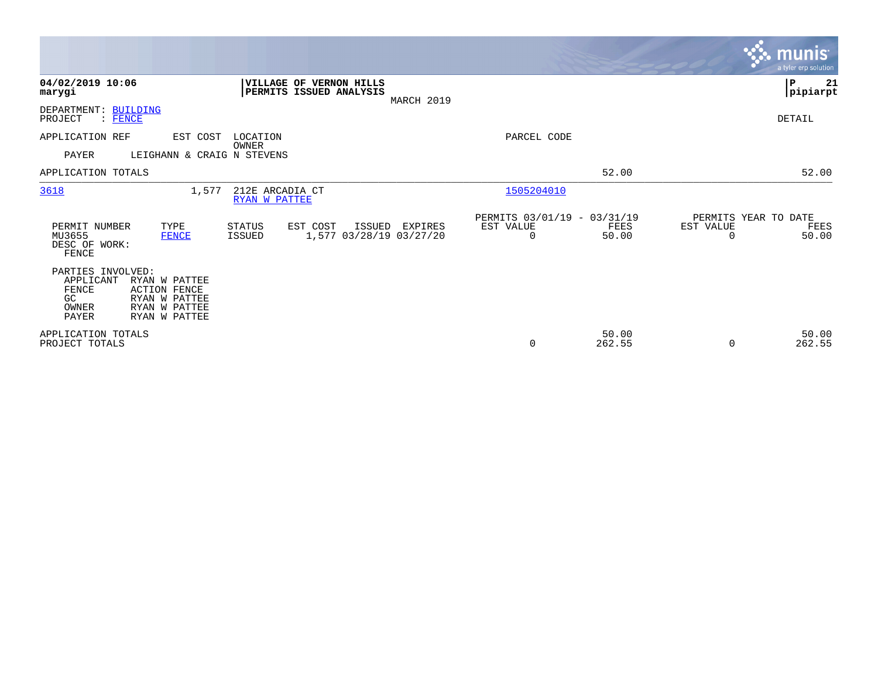**04/02/2019 10:06**
**marygi**

**VILLAGE OF VERNON HILLS**
**PERMITS ISSUED ANALYSIS**
MARCH 2019

**P 21**
**pipiarpt**

DEPARTMENT: BUILDING
PROJECT : FENCE

DETAIL

| APPLICATION REF | EST COST | LOCATION / OWNER | PARCEL CODE | | |
|---|---|---|---|---|---|
| PAYER | LEIGHANN & CRAIG N STEVENS | | | | |
| APPLICATION TOTALS | | | | 52.00 | 52.00 |
| 3618 | 1,577 | 212E ARCADIA CT / RYAN W PATTEE | 1505204010 | | |

| PERMIT NUMBER | TYPE | STATUS | EST COST | ISSUED | EXPIRES | PERMITS 03/01/19 - 03/31/19 EST VALUE | FEES | PERMITS YEAR TO DATE EST VALUE | FEES |
|---|---|---|---|---|---|---|---|---|---|
| MU3655 | FENCE | ISSUED | 1,577 | 03/28/19 | 03/27/20 | 0 | 50.00 | 0 | 50.00 |

DESC OF WORK:
FENCE

PARTIES INVOLVED:

| | |
|---|---|
| APPLICANT | RYAN W PATTEE |
| FENCE | ACTION FENCE |
| GC | RYAN W PATTEE |
| OWNER | RYAN W PATTEE |
| PAYER | RYAN W PATTEE |

| | EST VALUE | FEES | EST VALUE | FEES |
|---|---|---|---|---|
| APPLICATION TOTALS | | 50.00 | | 50.00 |
| PROJECT TOTALS | 0 | 262.55 | 0 | 262.55 |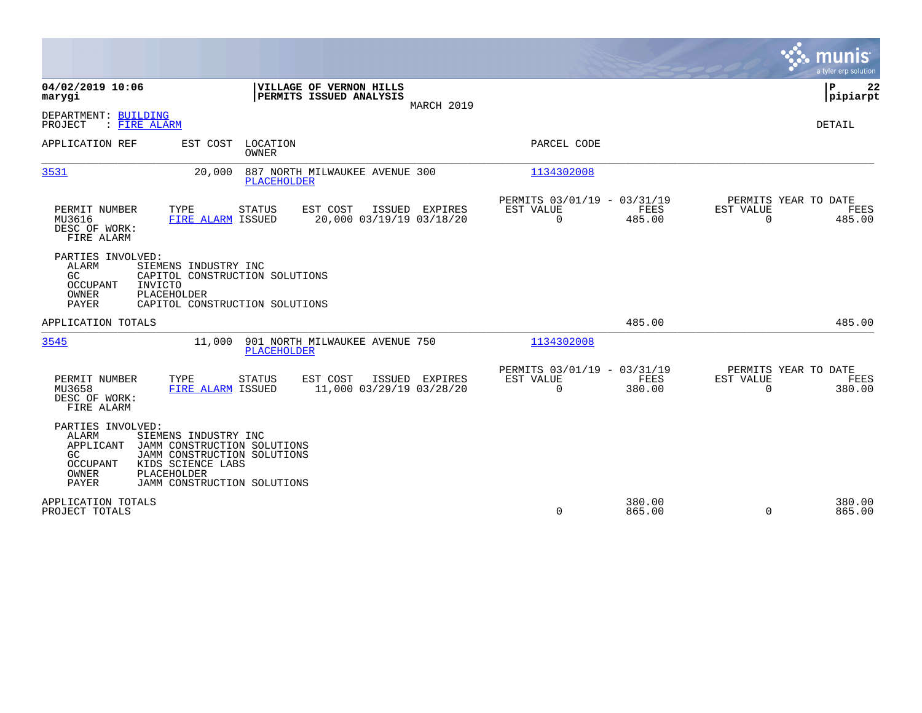**04/02/2019 10:06**
**marygi**

**VILLAGE OF VERNON HILLS**
**PERMITS ISSUED ANALYSIS**
MARCH 2019

**P 22**
**pipiarpt**

DEPARTMENT: BUILDING
PROJECT : FIRE ALARM

DETAIL

| APPLICATION REF | EST COST | LOCATION / OWNER | PARCEL CODE |
|---|---|---|---|
| 3531 | 20,000 | 887 NORTH MILWAUKEE AVENUE 300 / PLACEHOLDER | 1134302008 |

| PERMIT NUMBER | TYPE | STATUS | EST COST | ISSUED | EXPIRES | PERMITS 03/01/19 - 03/31/19 EST VALUE | FEES | PERMITS YEAR TO DATE EST VALUE | FEES |
|---|---|---|---|---|---|---|---|---|---|
| MU3616 | FIRE ALARM | ISSUED | 20,000 | 03/19/19 | 03/18/20 | 0 | 485.00 | 0 | 485.00 |

DESC OF WORK:
FIRE ALARM

PARTIES INVOLVED:
- ALARM SIEMENS INDUSTRY INC
- GC CAPITOL CONSTRUCTION SOLUTIONS
- OCCUPANT INVICTO
- OWNER PLACEHOLDER
- PAYER CAPITOL CONSTRUCTION SOLUTIONS

APPLICATION TOTALS: 485.00 | 485.00

| APPLICATION REF | EST COST | LOCATION / OWNER | PARCEL CODE |
|---|---|---|---|
| 3545 | 11,000 | 901 NORTH MILWAUKEE AVENUE 750 / PLACEHOLDER | 1134302008 |

| PERMIT NUMBER | TYPE | STATUS | EST COST | ISSUED | EXPIRES | PERMITS 03/01/19 - 03/31/19 EST VALUE | FEES | PERMITS YEAR TO DATE EST VALUE | FEES |
|---|---|---|---|---|---|---|---|---|---|
| MU3658 | FIRE ALARM | ISSUED | 11,000 | 03/29/19 | 03/28/20 | 0 | 380.00 | 0 | 380.00 |

DESC OF WORK:
FIRE ALARM

PARTIES INVOLVED:
- ALARM SIEMENS INDUSTRY INC
- APPLICANT JAMM CONSTRUCTION SOLUTIONS
- GC JAMM CONSTRUCTION SOLUTIONS
- OCCUPANT KIDS SCIENCE LABS
- OWNER PLACEHOLDER
- PAYER JAMM CONSTRUCTION SOLUTIONS

| | EST VALUE | FEES | EST VALUE | FEES |
|---|---|---|---|---|
| APPLICATION TOTALS | | 380.00 | | 380.00 |
| PROJECT TOTALS | 0 | 865.00 | 0 | 865.00 |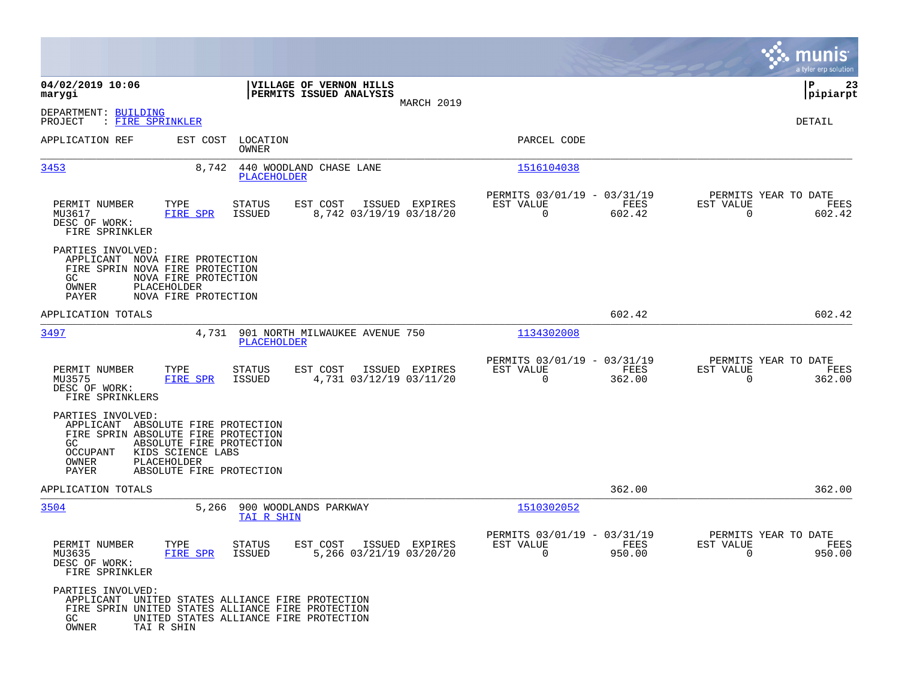**04/02/2019 10:06**
**marygi**

**VILLAGE OF VERNON HILLS**
**PERMITS ISSUED ANALYSIS**
MARCH 2019

**pipiarpt**

DEPARTMENT: BUILDING
PROJECT : FIRE SPRINKLER

DETAIL

| APPLICATION REF | EST COST | LOCATION / OWNER | PARCEL CODE |
|---|---|---|---|
| 3453 | 8,742 | 440 WOODLAND CHASE LANE / PLACEHOLDER | 1516104038 |

| PERMIT NUMBER | TYPE | STATUS | EST COST | ISSUED | EXPIRES | PERMITS 03/01/19 - 03/31/19 EST VALUE | FEES | PERMITS YEAR TO DATE EST VALUE | FEES |
|---|---|---|---|---|---|---|---|---|---|
| MU3617 | FIRE SPR | ISSUED | 8,742 | 03/19/19 | 03/18/20 | 0 | 602.42 | 0 | 602.42 |

DESC OF WORK:
FIRE SPRINKLER

PARTIES INVOLVED:
- APPLICANT NOVA FIRE PROTECTION
- FIRE SPRIN NOVA FIRE PROTECTION
- GC NOVA FIRE PROTECTION
- OWNER PLACEHOLDER
- PAYER NOVA FIRE PROTECTION

APPLICATION TOTALS 602.42 602.42

| APPLICATION REF | EST COST | LOCATION / OWNER | PARCEL CODE |
|---|---|---|---|
| 3497 | 4,731 | 901 NORTH MILWAUKEE AVENUE 750 / PLACEHOLDER | 1134302008 |

| PERMIT NUMBER | TYPE | STATUS | EST COST | ISSUED | EXPIRES | PERMITS 03/01/19 - 03/31/19 EST VALUE | FEES | PERMITS YEAR TO DATE EST VALUE | FEES |
|---|---|---|---|---|---|---|---|---|---|
| MU3575 | FIRE SPR | ISSUED | 4,731 | 03/12/19 | 03/11/20 | 0 | 362.00 | 0 | 362.00 |

DESC OF WORK:
FIRE SPRINKLERS

PARTIES INVOLVED:
- APPLICANT ABSOLUTE FIRE PROTECTION
- FIRE SPRIN ABSOLUTE FIRE PROTECTION
- GC ABSOLUTE FIRE PROTECTION
- OCCUPANT KIDS SCIENCE LABS
- OWNER PLACEHOLDER
- PAYER ABSOLUTE FIRE PROTECTION

APPLICATION TOTALS 362.00 362.00

| APPLICATION REF | EST COST | LOCATION / OWNER | PARCEL CODE |
|---|---|---|---|
| 3504 | 5,266 | 900 WOODLANDS PARKWAY / TAI R SHIN | 1510302052 |

| PERMIT NUMBER | TYPE | STATUS | EST COST | ISSUED | EXPIRES | PERMITS 03/01/19 - 03/31/19 EST VALUE | FEES | PERMITS YEAR TO DATE EST VALUE | FEES |
|---|---|---|---|---|---|---|---|---|---|
| MU3635 | FIRE SPR | ISSUED | 5,266 | 03/21/19 | 03/20/20 | 0 | 950.00 | 0 | 950.00 |

DESC OF WORK:
FIRE SPRINKLER

PARTIES INVOLVED:
- APPLICANT UNITED STATES ALLIANCE FIRE PROTECTION
- FIRE SPRIN UNITED STATES ALLIANCE FIRE PROTECTION
- GC UNITED STATES ALLIANCE FIRE PROTECTION
- OWNER TAI R SHIN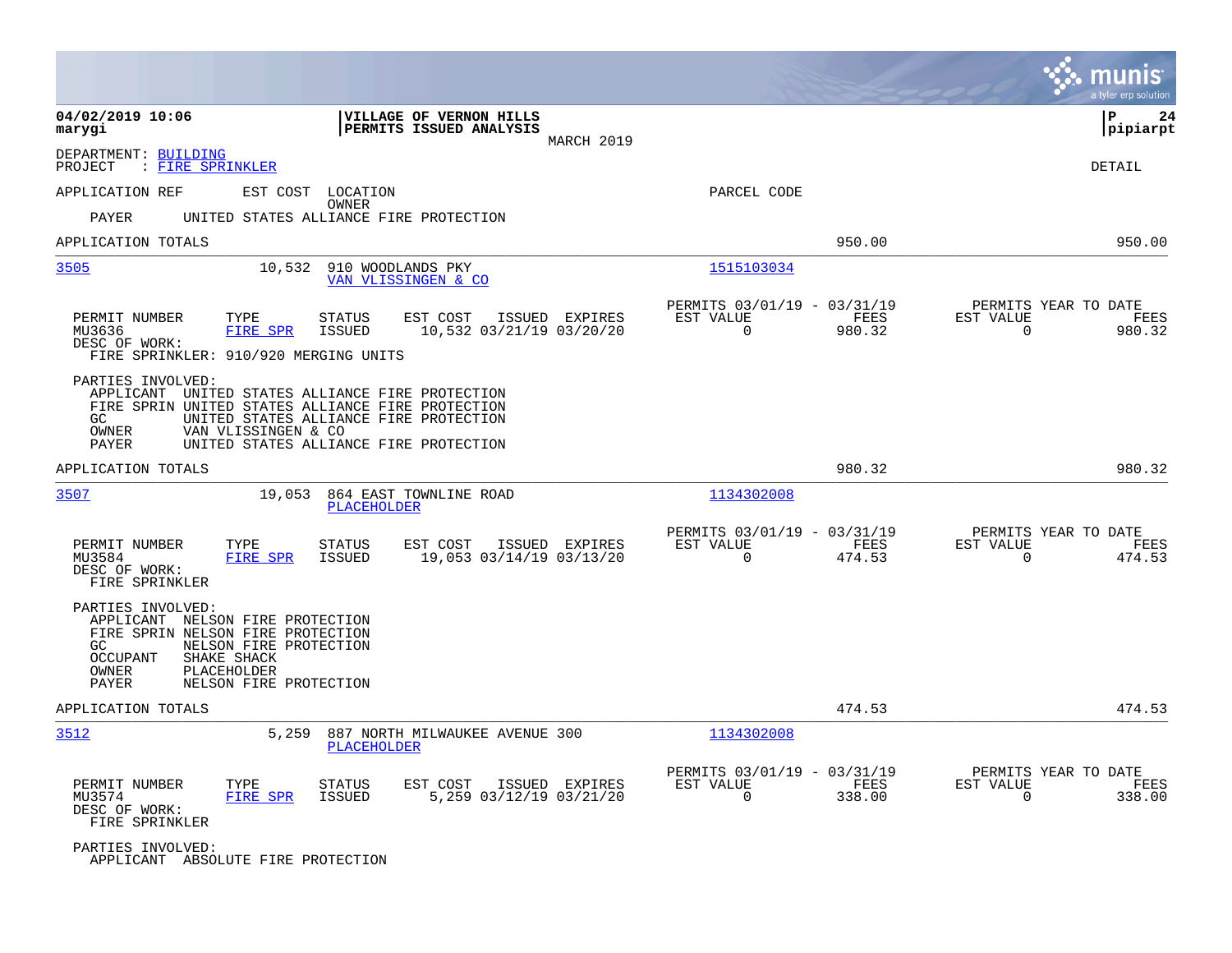**04/02/2019 10:06**
**marygi**

**VILLAGE OF VERNON HILLS**
**PERMITS ISSUED ANALYSIS**
MARCH 2019

**P 24**
**pipiarpt**

DEPARTMENT: BUILDING
PROJECT : FIRE SPRINKLER

DETAIL

APPLICATION REF | EST COST | LOCATION / OWNER | PARCEL CODE

PAYER UNITED STATES ALLIANCE FIRE PROTECTION

APPLICATION TOTALS 950.00 950.00

---

**3505** 10,532 910 WOODLANDS PKY — VAN VLISSINGEN & CO — 1515103034

| PERMIT NUMBER | TYPE | STATUS | EST COST | ISSUED | EXPIRES | PERMITS 03/01/19 - 03/31/19 EST VALUE | FEES | PERMITS YEAR TO DATE EST VALUE | FEES |
|---|---|---|---|---|---|---|---|---|---|
| MU3636 | FIRE SPR | ISSUED | 10,532 | 03/21/19 | 03/20/20 | 0 | 980.32 | 0 | 980.32 |

DESC OF WORK:
FIRE SPRINKLER: 910/920 MERGING UNITS

PARTIES INVOLVED:
- APPLICANT UNITED STATES ALLIANCE FIRE PROTECTION
- FIRE SPRIN UNITED STATES ALLIANCE FIRE PROTECTION
- GC UNITED STATES ALLIANCE FIRE PROTECTION
- OWNER VAN VLISSINGEN & CO
- PAYER UNITED STATES ALLIANCE FIRE PROTECTION

APPLICATION TOTALS 980.32 980.32

---

**3507** 19,053 864 EAST TOWNLINE ROAD — PLACEHOLDER — 1134302008

| PERMIT NUMBER | TYPE | STATUS | EST COST | ISSUED | EXPIRES | PERMITS 03/01/19 - 03/31/19 EST VALUE | FEES | PERMITS YEAR TO DATE EST VALUE | FEES |
|---|---|---|---|---|---|---|---|---|---|
| MU3584 | FIRE SPR | ISSUED | 19,053 | 03/14/19 | 03/13/20 | 0 | 474.53 | 0 | 474.53 |

DESC OF WORK:
FIRE SPRINKLER

PARTIES INVOLVED:
- APPLICANT NELSON FIRE PROTECTION
- FIRE SPRIN NELSON FIRE PROTECTION
- GC NELSON FIRE PROTECTION
- OCCUPANT SHAKE SHACK
- OWNER PLACEHOLDER
- PAYER NELSON FIRE PROTECTION

APPLICATION TOTALS 474.53 474.53

---

**3512** 5,259 887 NORTH MILWAUKEE AVENUE 300 — PLACEHOLDER — 1134302008

| PERMIT NUMBER | TYPE | STATUS | EST COST | ISSUED | EXPIRES | PERMITS 03/01/19 - 03/31/19 EST VALUE | FEES | PERMITS YEAR TO DATE EST VALUE | FEES |
|---|---|---|---|---|---|---|---|---|---|
| MU3574 | FIRE SPR | ISSUED | 5,259 | 03/12/19 | 03/21/20 | 0 | 338.00 | 0 | 338.00 |

DESC OF WORK:
FIRE SPRINKLER

PARTIES INVOLVED:
- APPLICANT ABSOLUTE FIRE PROTECTION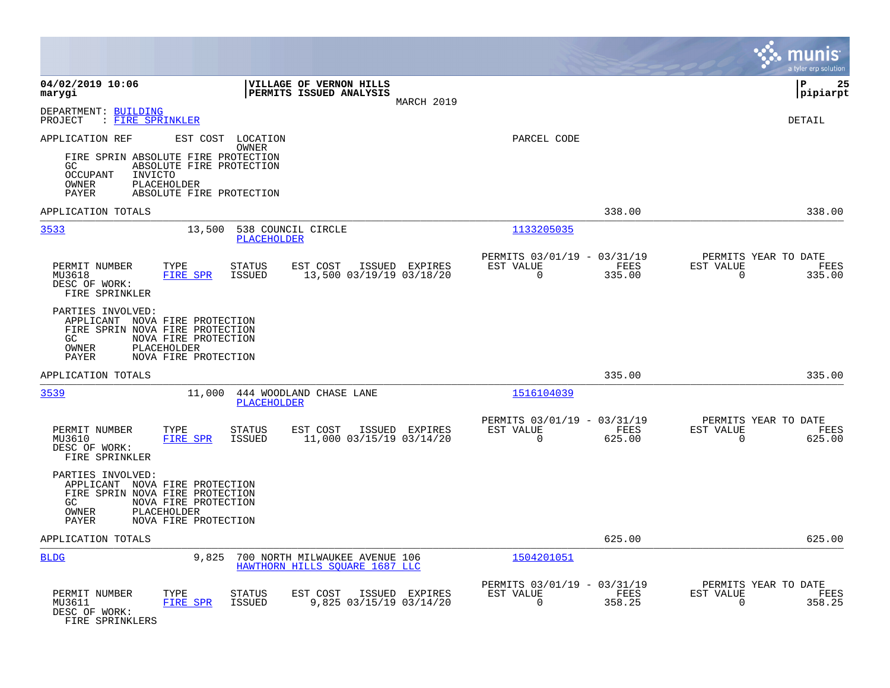**04/02/2019 10:06** — **VILLAGE OF VERNON HILLS** — **P 25**
**marygi** — **PERMITS ISSUED ANALYSIS** — **pipiarpt**
MARCH 2019

DEPARTMENT: BUILDING
PROJECT : FIRE SPRINKLER

DETAIL

APPLICATION REF EST COST LOCATION / OWNER — PARCEL CODE

FIRE SPRIN ABSOLUTE FIRE PROTECTION
GC ABSOLUTE FIRE PROTECTION
OCCUPANT INVICTO
OWNER PLACEHOLDER
PAYER ABSOLUTE FIRE PROTECTION

APPLICATION TOTALS 338.00 338.00

---

**3533** — 13,500 — 538 COUNCIL CIRCLE — PLACEHOLDER — 1133205035

| PERMIT NUMBER | TYPE | STATUS | EST COST | ISSUED | EXPIRES | PERMITS 03/01/19 - 03/31/19 EST VALUE | FEES | PERMITS YEAR TO DATE EST VALUE | FEES |
|---|---|---|---|---|---|---|---|---|---|
| MU3618 | FIRE SPR | ISSUED | 13,500 | 03/19/19 | 03/18/20 | 0 | 335.00 | 0 | 335.00 |

DESC OF WORK:
FIRE SPRINKLER

PARTIES INVOLVED:
APPLICANT NOVA FIRE PROTECTION
FIRE SPRIN NOVA FIRE PROTECTION
GC NOVA FIRE PROTECTION
OWNER PLACEHOLDER
PAYER NOVA FIRE PROTECTION

APPLICATION TOTALS 335.00 335.00

---

**3539** — 11,000 — 444 WOODLAND CHASE LANE — PLACEHOLDER — 1516104039

| PERMIT NUMBER | TYPE | STATUS | EST COST | ISSUED | EXPIRES | PERMITS 03/01/19 - 03/31/19 EST VALUE | FEES | PERMITS YEAR TO DATE EST VALUE | FEES |
|---|---|---|---|---|---|---|---|---|---|
| MU3610 | FIRE SPR | ISSUED | 11,000 | 03/15/19 | 03/14/20 | 0 | 625.00 | 0 | 625.00 |

DESC OF WORK:
FIRE SPRINKLER

PARTIES INVOLVED:
APPLICANT NOVA FIRE PROTECTION
FIRE SPRIN NOVA FIRE PROTECTION
GC NOVA FIRE PROTECTION
OWNER PLACEHOLDER
PAYER NOVA FIRE PROTECTION

APPLICATION TOTALS 625.00 625.00

---

**BLDG** — 9,825 — 700 NORTH MILWAUKEE AVENUE 106 — HAWTHORN HILLS SQUARE 1687 LLC — 1504201051

| PERMIT NUMBER | TYPE | STATUS | EST COST | ISSUED | EXPIRES | PERMITS 03/01/19 - 03/31/19 EST VALUE | FEES | PERMITS YEAR TO DATE EST VALUE | FEES |
|---|---|---|---|---|---|---|---|---|---|
| MU3611 | FIRE SPR | ISSUED | 9,825 | 03/15/19 | 03/14/20 | 0 | 358.25 | 0 | 358.25 |

DESC OF WORK:
FIRE SPRINKLERS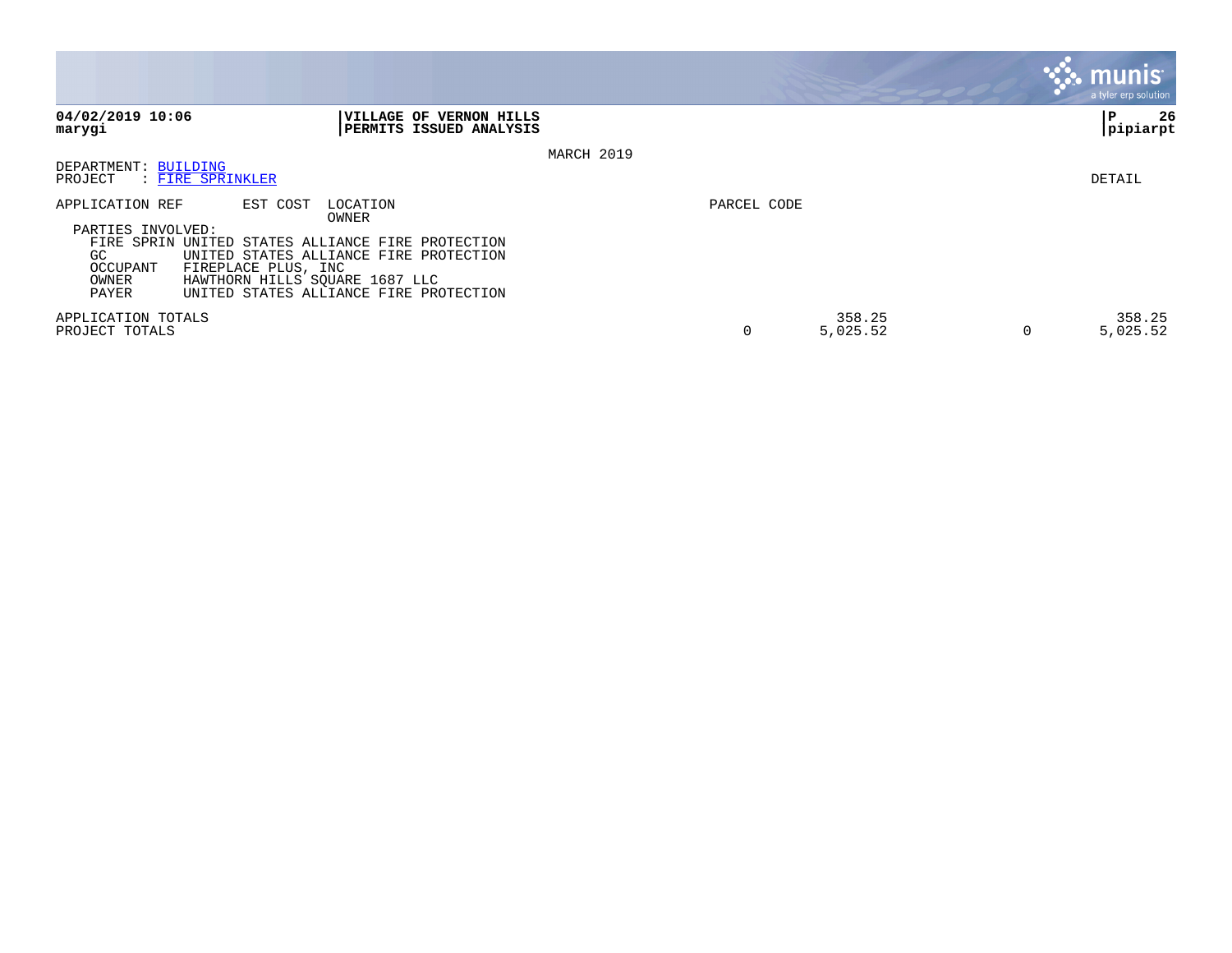**04/02/2019 10:06**
**marygi**

**VILLAGE OF VERNON HILLS**
**PERMITS ISSUED ANALYSIS**

MARCH 2019

DEPARTMENT: BUILDING
PROJECT : FIRE SPRINKLER

DETAIL

| APPLICATION REF | EST COST | LOCATION / OWNER | PARCEL CODE | | | |
|---|---|---|---|---|---|---|

PARTIES INVOLVED:

| Role | Party |
|---|---|
| FIRE SPRIN | UNITED STATES ALLIANCE FIRE PROTECTION |
| GC | UNITED STATES ALLIANCE FIRE PROTECTION |
| OCCUPANT | FIREPLACE PLUS, INC |
| OWNER | HAWTHORN HILLS SQUARE 1687 LLC |
| PAYER | UNITED STATES ALLIANCE FIRE PROTECTION |

| | | | | |
|---|---|---|---|---|
| APPLICATION TOTALS | | 358.25 | | 358.25 |
| PROJECT TOTALS | 0 | 5,025.52 | 0 | 5,025.52 |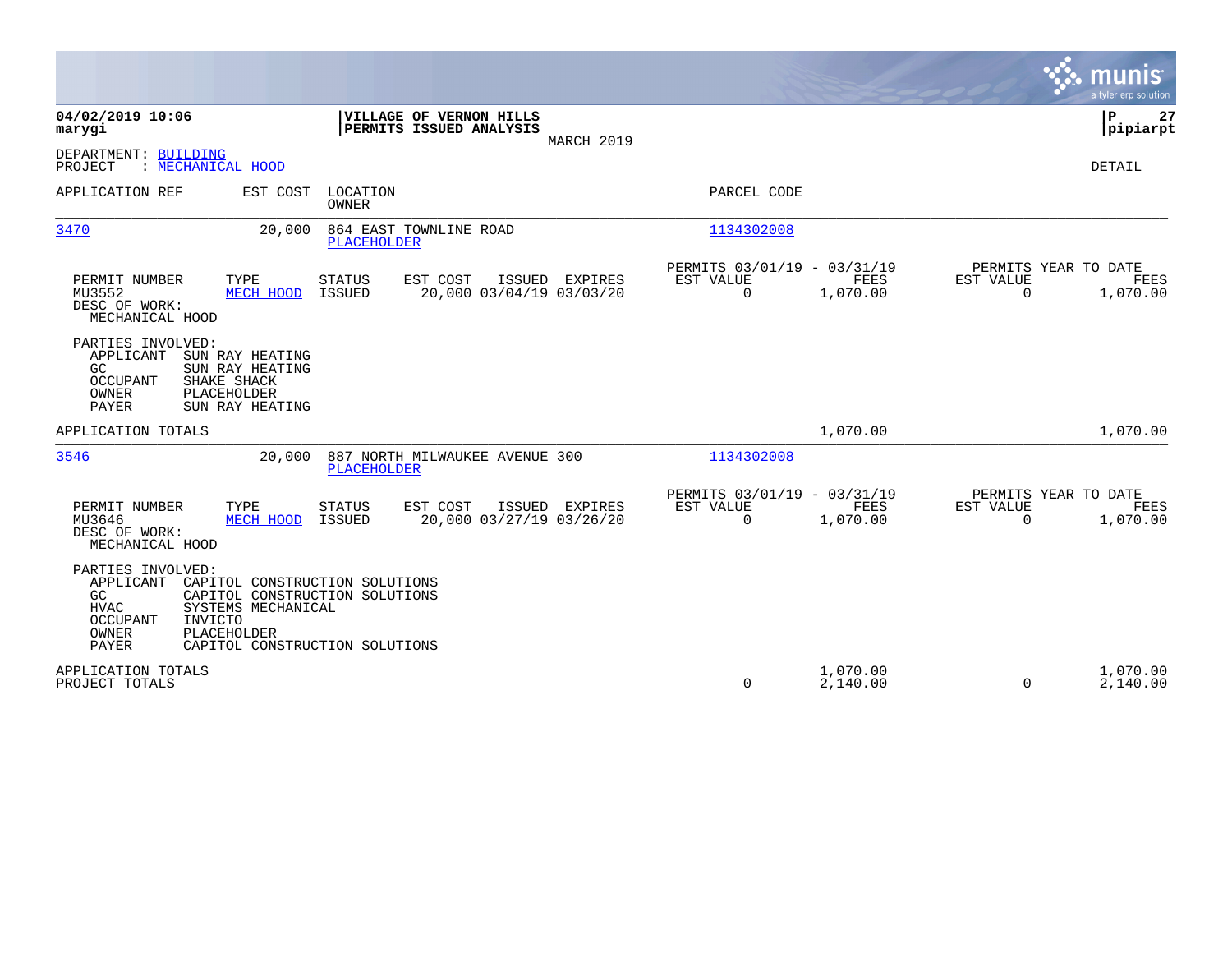**04/02/2019 10:06**
**marygi**

**VILLAGE OF VERNON HILLS**
**PERMITS ISSUED ANALYSIS**
MARCH 2019

**P 27**
**pipiarpt**

DEPARTMENT: BUILDING
PROJECT : MECHANICAL HOOD

DETAIL

| APPLICATION REF | EST COST | LOCATION / OWNER | PARCEL CODE |
|---|---|---|---|
| 3470 | 20,000 | 864 EAST TOWNLINE ROAD / PLACEHOLDER | 1134302008 |

| PERMIT NUMBER | TYPE | STATUS | EST COST | ISSUED | EXPIRES | PERMITS 03/01/19 - 03/31/19 EST VALUE | FEES | PERMITS YEAR TO DATE EST VALUE | FEES |
|---|---|---|---|---|---|---|---|---|---|
| MU3552 | MECH HOOD | ISSUED | 20,000 | 03/04/19 | 03/03/20 | 0 | 1,070.00 | 0 | 1,070.00 |

DESC OF WORK:
MECHANICAL HOOD

PARTIES INVOLVED:

| | |
|---|---|
| APPLICANT | SUN RAY HEATING |
| GC | SUN RAY HEATING |
| OCCUPANT | SHAKE SHACK |
| OWNER | PLACEHOLDER |
| PAYER | SUN RAY HEATING |

APPLICATION TOTALS — FEES 1,070.00 — YTD FEES 1,070.00

| APPLICATION REF | EST COST | LOCATION / OWNER | PARCEL CODE |
|---|---|---|---|
| 3546 | 20,000 | 887 NORTH MILWAUKEE AVENUE 300 / PLACEHOLDER | 1134302008 |

| PERMIT NUMBER | TYPE | STATUS | EST COST | ISSUED | EXPIRES | PERMITS 03/01/19 - 03/31/19 EST VALUE | FEES | PERMITS YEAR TO DATE EST VALUE | FEES |
|---|---|---|---|---|---|---|---|---|---|
| MU3646 | MECH HOOD | ISSUED | 20,000 | 03/27/19 | 03/26/20 | 0 | 1,070.00 | 0 | 1,070.00 |

DESC OF WORK:
MECHANICAL HOOD

PARTIES INVOLVED:

| | |
|---|---|
| APPLICANT | CAPITOL CONSTRUCTION SOLUTIONS |
| GC | CAPITOL CONSTRUCTION SOLUTIONS |
| HVAC | SYSTEMS MECHANICAL |
| OCCUPANT | INVICTO |
| OWNER | PLACEHOLDER |
| PAYER | CAPITOL CONSTRUCTION SOLUTIONS |

| | EST VALUE | FEES | YTD EST VALUE | YTD FEES |
|---|---|---|---|---|
| APPLICATION TOTALS | | 1,070.00 | | 1,070.00 |
| PROJECT TOTALS | 0 | 2,140.00 | 0 | 2,140.00 |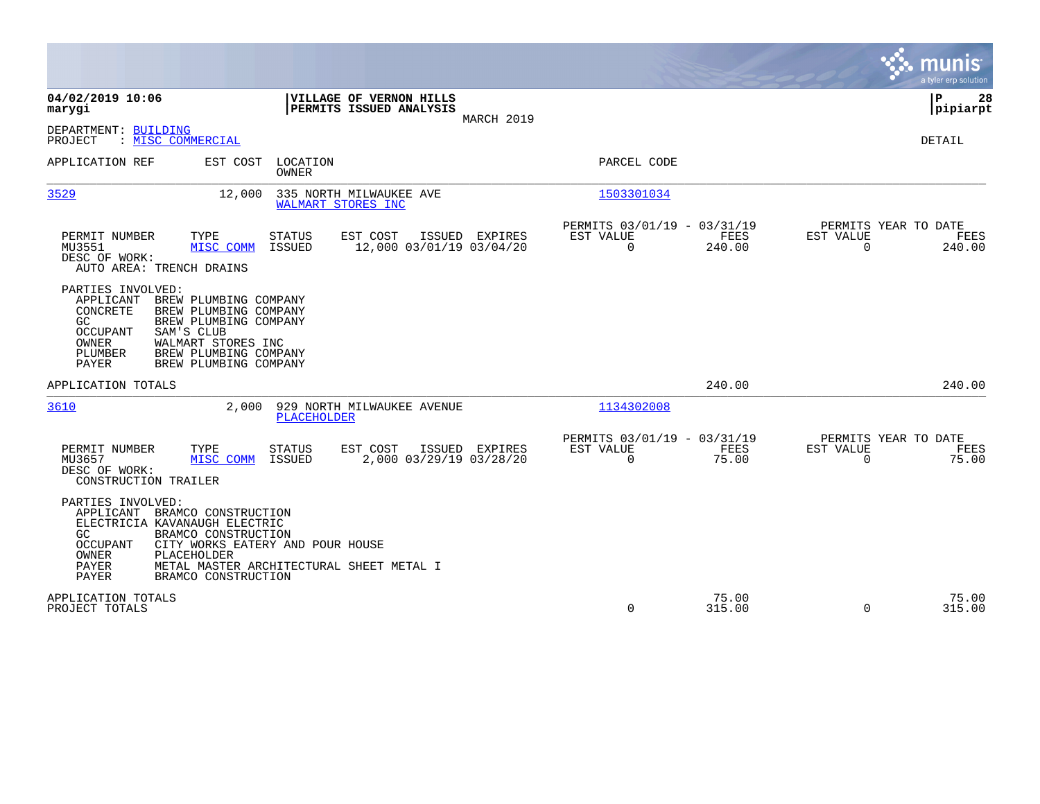**04/02/2019 10:06**
**marygi**

**VILLAGE OF VERNON HILLS**
**PERMITS ISSUED ANALYSIS**
MARCH 2019

**P 28**
**pipiarpt**

DEPARTMENT: BUILDING
PROJECT : MISC COMMERCIAL

DETAIL

| APPLICATION REF | EST COST | LOCATION / OWNER | PARCEL CODE |
|---|---|---|---|
| 3529 | 12,000 | 335 NORTH MILWAUKEE AVE / WALMART STORES INC | 1503301034 |

| PERMIT NUMBER | TYPE | STATUS | EST COST | ISSUED | EXPIRES | PERMITS 03/01/19 - 03/31/19 EST VALUE | FEES | PERMITS YEAR TO DATE EST VALUE | FEES |
|---|---|---|---|---|---|---|---|---|---|
| MU3551 | MISC COMM | ISSUED | 12,000 | 03/01/19 | 03/04/20 | 0 | 240.00 | 0 | 240.00 |

DESC OF WORK:
AUTO AREA: TRENCH DRAINS

PARTIES INVOLVED:

| | |
|---|---|
| APPLICANT | BREW PLUMBING COMPANY |
| CONCRETE | BREW PLUMBING COMPANY |
| GC | BREW PLUMBING COMPANY |
| OCCUPANT | SAM'S CLUB |
| OWNER | WALMART STORES INC |
| PLUMBER | BREW PLUMBING COMPANY |
| PAYER | BREW PLUMBING COMPANY |

APPLICATION TOTALS — 240.00 — 240.00

| APPLICATION REF | EST COST | LOCATION / OWNER | PARCEL CODE |
|---|---|---|---|
| 3610 | 2,000 | 929 NORTH MILWAUKEE AVENUE / PLACEHOLDER | 1134302008 |

| PERMIT NUMBER | TYPE | STATUS | EST COST | ISSUED | EXPIRES | PERMITS 03/01/19 - 03/31/19 EST VALUE | FEES | PERMITS YEAR TO DATE EST VALUE | FEES |
|---|---|---|---|---|---|---|---|---|---|
| MU3657 | MISC COMM | ISSUED | 2,000 | 03/29/19 | 03/28/20 | 0 | 75.00 | 0 | 75.00 |

DESC OF WORK:
CONSTRUCTION TRAILER

PARTIES INVOLVED:

| | |
|---|---|
| APPLICANT | BRAMCO CONSTRUCTION |
| ELECTRICIA | KAVANAUGH ELECTRIC |
| GC | BRAMCO CONSTRUCTION |
| OCCUPANT | CITY WORKS EATERY AND POUR HOUSE |
| OWNER | PLACEHOLDER |
| PAYER | METAL MASTER ARCHITECTURAL SHEET METAL I |
| PAYER | BRAMCO CONSTRUCTION |

| | EST VALUE | FEES | YTD EST VALUE | YTD FEES |
|---|---|---|---|---|
| APPLICATION TOTALS | | 75.00 | | 75.00 |
| PROJECT TOTALS | 0 | 315.00 | 0 | 315.00 |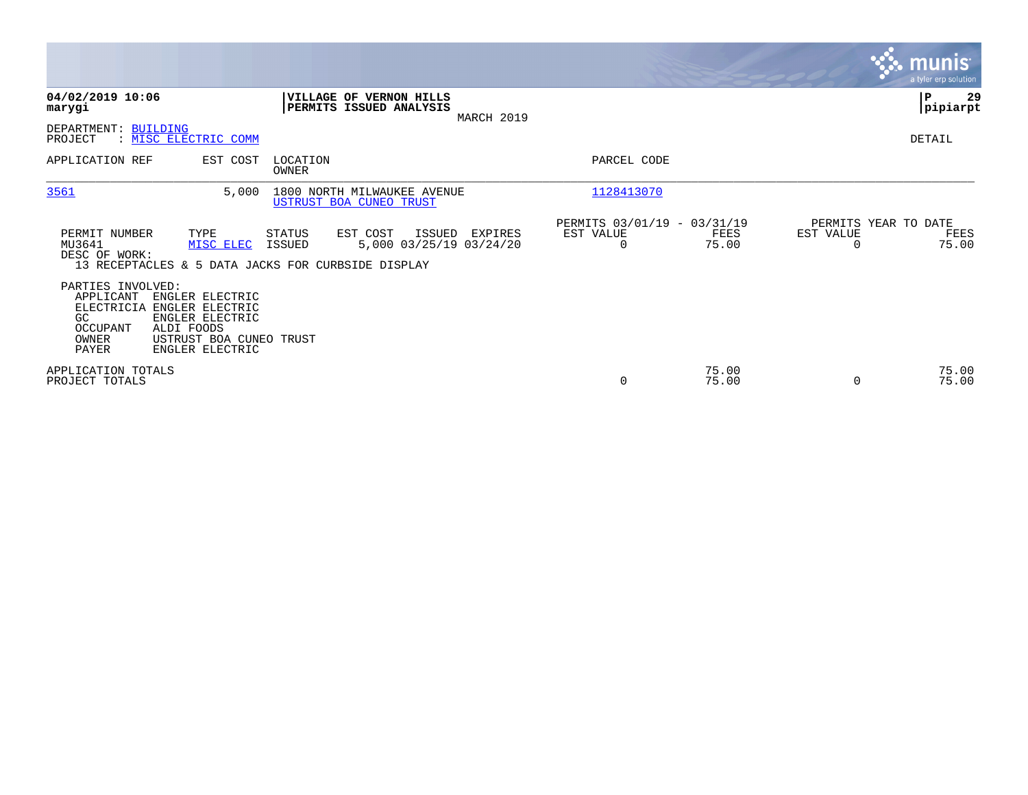**04/02/2019 10:06**
**marygi**

**VILLAGE OF VERNON HILLS**
**PERMITS ISSUED ANALYSIS**
MARCH 2019

**P 29**
**pipiarpt**

DEPARTMENT: BUILDING
PROJECT : MISC ELECTRIC COMM

DETAIL

| APPLICATION REF | EST COST | LOCATION / OWNER | PARCEL CODE |
|---|---|---|---|
| 3561 | 5,000 | 1800 NORTH MILWAUKEE AVENUE / USTRUST BOA CUNEO TRUST | 1128413070 |

| PERMIT NUMBER | TYPE | STATUS | EST COST | ISSUED | EXPIRES | PERMITS 03/01/19 - 03/31/19 EST VALUE | FEES | PERMITS YEAR TO DATE EST VALUE | FEES |
|---|---|---|---|---|---|---|---|---|---|
| MU3641 | MISC ELEC | ISSUED | 5,000 | 03/25/19 | 03/24/20 | 0 | 75.00 | 0 | 75.00 |

DESC OF WORK:
13 RECEPTACLES & 5 DATA JACKS FOR CURBSIDE DISPLAY

PARTIES INVOLVED:

| | |
|---|---|
| APPLICANT | ENGLER ELECTRIC |
| ELECTRICIA | ENGLER ELECTRIC |
| GC | ENGLER ELECTRIC |
| OCCUPANT | ALDI FOODS |
| OWNER | USTRUST BOA CUNEO TRUST |
| PAYER | ENGLER ELECTRIC |

| | EST VALUE | FEES | YTD EST VALUE | YTD FEES |
|---|---|---|---|---|
| APPLICATION TOTALS | | 75.00 | | 75.00 |
| PROJECT TOTALS | 0 | 75.00 | 0 | 75.00 |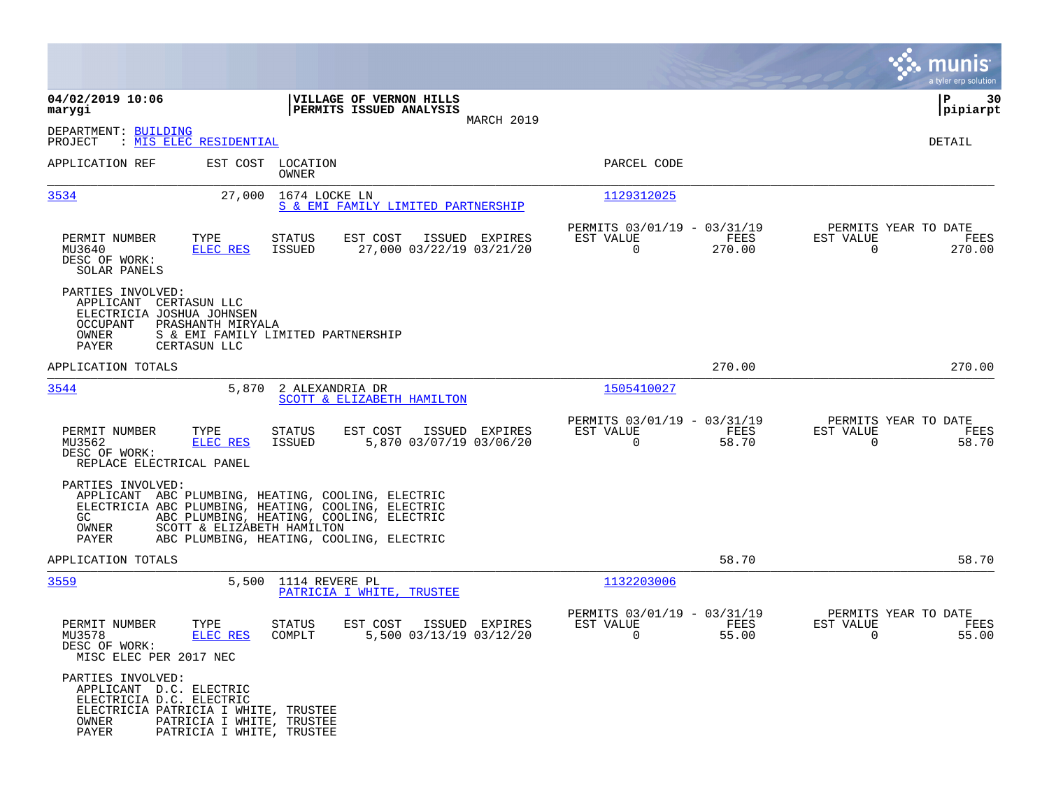**04/02/2019 10:06** | **VILLAGE OF VERNON HILLS** | **P 30**
**marygi** | **PERMITS ISSUED ANALYSIS** | **pipiarpt**

MARCH 2019

DEPARTMENT: BUILDING
PROJECT : MIS ELEC RESIDENTIAL

DETAIL

| APPLICATION REF | EST COST | LOCATION / OWNER | PARCEL CODE |
|---|---|---|---|
| 3534 | 27,000 | 1674 LOCKE LN / S & EMI FAMILY LIMITED PARTNERSHIP | 1129312025 |

| PERMIT NUMBER | TYPE | STATUS | EST COST | ISSUED | EXPIRES | PERMITS 03/01/19 - 03/31/19 EST VALUE | FEES | PERMITS YEAR TO DATE EST VALUE | FEES |
|---|---|---|---|---|---|---|---|---|---|
| MU3640 | ELEC RES | ISSUED | 27,000 | 03/22/19 | 03/21/20 | 0 | 270.00 | 0 | 270.00 |

DESC OF WORK:
SOLAR PANELS

PARTIES INVOLVED:
- APPLICANT CERTASUN LLC
- ELECTRICIA JOSHUA JOHNSEN
- OCCUPANT PRASHANTH MIRYALA
- OWNER S & EMI FAMILY LIMITED PARTNERSHIP
- PAYER CERTASUN LLC

APPLICATION TOTALS 270.00 270.00

| APPLICATION REF | EST COST | LOCATION / OWNER | PARCEL CODE |
|---|---|---|---|
| 3544 | 5,870 | 2 ALEXANDRIA DR / SCOTT & ELIZABETH HAMILTON | 1505410027 |

| PERMIT NUMBER | TYPE | STATUS | EST COST | ISSUED | EXPIRES | PERMITS 03/01/19 - 03/31/19 EST VALUE | FEES | PERMITS YEAR TO DATE EST VALUE | FEES |
|---|---|---|---|---|---|---|---|---|---|
| MU3562 | ELEC RES | ISSUED | 5,870 | 03/07/19 | 03/06/20 | 0 | 58.70 | 0 | 58.70 |

DESC OF WORK:
REPLACE ELECTRICAL PANEL

PARTIES INVOLVED:
- APPLICANT ABC PLUMBING, HEATING, COOLING, ELECTRIC
- ELECTRICIA ABC PLUMBING, HEATING, COOLING, ELECTRIC
- GC ABC PLUMBING, HEATING, COOLING, ELECTRIC
- OWNER SCOTT & ELIZABETH HAMILTON
- PAYER ABC PLUMBING, HEATING, COOLING, ELECTRIC

APPLICATION TOTALS 58.70 58.70

| APPLICATION REF | EST COST | LOCATION / OWNER | PARCEL CODE |
|---|---|---|---|
| 3559 | 5,500 | 1114 REVERE PL / PATRICIA I WHITE, TRUSTEE | 1132203006 |

| PERMIT NUMBER | TYPE | STATUS | EST COST | ISSUED | EXPIRES | PERMITS 03/01/19 - 03/31/19 EST VALUE | FEES | PERMITS YEAR TO DATE EST VALUE | FEES |
|---|---|---|---|---|---|---|---|---|---|
| MU3578 | ELEC RES | COMPLT | 5,500 | 03/13/19 | 03/12/20 | 0 | 55.00 | 0 | 55.00 |

DESC OF WORK:
MISC ELEC PER 2017 NEC

PARTIES INVOLVED:
- APPLICANT D.C. ELECTRIC
- ELECTRICIA D.C. ELECTRIC
- ELECTRICIA PATRICIA I WHITE, TRUSTEE
- OWNER PATRICIA I WHITE, TRUSTEE
- PAYER PATRICIA I WHITE, TRUSTEE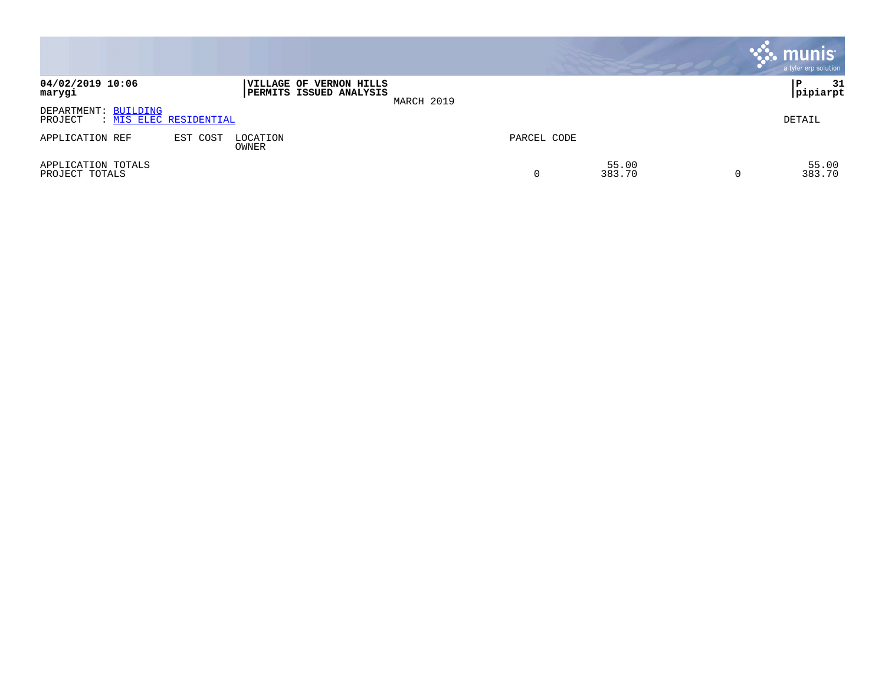**04/02/2019 10:06**
**marygi**

**VILLAGE OF VERNON HILLS**
**PERMITS ISSUED ANALYSIS**
MARCH 2019

**P 31**
**pipiarpt**

DEPARTMENT: BUILDING
PROJECT : MIS ELEC RESIDENTIAL

DETAIL

| APPLICATION REF | EST COST | LOCATION / OWNER | PARCEL CODE | | | |
|---|---|---|---|---|---|---|
| APPLICATION TOTALS | | | | 55.00 | | 55.00 |
| PROJECT TOTALS | | | 0 | 383.70 | 0 | 383.70 |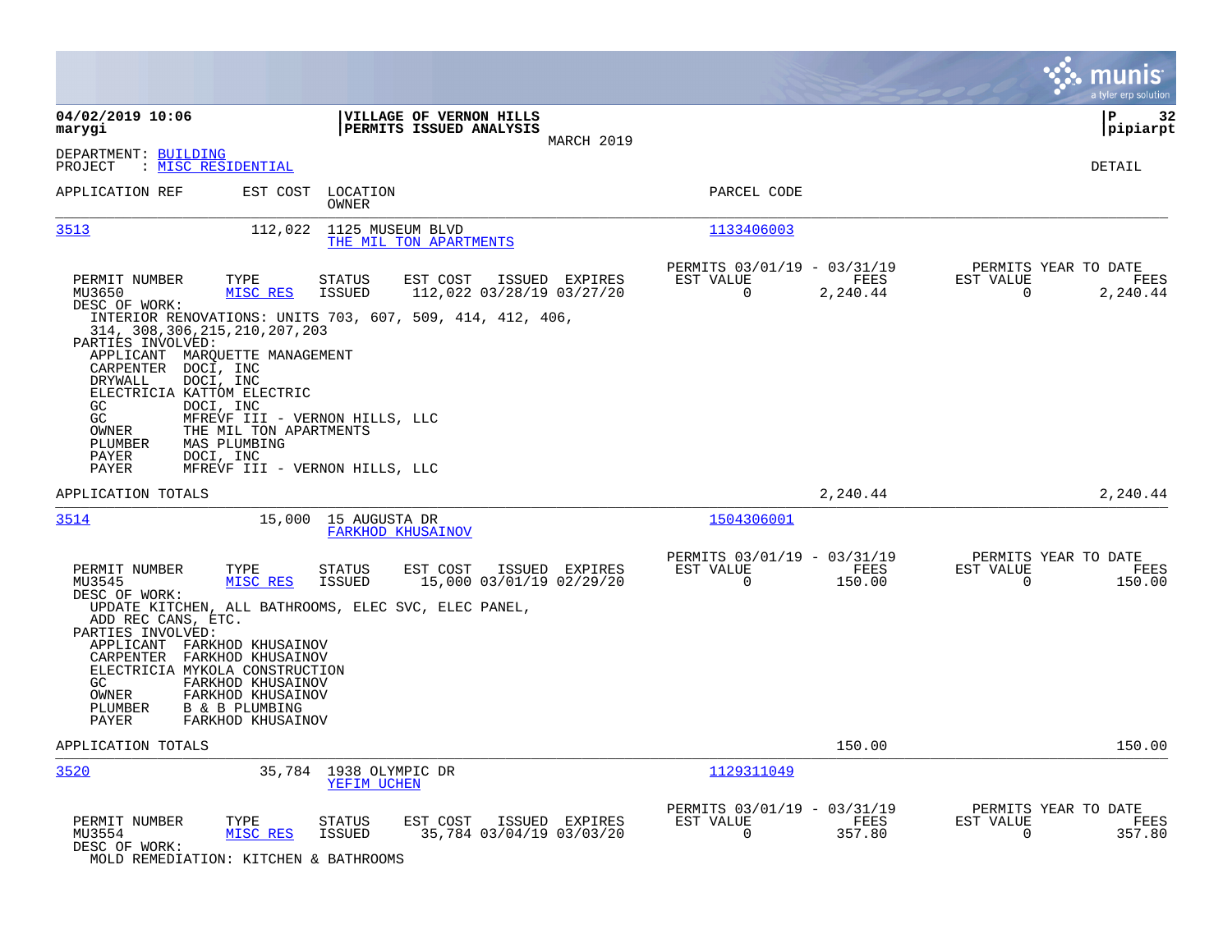**04/02/2019 10:06** | **VILLAGE OF VERNON HILLS** | **P 32**
**marygi** | **PERMITS ISSUED ANALYSIS** | **pipiarpt**

MARCH 2019

DEPARTMENT: BUILDING
PROJECT : MISC RESIDENTIAL

DETAIL

| APPLICATION REF | EST COST | LOCATION / OWNER | PARCEL CODE |
|---|---|---|---|
| 3513 | 112,022 | 1125 MUSEUM BLVD / THE MIL TON APARTMENTS | 1133406003 |

| PERMIT NUMBER | TYPE | STATUS | EST COST | ISSUED | EXPIRES | PERMITS 03/01/19 - 03/31/19 EST VALUE | FEES | PERMITS YEAR TO DATE EST VALUE | FEES |
|---|---|---|---|---|---|---|---|---|---|
| MU3650 | MISC RES | ISSUED | 112,022 | 03/28/19 | 03/27/20 | 0 | 2,240.44 | 0 | 2,240.44 |

DESC OF WORK:
INTERIOR RENOVATIONS: UNITS 703, 607, 509, 414, 412, 406, 314, 308,306,215,210,207,203

PARTIES INVOLVED:
- APPLICANT MARQUETTE MANAGEMENT
- CARPENTER DOCI, INC
- DRYWALL DOCI, INC
- ELECTRICIA KATTOM ELECTRIC
- GC DOCI, INC
- GC MFREVF III - VERNON HILLS, LLC
- OWNER THE MIL TON APARTMENTS
- PLUMBER MAS PLUMBING
- PAYER DOCI, INC
- PAYER MFREVF III - VERNON HILLS, LLC

APPLICATION TOTALS: 2,240.44 | 2,240.44

| APPLICATION REF | EST COST | LOCATION / OWNER | PARCEL CODE |
|---|---|---|---|
| 3514 | 15,000 | 15 AUGUSTA DR / FARKHOD KHUSAINOV | 1504306001 |

| PERMIT NUMBER | TYPE | STATUS | EST COST | ISSUED | EXPIRES | PERMITS 03/01/19 - 03/31/19 EST VALUE | FEES | PERMITS YEAR TO DATE EST VALUE | FEES |
|---|---|---|---|---|---|---|---|---|---|
| MU3545 | MISC RES | ISSUED | 15,000 | 03/01/19 | 02/29/20 | 0 | 150.00 | 0 | 150.00 |

DESC OF WORK:
UPDATE KITCHEN, ALL BATHROOMS, ELEC SVC, ELEC PANEL, ADD REC CANS, ETC.

PARTIES INVOLVED:
- APPLICANT FARKHOD KHUSAINOV
- CARPENTER FARKHOD KHUSAINOV
- ELECTRICIA MYKOLA CONSTRUCTION
- GC FARKHOD KHUSAINOV
- OWNER FARKHOD KHUSAINOV
- PLUMBER B & B PLUMBING
- PAYER FARKHOD KHUSAINOV

APPLICATION TOTALS: 150.00 | 150.00

| APPLICATION REF | EST COST | LOCATION / OWNER | PARCEL CODE |
|---|---|---|---|
| 3520 | 35,784 | 1938 OLYMPIC DR / YEFIM UCHEN | 1129311049 |

| PERMIT NUMBER | TYPE | STATUS | EST COST | ISSUED | EXPIRES | PERMITS 03/01/19 - 03/31/19 EST VALUE | FEES | PERMITS YEAR TO DATE EST VALUE | FEES |
|---|---|---|---|---|---|---|---|---|---|
| MU3554 | MISC RES | ISSUED | 35,784 | 03/04/19 | 03/03/20 | 0 | 357.80 | 0 | 357.80 |

DESC OF WORK:
MOLD REMEDIATION: KITCHEN & BATHROOMS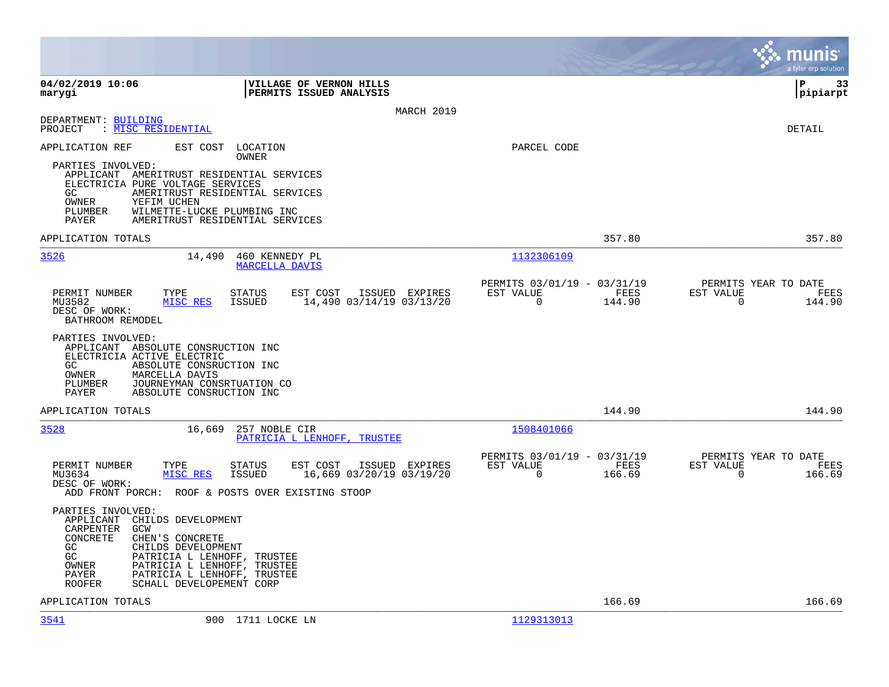**VILLAGE OF VERNON HILLS**
**PERMITS ISSUED ANALYSIS**

MARCH 2019

DEPARTMENT: BUILDING
PROJECT : MISC RESIDENTIAL

DETAIL

APPLICATION REF | EST COST | LOCATION / OWNER | PARCEL CODE

PARTIES INVOLVED:
- APPLICANT AMERITRUST RESIDENTIAL SERVICES
- ELECTRICIA PURE VOLTAGE SERVICES
- GC AMERITRUST RESIDENTIAL SERVICES
- OWNER YEFIM UCHEN
- PLUMBER WILMETTE-LUCKE PLUMBING INC
- PAYER AMERITRUST RESIDENTIAL SERVICES

APPLICATION TOTALS 357.80 357.80

---

**3526** 14,490 460 KENNEDY PL — MARCELLA DAVIS — 1132306109

| PERMIT NUMBER | TYPE | STATUS | EST COST | ISSUED | EXPIRES | PERMITS 03/01/19 - 03/31/19 EST VALUE | FEES | PERMITS YEAR TO DATE EST VALUE | FEES |
|---|---|---|---|---|---|---|---|---|---|
| MU3582 | MISC RES | ISSUED | 14,490 | 03/14/19 | 03/13/20 | 0 | 144.90 | 0 | 144.90 |

DESC OF WORK:
BATHROOM REMODEL

PARTIES INVOLVED:
- APPLICANT ABSOLUTE CONSRUCTION INC
- ELECTRICIA ACTIVE ELECTRIC
- GC ABSOLUTE CONSRUCTION INC
- OWNER MARCELLA DAVIS
- PLUMBER JOURNEYMAN CONSRTUATION CO
- PAYER ABSOLUTE CONSRUCTION INC

APPLICATION TOTALS 144.90 144.90

---

**3528** 16,669 257 NOBLE CIR — PATRICIA L LENHOFF, TRUSTEE — 1508401066

| PERMIT NUMBER | TYPE | STATUS | EST COST | ISSUED | EXPIRES | PERMITS 03/01/19 - 03/31/19 EST VALUE | FEES | PERMITS YEAR TO DATE EST VALUE | FEES |
|---|---|---|---|---|---|---|---|---|---|
| MU3634 | MISC RES | ISSUED | 16,669 | 03/20/19 | 03/19/20 | 0 | 166.69 | 0 | 166.69 |

DESC OF WORK:
ADD FRONT PORCH: ROOF & POSTS OVER EXISTING STOOP

PARTIES INVOLVED:
- APPLICANT CHILDS DEVELOPMENT
- CARPENTER GCW
- CONCRETE CHEN'S CONCRETE
- GC CHILDS DEVELOPMENT
- GC PATRICIA L LENHOFF, TRUSTEE
- OWNER PATRICIA L LENHOFF, TRUSTEE
- PAYER PATRICIA L LENHOFF, TRUSTEE
- ROOFER SCHALL DEVELOPEMENT CORP

APPLICATION TOTALS 166.69 166.69

---

**3541** 900 1711 LOCKE LN — 1129313013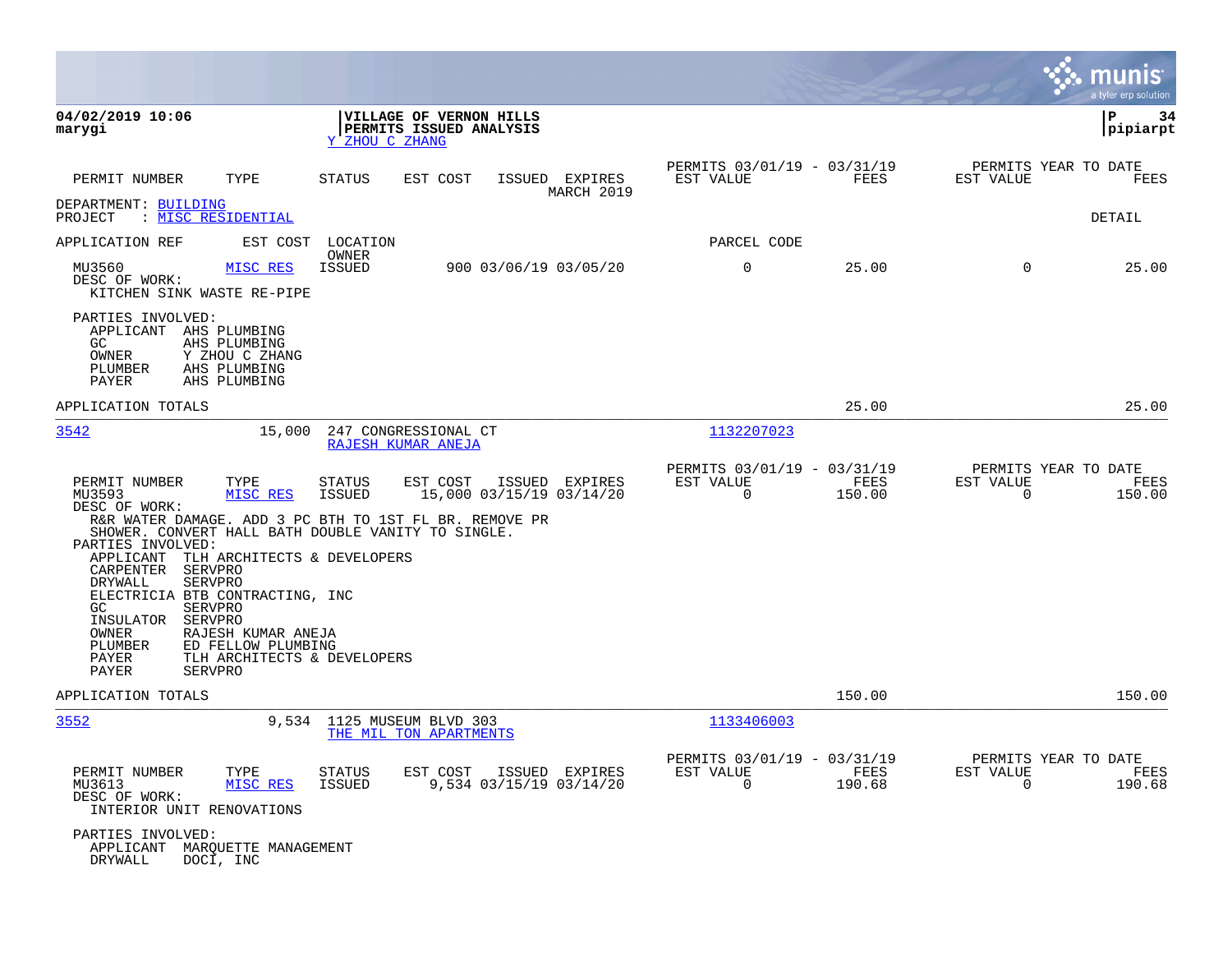**04/02/2019 10:06**
**marygi**

**VILLAGE OF VERNON HILLS**
**PERMITS ISSUED ANALYSIS**
Y ZHOU C ZHANG

**P 34**
**pipiarpt**

| PERMIT NUMBER | TYPE | STATUS | EST COST | ISSUED | EXPIRES | PERMITS 03/01/19 - 03/31/19 EST VALUE | FEES | PERMITS YEAR TO DATE EST VALUE | FEES |
|---|---|---|---|---|---|---|---|---|---|
| | | | | | MARCH 2019 | | | | |

DEPARTMENT: BUILDING
PROJECT : MISC RESIDENTIAL

DETAIL

APPLICATION REF    EST COST    LOCATION / OWNER    PARCEL CODE

| PERMIT NUMBER | TYPE | STATUS | EST COST | ISSUED | EXPIRES | EST VALUE | FEES | EST VALUE | FEES |
|---|---|---|---|---|---|---|---|---|---|
| MU3560 | MISC RES | ISSUED | 900 | 03/06/19 | 03/05/20 | 0 | 25.00 | 0 | 25.00 |

DESC OF WORK:
KITCHEN SINK WASTE RE-PIPE

PARTIES INVOLVED:
- APPLICANT AHS PLUMBING
- GC AHS PLUMBING
- OWNER Y ZHOU C ZHANG
- PLUMBER AHS PLUMBING
- PAYER AHS PLUMBING

APPLICATION TOTALS: 25.00 | 25.00

---

3542    15,000    247 CONGRESSIONAL CT    RAJESH KUMAR ANEJA    1132207023

| PERMIT NUMBER | TYPE | STATUS | EST COST | ISSUED | EXPIRES | PERMITS 03/01/19 - 03/31/19 EST VALUE | FEES | PERMITS YEAR TO DATE EST VALUE | FEES |
|---|---|---|---|---|---|---|---|---|---|
| MU3593 | MISC RES | ISSUED | 15,000 | 03/15/19 | 03/14/20 | 0 | 150.00 | 0 | 150.00 |

DESC OF WORK:
R&R WATER DAMAGE. ADD 3 PC BTH TO 1ST FL BR. REMOVE PR SHOWER. CONVERT HALL BATH DOUBLE VANITY TO SINGLE.

PARTIES INVOLVED:
- APPLICANT TLH ARCHITECTS & DEVELOPERS
- CARPENTER SERVPRO
- DRYWALL SERVPRO
- ELECTRICIA BTB CONTRACTING, INC
- GC SERVPRO
- INSULATOR SERVPRO
- OWNER RAJESH KUMAR ANEJA
- PLUMBER ED FELLOW PLUMBING
- PAYER TLH ARCHITECTS & DEVELOPERS
- PAYER SERVPRO

APPLICATION TOTALS: 150.00 | 150.00

---

3552    9,534    1125 MUSEUM BLVD 303    THE MIL TON APARTMENTS    1133406003

| PERMIT NUMBER | TYPE | STATUS | EST COST | ISSUED | EXPIRES | PERMITS 03/01/19 - 03/31/19 EST VALUE | FEES | PERMITS YEAR TO DATE EST VALUE | FEES |
|---|---|---|---|---|---|---|---|---|---|
| MU3613 | MISC RES | ISSUED | 9,534 | 03/15/19 | 03/14/20 | 0 | 190.68 | 0 | 190.68 |

DESC OF WORK:
INTERIOR UNIT RENOVATIONS

PARTIES INVOLVED:
- APPLICANT MARQUETTE MANAGEMENT
- DRYWALL DOCI, INC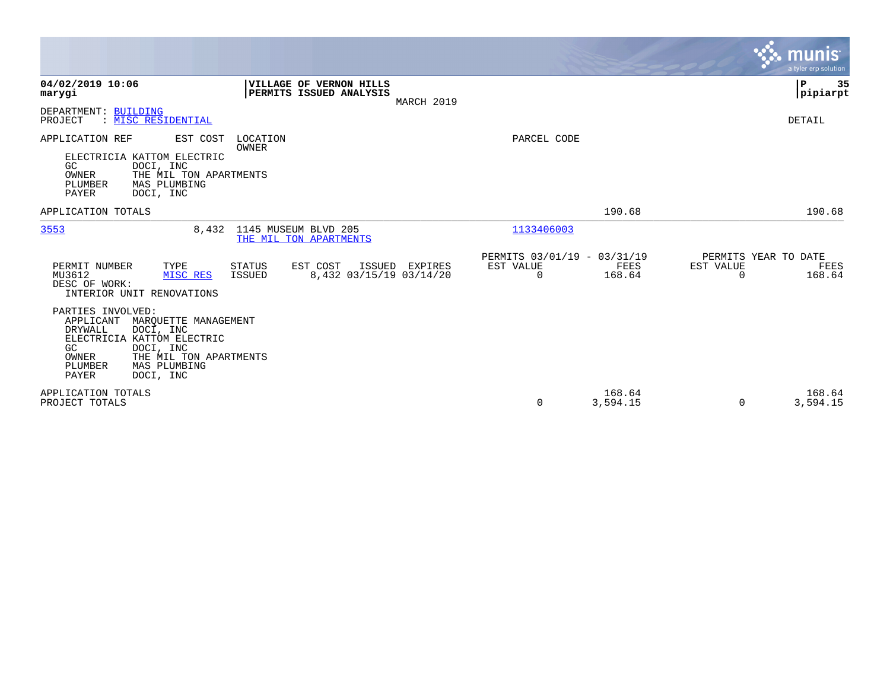**04/02/2019 10:06**
**marygi**

**VILLAGE OF VERNON HILLS**
**PERMITS ISSUED ANALYSIS**
MARCH 2019

**pipiarpt**

DEPARTMENT: BUILDING
PROJECT : MISC RESIDENTIAL

DETAIL

APPLICATION REF | EST COST | LOCATION / OWNER | PARCEL CODE

ELECTRICIA KATTOM ELECTRIC
GC DOCI, INC
OWNER THE MIL TON APARTMENTS
PLUMBER MAS PLUMBING
PAYER DOCI, INC

APPLICATION TOTALS 190.68 190.68

---

3553 8,432 1145 MUSEUM BLVD 205
THE MIL TON APARTMENTS
1133406003

| PERMIT NUMBER | TYPE | STATUS | EST COST | ISSUED | EXPIRES | PERMITS 03/01/19 - 03/31/19 EST VALUE | FEES | PERMITS YEAR TO DATE EST VALUE | FEES |
|---|---|---|---|---|---|---|---|---|---|
| MU3612 | MISC RES | ISSUED | 8,432 | 03/15/19 | 03/14/20 | 0 | 168.64 | 0 | 168.64 |

DESC OF WORK:
INTERIOR UNIT RENOVATIONS

PARTIES INVOLVED:
APPLICANT MARQUETTE MANAGEMENT
DRYWALL DOCI, INC
ELECTRICIA KATTOM ELECTRIC
GC DOCI, INC
OWNER THE MIL TON APARTMENTS
PLUMBER MAS PLUMBING
PAYER DOCI, INC

| | EST VALUE | FEES | EST VALUE | FEES |
|---|---|---|---|---|
| APPLICATION TOTALS | | 168.64 | | 168.64 |
| PROJECT TOTALS | 0 | 3,594.15 | 0 | 3,594.15 |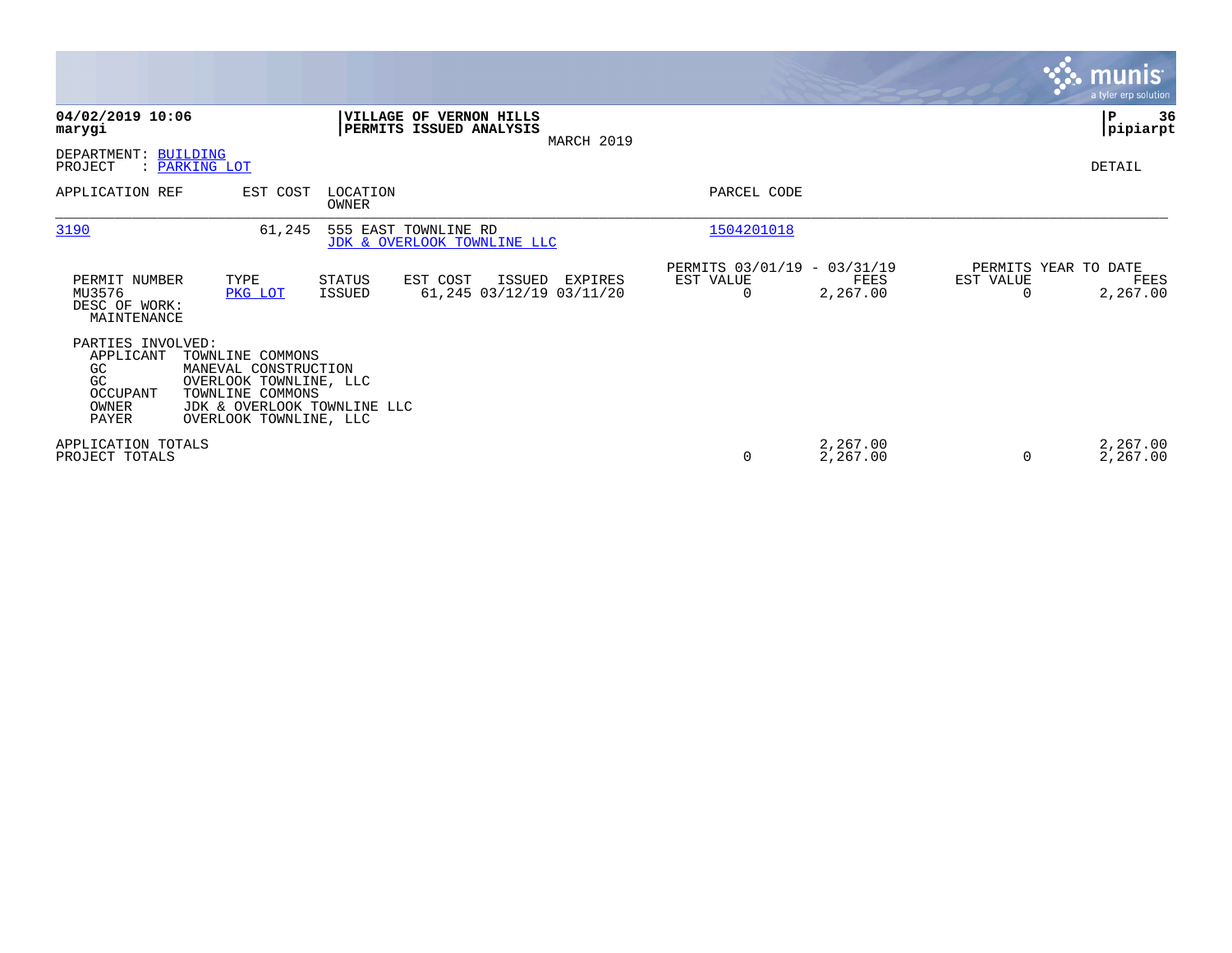**04/02/2019 10:06**
**marygi**

**VILLAGE OF VERNON HILLS**
**PERMITS ISSUED ANALYSIS**
MARCH 2019

**pipiarpt**

DEPARTMENT: BUILDING
PROJECT : PARKING LOT

DETAIL

| APPLICATION REF | EST COST | LOCATION / OWNER | PARCEL CODE |
|---|---|---|---|
| 3190 | 61,245 | 555 EAST TOWNLINE RD / JDK & OVERLOOK TOWNLINE LLC | 1504201018 |

| PERMIT NUMBER | TYPE | STATUS | EST COST | ISSUED | EXPIRES | PERMITS 03/01/19 - 03/31/19 EST VALUE | FEES | PERMITS YEAR TO DATE EST VALUE | FEES |
|---|---|---|---|---|---|---|---|---|---|
| MU3576 | PKG LOT | ISSUED | 61,245 | 03/12/19 | 03/11/20 | 0 | 2,267.00 | 0 | 2,267.00 |

DESC OF WORK:
MAINTENANCE

PARTIES INVOLVED:

| | |
|---|---|
| APPLICANT | TOWNLINE COMMONS |
| GC | MANEVAL CONSTRUCTION |
| GC | OVERLOOK TOWNLINE, LLC |
| OCCUPANT | TOWNLINE COMMONS |
| OWNER | JDK & OVERLOOK TOWNLINE LLC |
| PAYER | OVERLOOK TOWNLINE, LLC |

| | EST VALUE | FEES | YTD EST VALUE | YTD FEES |
|---|---|---|---|---|
| APPLICATION TOTALS | | 2,267.00 | | 2,267.00 |
| PROJECT TOTALS | 0 | 2,267.00 | 0 | 2,267.00 |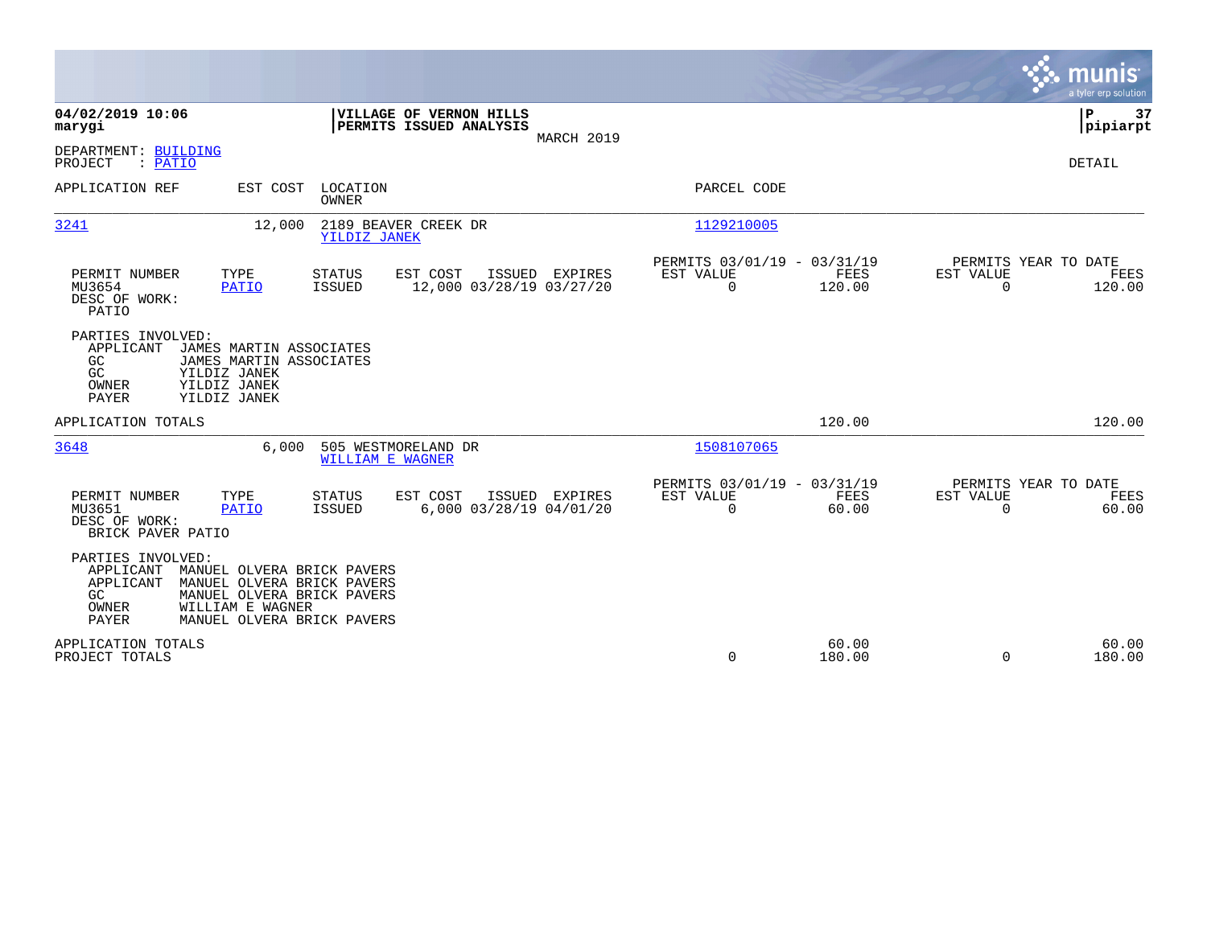**04/02/2019 10:06**
**marygi**

**VILLAGE OF VERNON HILLS**
**PERMITS ISSUED ANALYSIS**
MARCH 2019

**P 37**
**pipiarpt**

DEPARTMENT: BUILDING
PROJECT : PATIO

DETAIL

| APPLICATION REF | EST COST | LOCATION / OWNER | PARCEL CODE |
|---|---|---|---|
| 3241 | 12,000 | 2189 BEAVER CREEK DR / YILDIZ JANEK | 1129210005 |

| PERMIT NUMBER | TYPE | STATUS | EST COST | ISSUED | EXPIRES | PERMITS 03/01/19 - 03/31/19 EST VALUE | FEES | PERMITS YEAR TO DATE EST VALUE | FEES |
|---|---|---|---|---|---|---|---|---|---|
| MU3654 | PATIO | ISSUED | 12,000 | 03/28/19 | 03/27/20 | 0 | 120.00 | 0 | 120.00 |

DESC OF WORK:
PATIO

PARTIES INVOLVED:
- APPLICANT JAMES MARTIN ASSOCIATES
- GC JAMES MARTIN ASSOCIATES
- GC YILDIZ JANEK
- OWNER YILDIZ JANEK
- PAYER YILDIZ JANEK

APPLICATION TOTALS: 120.00 | 120.00

| APPLICATION REF | EST COST | LOCATION / OWNER | PARCEL CODE |
|---|---|---|---|
| 3648 | 6,000 | 505 WESTMORELAND DR / WILLIAM E WAGNER | 1508107065 |

| PERMIT NUMBER | TYPE | STATUS | EST COST | ISSUED | EXPIRES | PERMITS 03/01/19 - 03/31/19 EST VALUE | FEES | PERMITS YEAR TO DATE EST VALUE | FEES |
|---|---|---|---|---|---|---|---|---|---|
| MU3651 | PATIO | ISSUED | 6,000 | 03/28/19 | 04/01/20 | 0 | 60.00 | 0 | 60.00 |

DESC OF WORK:
BRICK PAVER PATIO

PARTIES INVOLVED:
- APPLICANT MANUEL OLVERA BRICK PAVERS
- APPLICANT MANUEL OLVERA BRICK PAVERS
- GC MANUEL OLVERA BRICK PAVERS
- OWNER WILLIAM E WAGNER
- PAYER MANUEL OLVERA BRICK PAVERS

| | EST VALUE | FEES | YTD EST VALUE | YTD FEES |
|---|---|---|---|---|
| APPLICATION TOTALS | | 60.00 | | 60.00 |
| PROJECT TOTALS | 0 | 180.00 | 0 | 180.00 |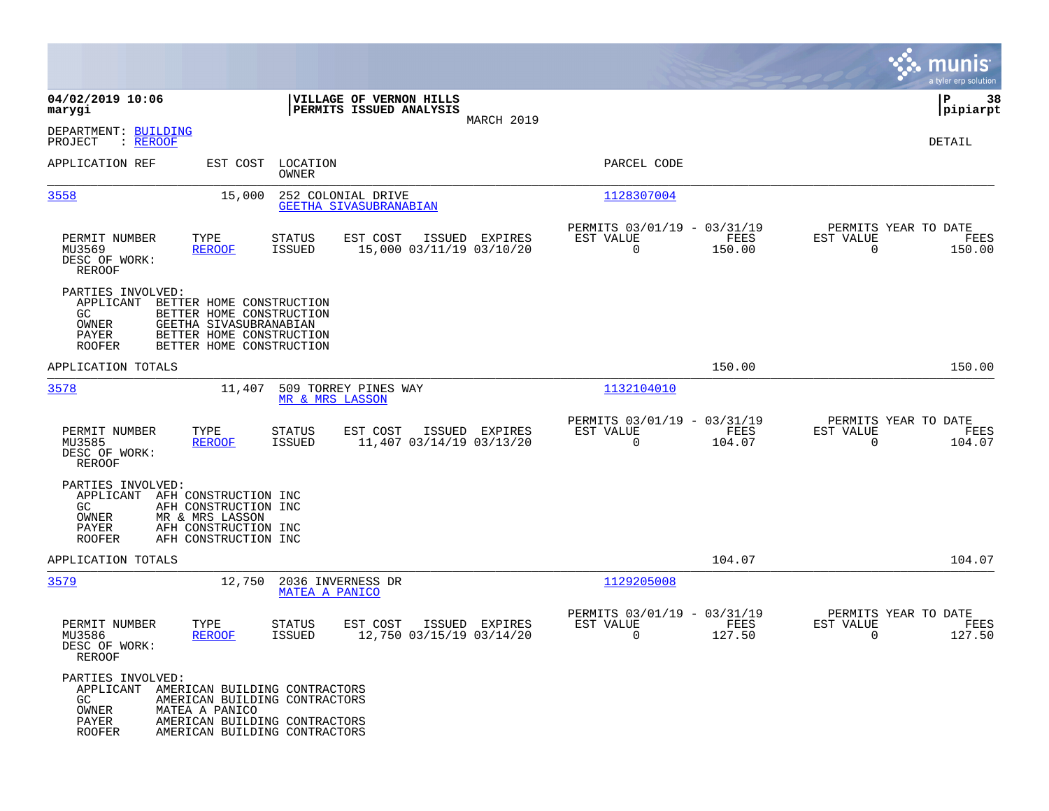**04/02/2019 10:06**
**marygi**

**VILLAGE OF VERNON HILLS**
**PERMITS ISSUED ANALYSIS**
MARCH 2019

**pipiarpt**

DEPARTMENT: BUILDING
PROJECT : REROOF

DETAIL

| APPLICATION REF | EST COST | LOCATION / OWNER | PARCEL CODE |
|---|---|---|---|
| 3558 | 15,000 | 252 COLONIAL DRIVE / GEETHA SIVASUBRANABIAN | 1128307004 |

| PERMIT NUMBER | TYPE | STATUS | EST COST | ISSUED | EXPIRES | PERMITS 03/01/19 - 03/31/19 EST VALUE | FEES | PERMITS YEAR TO DATE EST VALUE | FEES |
|---|---|---|---|---|---|---|---|---|---|
| MU3569 | REROOF | ISSUED | 15,000 | 03/11/19 | 03/10/20 | 0 | 150.00 | 0 | 150.00 |

DESC OF WORK:
REROOF

PARTIES INVOLVED:
- APPLICANT BETTER HOME CONSTRUCTION
- GC BETTER HOME CONSTRUCTION
- OWNER GEETHA SIVASUBRANABIAN
- PAYER BETTER HOME CONSTRUCTION
- ROOFER BETTER HOME CONSTRUCTION

APPLICATION TOTALS 150.00 150.00

| APPLICATION REF | EST COST | LOCATION / OWNER | PARCEL CODE |
|---|---|---|---|
| 3578 | 11,407 | 509 TORREY PINES WAY / MR & MRS LASSON | 1132104010 |

| PERMIT NUMBER | TYPE | STATUS | EST COST | ISSUED | EXPIRES | PERMITS 03/01/19 - 03/31/19 EST VALUE | FEES | PERMITS YEAR TO DATE EST VALUE | FEES |
|---|---|---|---|---|---|---|---|---|---|
| MU3585 | REROOF | ISSUED | 11,407 | 03/14/19 | 03/13/20 | 0 | 104.07 | 0 | 104.07 |

DESC OF WORK:
REROOF

PARTIES INVOLVED:
- APPLICANT AFH CONSTRUCTION INC
- GC AFH CONSTRUCTION INC
- OWNER MR & MRS LASSON
- PAYER AFH CONSTRUCTION INC
- ROOFER AFH CONSTRUCTION INC

APPLICATION TOTALS 104.07 104.07

| APPLICATION REF | EST COST | LOCATION / OWNER | PARCEL CODE |
|---|---|---|---|
| 3579 | 12,750 | 2036 INVERNESS DR / MATEA A PANICO | 1129205008 |

| PERMIT NUMBER | TYPE | STATUS | EST COST | ISSUED | EXPIRES | PERMITS 03/01/19 - 03/31/19 EST VALUE | FEES | PERMITS YEAR TO DATE EST VALUE | FEES |
|---|---|---|---|---|---|---|---|---|---|
| MU3586 | REROOF | ISSUED | 12,750 | 03/15/19 | 03/14/20 | 0 | 127.50 | 0 | 127.50 |

DESC OF WORK:
REROOF

PARTIES INVOLVED:
- APPLICANT AMERICAN BUILDING CONTRACTORS
- GC AMERICAN BUILDING CONTRACTORS
- OWNER MATEA A PANICO
- PAYER AMERICAN BUILDING CONTRACTORS
- ROOFER AMERICAN BUILDING CONTRACTORS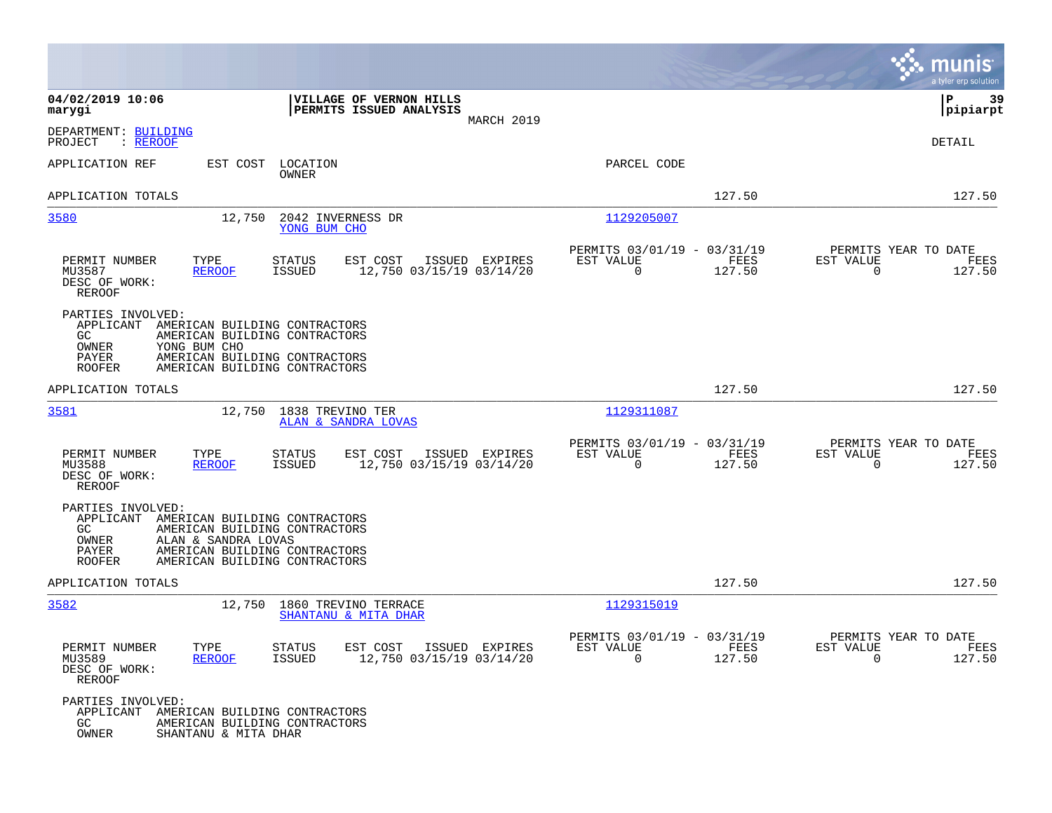**04/02/2019 10:06**
**marygi**

**VILLAGE OF VERNON HILLS**
**PERMITS ISSUED ANALYSIS**
MARCH 2019

**P 39**
**pipiarpt**

DEPARTMENT: BUILDING
PROJECT : REROOF

DETAIL

| APPLICATION REF | EST COST | LOCATION / OWNER | PARCEL CODE | | |
|---|---|---|---|---|---|
| APPLICATION TOTALS | | | | 127.50 | 127.50 |

---

**3580** | 12,750 | 2042 INVERNESS DR | YONG BUM CHO | 1129205007

| PERMIT NUMBER | TYPE | STATUS | EST COST | ISSUED | EXPIRES | PERMITS 03/01/19 - 03/31/19 EST VALUE | FEES | PERMITS YEAR TO DATE EST VALUE | FEES |
|---|---|---|---|---|---|---|---|---|---|
| MU3587 | REROOF | ISSUED | 12,750 | 03/15/19 | 03/14/20 | 0 | 127.50 | 0 | 127.50 |

DESC OF WORK:
REROOF

PARTIES INVOLVED:
- APPLICANT AMERICAN BUILDING CONTRACTORS
- GC AMERICAN BUILDING CONTRACTORS
- OWNER YONG BUM CHO
- PAYER AMERICAN BUILDING CONTRACTORS
- ROOFER AMERICAN BUILDING CONTRACTORS

APPLICATION TOTALS 127.50 127.50

---

**3581** | 12,750 | 1838 TREVINO TER | ALAN & SANDRA LOVAS | 1129311087

| PERMIT NUMBER | TYPE | STATUS | EST COST | ISSUED | EXPIRES | PERMITS 03/01/19 - 03/31/19 EST VALUE | FEES | PERMITS YEAR TO DATE EST VALUE | FEES |
|---|---|---|---|---|---|---|---|---|---|
| MU3588 | REROOF | ISSUED | 12,750 | 03/15/19 | 03/14/20 | 0 | 127.50 | 0 | 127.50 |

DESC OF WORK:
REROOF

PARTIES INVOLVED:
- APPLICANT AMERICAN BUILDING CONTRACTORS
- GC AMERICAN BUILDING CONTRACTORS
- OWNER ALAN & SANDRA LOVAS
- PAYER AMERICAN BUILDING CONTRACTORS
- ROOFER AMERICAN BUILDING CONTRACTORS

APPLICATION TOTALS 127.50 127.50

---

**3582** | 12,750 | 1860 TREVINO TERRACE | SHANTANU & MITA DHAR | 1129315019

| PERMIT NUMBER | TYPE | STATUS | EST COST | ISSUED | EXPIRES | PERMITS 03/01/19 - 03/31/19 EST VALUE | FEES | PERMITS YEAR TO DATE EST VALUE | FEES |
|---|---|---|---|---|---|---|---|---|---|
| MU3589 | REROOF | ISSUED | 12,750 | 03/15/19 | 03/14/20 | 0 | 127.50 | 0 | 127.50 |

DESC OF WORK:
REROOF

PARTIES INVOLVED:
- APPLICANT AMERICAN BUILDING CONTRACTORS
- GC AMERICAN BUILDING CONTRACTORS
- OWNER SHANTANU & MITA DHAR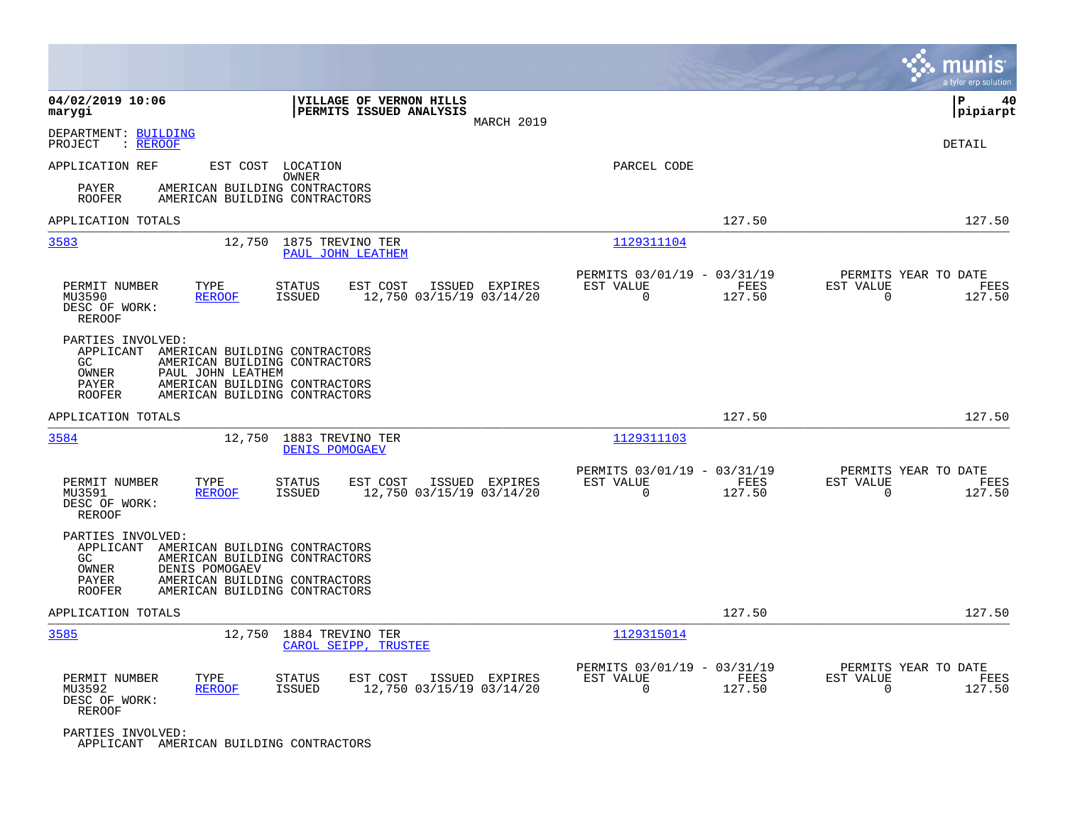**04/02/2019 10:06**
**marygi**

**VILLAGE OF VERNON HILLS**
**PERMITS ISSUED ANALYSIS**
MARCH 2019

**pipiarpt**

DEPARTMENT: BUILDING
PROJECT : REROOF

DETAIL

APPLICATION REF   EST COST   LOCATION / OWNER   PARCEL CODE

PAYER   AMERICAN BUILDING CONTRACTORS
ROOFER   AMERICAN BUILDING CONTRACTORS

APPLICATION TOTALS   127.50   127.50

---

**3583**   12,750   1875 TREVINO TER   PAUL JOHN LEATHEM   1129311104

| PERMIT NUMBER | TYPE | STATUS | EST COST | ISSUED | EXPIRES | PERMITS 03/01/19 - 03/31/19 EST VALUE | FEES | PERMITS YEAR TO DATE EST VALUE | FEES |
|---|---|---|---|---|---|---|---|---|---|
| MU3590 | REROOF | ISSUED | 12,750 | 03/15/19 | 03/14/20 | 0 | 127.50 | 0 | 127.50 |

DESC OF WORK:
REROOF

PARTIES INVOLVED:
APPLICANT   AMERICAN BUILDING CONTRACTORS
GC   AMERICAN BUILDING CONTRACTORS
OWNER   PAUL JOHN LEATHEM
PAYER   AMERICAN BUILDING CONTRACTORS
ROOFER   AMERICAN BUILDING CONTRACTORS

APPLICATION TOTALS   127.50   127.50

---

**3584**   12,750   1883 TREVINO TER   DENIS POMOGAEV   1129311103

| PERMIT NUMBER | TYPE | STATUS | EST COST | ISSUED | EXPIRES | PERMITS 03/01/19 - 03/31/19 EST VALUE | FEES | PERMITS YEAR TO DATE EST VALUE | FEES |
|---|---|---|---|---|---|---|---|---|---|
| MU3591 | REROOF | ISSUED | 12,750 | 03/15/19 | 03/14/20 | 0 | 127.50 | 0 | 127.50 |

DESC OF WORK:
REROOF

PARTIES INVOLVED:
APPLICANT   AMERICAN BUILDING CONTRACTORS
GC   AMERICAN BUILDING CONTRACTORS
OWNER   DENIS POMOGAEV
PAYER   AMERICAN BUILDING CONTRACTORS
ROOFER   AMERICAN BUILDING CONTRACTORS

APPLICATION TOTALS   127.50   127.50

---

**3585**   12,750   1884 TREVINO TER   CAROL SEIPP, TRUSTEE   1129315014

| PERMIT NUMBER | TYPE | STATUS | EST COST | ISSUED | EXPIRES | PERMITS 03/01/19 - 03/31/19 EST VALUE | FEES | PERMITS YEAR TO DATE EST VALUE | FEES |
|---|---|---|---|---|---|---|---|---|---|
| MU3592 | REROOF | ISSUED | 12,750 | 03/15/19 | 03/14/20 | 0 | 127.50 | 0 | 127.50 |

DESC OF WORK:
REROOF

PARTIES INVOLVED:
APPLICANT   AMERICAN BUILDING CONTRACTORS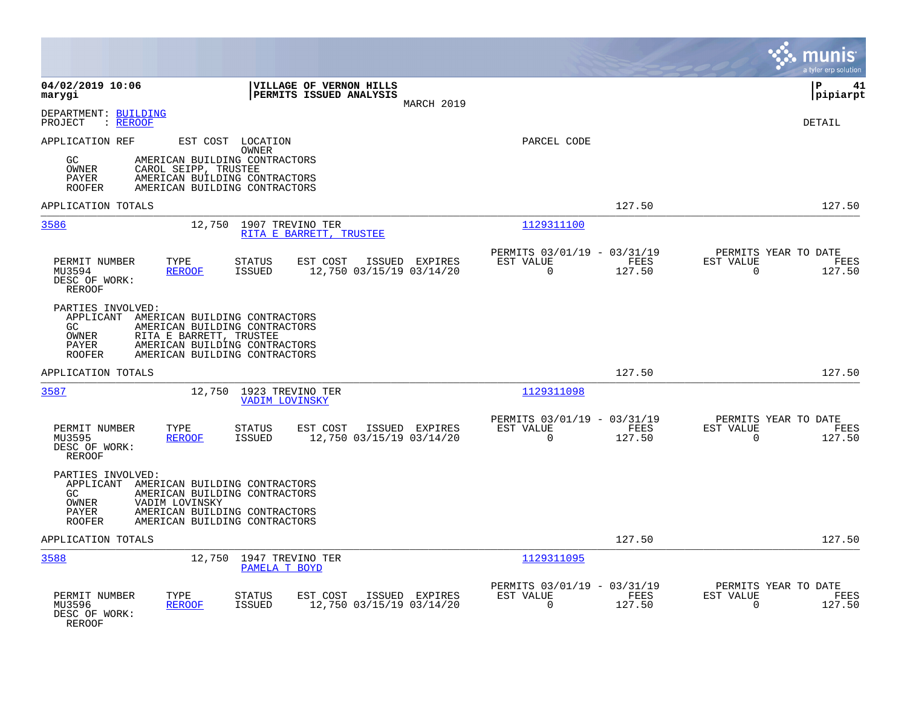**04/02/2019 10:06**
**marygi**

**VILLAGE OF VERNON HILLS**
**PERMITS ISSUED ANALYSIS**
MARCH 2019

**P 41**
**pipiarpt**

DEPARTMENT: BUILDING
PROJECT : REROOF

DETAIL

APPLICATION REF    EST COST    LOCATION    PARCEL CODE
OWNER

- GC: AMERICAN BUILDING CONTRACTORS
- OWNER: CAROL SEIPP, TRUSTEE
- PAYER: AMERICAN BUILDING CONTRACTORS
- ROOFER: AMERICAN BUILDING CONTRACTORS

APPLICATION TOTALS — 127.50 — 127.50

---

**3586** — 12,750 — 1907 TREVINO TER — RITA E BARRETT, TRUSTEE — 1129311100

| PERMIT NUMBER | TYPE | STATUS | EST COST | ISSUED | EXPIRES | PERMITS 03/01/19 - 03/31/19 EST VALUE | FEES | PERMITS YEAR TO DATE EST VALUE | FEES |
|---|---|---|---|---|---|---|---|---|---|
| MU3594 | REROOF | ISSUED | 12,750 | 03/15/19 | 03/14/20 | 0 | 127.50 | 0 | 127.50 |

DESC OF WORK:
REROOF

PARTIES INVOLVED:
- APPLICANT: AMERICAN BUILDING CONTRACTORS
- GC: AMERICAN BUILDING CONTRACTORS
- OWNER: RITA E BARRETT, TRUSTEE
- PAYER: AMERICAN BUILDING CONTRACTORS
- ROOFER: AMERICAN BUILDING CONTRACTORS

APPLICATION TOTALS — 127.50 — 127.50

---

**3587** — 12,750 — 1923 TREVINO TER — VADIM LOVINSKY — 1129311098

| PERMIT NUMBER | TYPE | STATUS | EST COST | ISSUED | EXPIRES | PERMITS 03/01/19 - 03/31/19 EST VALUE | FEES | PERMITS YEAR TO DATE EST VALUE | FEES |
|---|---|---|---|---|---|---|---|---|---|
| MU3595 | REROOF | ISSUED | 12,750 | 03/15/19 | 03/14/20 | 0 | 127.50 | 0 | 127.50 |

DESC OF WORK:
REROOF

PARTIES INVOLVED:
- APPLICANT: AMERICAN BUILDING CONTRACTORS
- GC: AMERICAN BUILDING CONTRACTORS
- OWNER: VADIM LOVINSKY
- PAYER: AMERICAN BUILDING CONTRACTORS
- ROOFER: AMERICAN BUILDING CONTRACTORS

APPLICATION TOTALS — 127.50 — 127.50

---

**3588** — 12,750 — 1947 TREVINO TER — PAMELA T BOYD — 1129311095

| PERMIT NUMBER | TYPE | STATUS | EST COST | ISSUED | EXPIRES | PERMITS 03/01/19 - 03/31/19 EST VALUE | FEES | PERMITS YEAR TO DATE EST VALUE | FEES |
|---|---|---|---|---|---|---|---|---|---|
| MU3596 | REROOF | ISSUED | 12,750 | 03/15/19 | 03/14/20 | 0 | 127.50 | 0 | 127.50 |

DESC OF WORK:
REROOF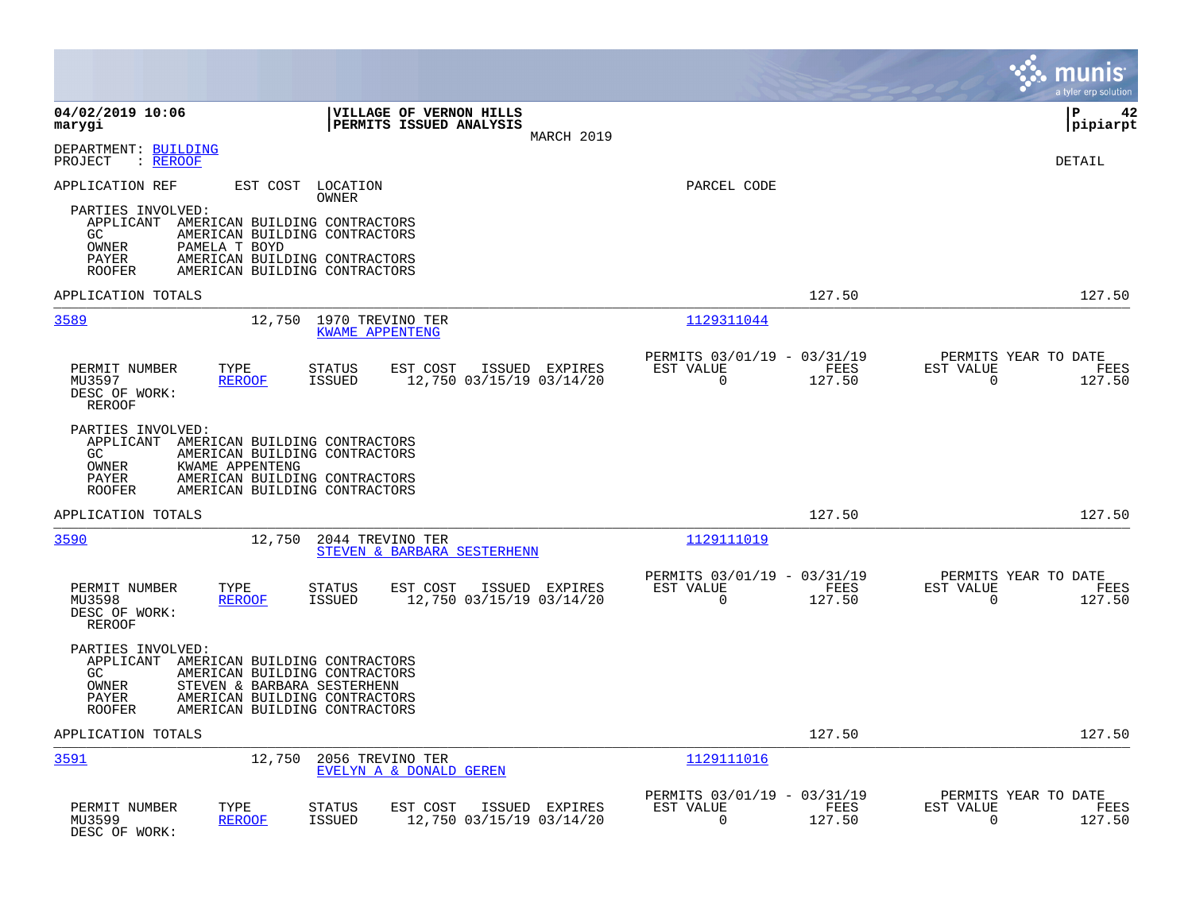**04/02/2019 10:06** | **VILLAGE OF VERNON HILLS** | **P 42**
**marygi** | **PERMITS ISSUED ANALYSIS** | **pipiarpt**
MARCH 2019

DEPARTMENT: BUILDING
PROJECT : REROOF

DETAIL

APPLICATION REF | EST COST | LOCATION / OWNER | PARCEL CODE

PARTIES INVOLVED:
- APPLICANT AMERICAN BUILDING CONTRACTORS
- GC AMERICAN BUILDING CONTRACTORS
- OWNER PAMELA T BOYD
- PAYER AMERICAN BUILDING CONTRACTORS
- ROOFER AMERICAN BUILDING CONTRACTORS

APPLICATION TOTALS 127.50 127.50

---

**3589** 12,750 1970 TREVINO TER — KWAME APPENTENG — Parcel 1129311044

| PERMIT NUMBER | TYPE | STATUS | EST COST | ISSUED | EXPIRES | PERMITS 03/01/19 - 03/31/19 EST VALUE | FEES | PERMITS YEAR TO DATE EST VALUE | FEES |
|---|---|---|---|---|---|---|---|---|---|
| MU3597 | REROOF | ISSUED | 12,750 | 03/15/19 | 03/14/20 | 0 | 127.50 | 0 | 127.50 |

DESC OF WORK:
REROOF

PARTIES INVOLVED:
- APPLICANT AMERICAN BUILDING CONTRACTORS
- GC AMERICAN BUILDING CONTRACTORS
- OWNER KWAME APPENTENG
- PAYER AMERICAN BUILDING CONTRACTORS
- ROOFER AMERICAN BUILDING CONTRACTORS

APPLICATION TOTALS 127.50 127.50

---

**3590** 12,750 2044 TREVINO TER — STEVEN & BARBARA SESTERHENN — Parcel 1129111019

| PERMIT NUMBER | TYPE | STATUS | EST COST | ISSUED | EXPIRES | PERMITS 03/01/19 - 03/31/19 EST VALUE | FEES | PERMITS YEAR TO DATE EST VALUE | FEES |
|---|---|---|---|---|---|---|---|---|---|
| MU3598 | REROOF | ISSUED | 12,750 | 03/15/19 | 03/14/20 | 0 | 127.50 | 0 | 127.50 |

DESC OF WORK:
REROOF

PARTIES INVOLVED:
- APPLICANT AMERICAN BUILDING CONTRACTORS
- GC AMERICAN BUILDING CONTRACTORS
- OWNER STEVEN & BARBARA SESTERHENN
- PAYER AMERICAN BUILDING CONTRACTORS
- ROOFER AMERICAN BUILDING CONTRACTORS

APPLICATION TOTALS 127.50 127.50

---

**3591** 12,750 2056 TREVINO TER — EVELYN A & DONALD GEREN — Parcel 1129111016

| PERMIT NUMBER | TYPE | STATUS | EST COST | ISSUED | EXPIRES | PERMITS 03/01/19 - 03/31/19 EST VALUE | FEES | PERMITS YEAR TO DATE EST VALUE | FEES |
|---|---|---|---|---|---|---|---|---|---|
| MU3599 | REROOF | ISSUED | 12,750 | 03/15/19 | 03/14/20 | 0 | 127.50 | 0 | 127.50 |

DESC OF WORK: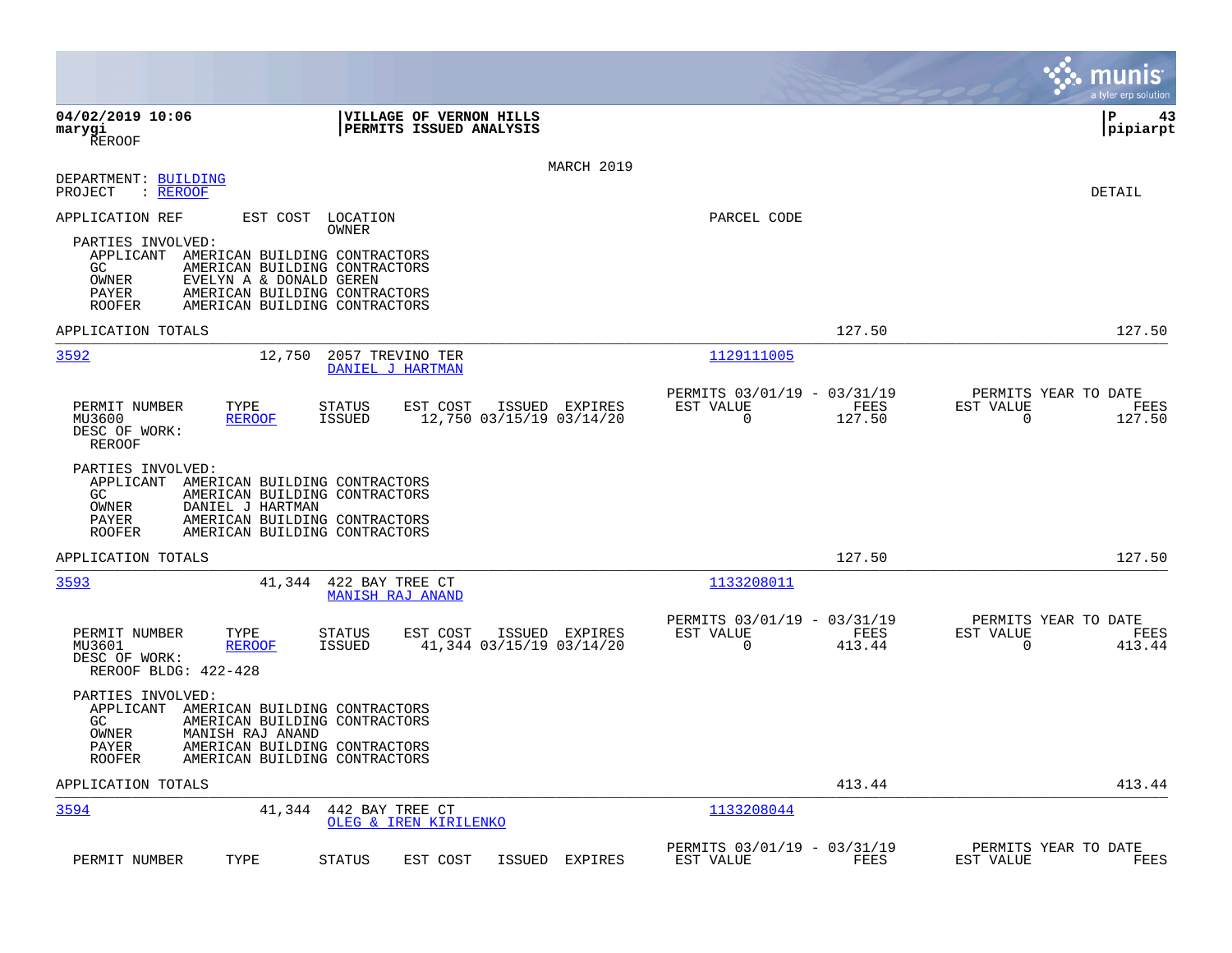04/02/2019 10:06 | VILLAGE OF VERNON HILLS
marygi | PERMITS ISSUED ANALYSIS
REROOF

MARCH 2019

DEPARTMENT: BUILDING
PROJECT : REROOF

DETAIL

APPLICATION REF | EST COST | LOCATION / OWNER | PARCEL CODE

PARTIES INVOLVED:
- APPLICANT AMERICAN BUILDING CONTRACTORS
- GC AMERICAN BUILDING CONTRACTORS
- OWNER EVELYN A & DONALD GEREN
- PAYER AMERICAN BUILDING CONTRACTORS
- ROOFER AMERICAN BUILDING CONTRACTORS

APPLICATION TOTALS — 127.50 — 127.50

---

**3592** — 12,750 — 2057 TREVINO TER — DANIEL J HARTMAN — 1129111005

| PERMIT NUMBER | TYPE | STATUS | EST COST | ISSUED | EXPIRES | PERMITS 03/01/19 - 03/31/19 EST VALUE | FEES | PERMITS YEAR TO DATE EST VALUE | FEES |
|---|---|---|---|---|---|---|---|---|---|
| MU3600 | REROOF | ISSUED | 12,750 | 03/15/19 | 03/14/20 | 0 | 127.50 | 0 | 127.50 |

DESC OF WORK:
REROOF

PARTIES INVOLVED:
- APPLICANT AMERICAN BUILDING CONTRACTORS
- GC AMERICAN BUILDING CONTRACTORS
- OWNER DANIEL J HARTMAN
- PAYER AMERICAN BUILDING CONTRACTORS
- ROOFER AMERICAN BUILDING CONTRACTORS

APPLICATION TOTALS — 127.50 — 127.50

---

**3593** — 41,344 — 422 BAY TREE CT — MANISH RAJ ANAND — 1133208011

| PERMIT NUMBER | TYPE | STATUS | EST COST | ISSUED | EXPIRES | PERMITS 03/01/19 - 03/31/19 EST VALUE | FEES | PERMITS YEAR TO DATE EST VALUE | FEES |
|---|---|---|---|---|---|---|---|---|---|
| MU3601 | REROOF | ISSUED | 41,344 | 03/15/19 | 03/14/20 | 0 | 413.44 | 0 | 413.44 |

DESC OF WORK:
REROOF BLDG: 422-428

PARTIES INVOLVED:
- APPLICANT AMERICAN BUILDING CONTRACTORS
- GC AMERICAN BUILDING CONTRACTORS
- OWNER MANISH RAJ ANAND
- PAYER AMERICAN BUILDING CONTRACTORS
- ROOFER AMERICAN BUILDING CONTRACTORS

APPLICATION TOTALS — 413.44 — 413.44

---

**3594** — 41,344 — 442 BAY TREE CT — OLEG & IREN KIRILENKO — 1133208044

| PERMIT NUMBER | TYPE | STATUS | EST COST | ISSUED | EXPIRES | PERMITS 03/01/19 - 03/31/19 EST VALUE | FEES | PERMITS YEAR TO DATE EST VALUE | FEES |
|---|---|---|---|---|---|---|---|---|---|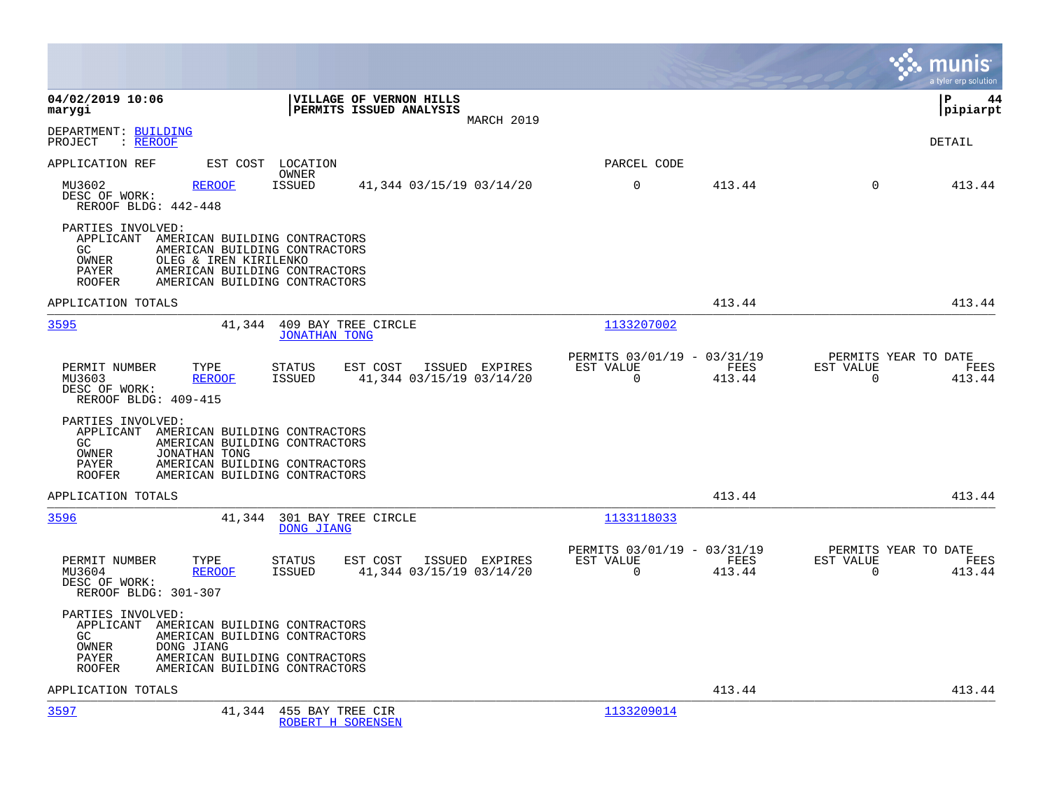**04/02/2019 10:06** | **VILLAGE OF VERNON HILLS** | **P 44**
**marygi** | **PERMITS ISSUED ANALYSIS** | **pipiarpt**

MARCH 2019

DEPARTMENT: BUILDING
PROJECT : REROOF

DETAIL

| APPLICATION REF | EST COST | LOCATION / OWNER | | PARCEL CODE | | | |
|---|---|---|---|---|---|---|---|
| MU3602 | REROOF | ISSUED | 41,344 03/15/19 03/14/20 | 0 | 413.44 | 0 | 413.44 |

DESC OF WORK:
REROOF BLDG: 442-448

PARTIES INVOLVED:
- APPLICANT AMERICAN BUILDING CONTRACTORS
- GC AMERICAN BUILDING CONTRACTORS
- OWNER OLEG & IREN KIRILENKO
- PAYER AMERICAN BUILDING CONTRACTORS
- ROOFER AMERICAN BUILDING CONTRACTORS

APPLICATION TOTALS 413.44 413.44

---

**3595** 41,344 409 BAY TREE CIRCLE — JONATHAN TONG — 1133207002

| PERMIT NUMBER | TYPE | STATUS | EST COST | ISSUED | EXPIRES | PERMITS 03/01/19 - 03/31/19 EST VALUE | FEES | PERMITS YEAR TO DATE EST VALUE | FEES |
|---|---|---|---|---|---|---|---|---|---|
| MU3603 | REROOF | ISSUED | 41,344 | 03/15/19 | 03/14/20 | 0 | 413.44 | 0 | 413.44 |

DESC OF WORK:
REROOF BLDG: 409-415

PARTIES INVOLVED:
- APPLICANT AMERICAN BUILDING CONTRACTORS
- GC AMERICAN BUILDING CONTRACTORS
- OWNER JONATHAN TONG
- PAYER AMERICAN BUILDING CONTRACTORS
- ROOFER AMERICAN BUILDING CONTRACTORS

APPLICATION TOTALS 413.44 413.44

---

**3596** 41,344 301 BAY TREE CIRCLE — DONG JIANG — 1133118033

| PERMIT NUMBER | TYPE | STATUS | EST COST | ISSUED | EXPIRES | PERMITS 03/01/19 - 03/31/19 EST VALUE | FEES | PERMITS YEAR TO DATE EST VALUE | FEES |
|---|---|---|---|---|---|---|---|---|---|
| MU3604 | REROOF | ISSUED | 41,344 | 03/15/19 | 03/14/20 | 0 | 413.44 | 0 | 413.44 |

DESC OF WORK:
REROOF BLDG: 301-307

PARTIES INVOLVED:
- APPLICANT AMERICAN BUILDING CONTRACTORS
- GC AMERICAN BUILDING CONTRACTORS
- OWNER DONG JIANG
- PAYER AMERICAN BUILDING CONTRACTORS
- ROOFER AMERICAN BUILDING CONTRACTORS

APPLICATION TOTALS 413.44 413.44

---

**3597** 41,344 455 BAY TREE CIR — ROBERT H SORENSEN — 1133209014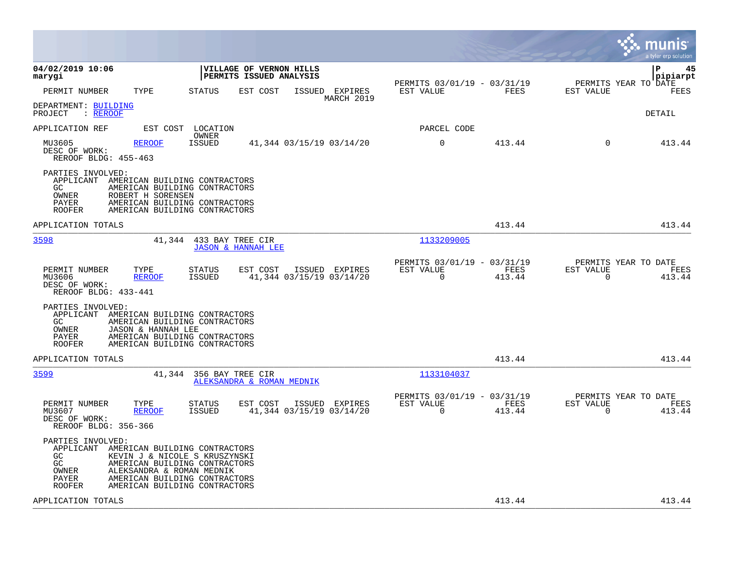**04/02/2019 10:06**
**marygi**

**VILLAGE OF VERNON HILLS**
**PERMITS ISSUED ANALYSIS**

**pipiarpt**

| PERMIT NUMBER | TYPE | STATUS | EST COST | ISSUED | EXPIRES | PERMITS 03/01/19 - 03/31/19 EST VALUE | FEES | PERMITS YEAR TO DATE EST VALUE | FEES |
|---|---|---|---|---|---|---|---|---|---|

MARCH 2019

DEPARTMENT: BUILDING
PROJECT : REROOF

DETAIL

APPLICATION REF | EST COST | LOCATION / OWNER | PARCEL CODE

| PERMIT NUMBER | TYPE | STATUS | EST COST | ISSUED | EXPIRES | EST VALUE | FEES | EST VALUE | FEES |
|---|---|---|---|---|---|---|---|---|---|
| MU3605 | REROOF | ISSUED | 41,344 | 03/15/19 | 03/14/20 | 0 | 413.44 | 0 | 413.44 |

DESC OF WORK:
REROOF BLDG: 455-463

PARTIES INVOLVED:
- APPLICANT AMERICAN BUILDING CONTRACTORS
- GC AMERICAN BUILDING CONTRACTORS
- OWNER ROBERT H SORENSEN
- PAYER AMERICAN BUILDING CONTRACTORS
- ROOFER AMERICAN BUILDING CONTRACTORS

APPLICATION TOTALS 413.44 413.44

---

3598 | 41,344 | 433 BAY TREE CIR / JASON & HANNAH LEE | 1133209005

| PERMIT NUMBER | TYPE | STATUS | EST COST | ISSUED | EXPIRES | PERMITS 03/01/19 - 03/31/19 EST VALUE | FEES | PERMITS YEAR TO DATE EST VALUE | FEES |
|---|---|---|---|---|---|---|---|---|---|
| MU3606 | REROOF | ISSUED | 41,344 | 03/15/19 | 03/14/20 | 0 | 413.44 | 0 | 413.44 |

DESC OF WORK:
REROOF BLDG: 433-441

PARTIES INVOLVED:
- APPLICANT AMERICAN BUILDING CONTRACTORS
- GC AMERICAN BUILDING CONTRACTORS
- OWNER JASON & HANNAH LEE
- PAYER AMERICAN BUILDING CONTRACTORS
- ROOFER AMERICAN BUILDING CONTRACTORS

APPLICATION TOTALS 413.44 413.44

---

3599 | 41,344 | 356 BAY TREE CIR / ALEKSANDRA & ROMAN MEDNIK | 1133104037

| PERMIT NUMBER | TYPE | STATUS | EST COST | ISSUED | EXPIRES | PERMITS 03/01/19 - 03/31/19 EST VALUE | FEES | PERMITS YEAR TO DATE EST VALUE | FEES |
|---|---|---|---|---|---|---|---|---|---|
| MU3607 | REROOF | ISSUED | 41,344 | 03/15/19 | 03/14/20 | 0 | 413.44 | 0 | 413.44 |

DESC OF WORK:
REROOF BLDG: 356-366

PARTIES INVOLVED:
- APPLICANT AMERICAN BUILDING CONTRACTORS
- GC KEVIN J & NICOLE S KRUSZYNSKI
- GC AMERICAN BUILDING CONTRACTORS
- OWNER ALEKSANDRA & ROMAN MEDNIK
- PAYER AMERICAN BUILDING CONTRACTORS
- ROOFER AMERICAN BUILDING CONTRACTORS

APPLICATION TOTALS 413.44 413.44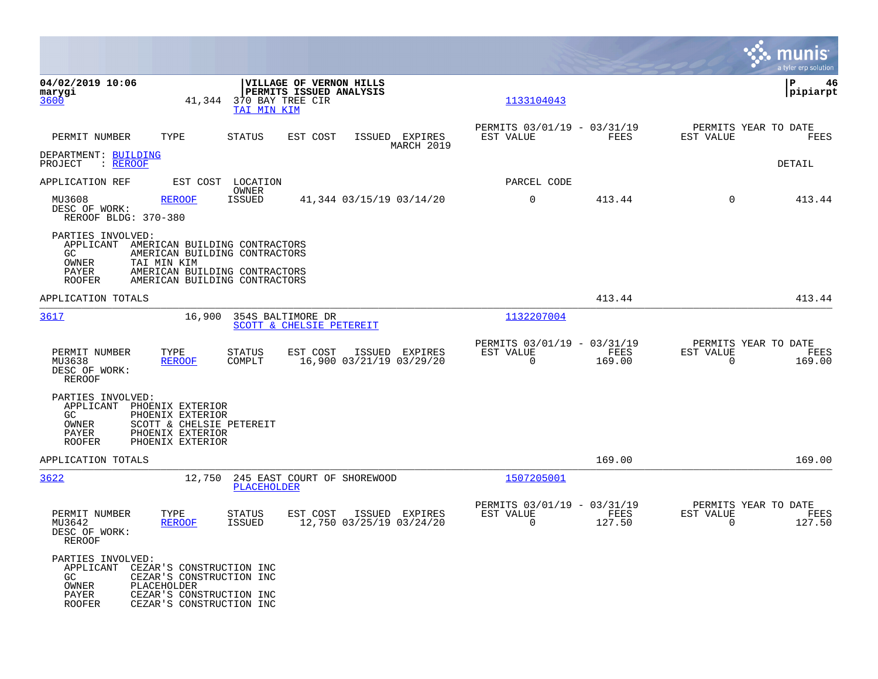**04/02/2019 10:06**
**marygi**

**VILLAGE OF VERNON HILLS**
**PERMITS ISSUED ANALYSIS**

**P 46**
**pipiarpt**

3600 | 41,344 | 370 BAY TREE CIR | TAI MIN KIM | 1133104043

| PERMIT NUMBER | TYPE | STATUS | EST COST | ISSUED | EXPIRES | PERMITS 03/01/19 - 03/31/19 EST VALUE | FEES | PERMITS YEAR TO DATE EST VALUE | FEES |
|---|---|---|---|---|---|---|---|---|---|

MARCH 2019

DEPARTMENT: BUILDING
PROJECT : REROOF

DETAIL

| APPLICATION REF | EST COST | LOCATION / OWNER | | | | PARCEL CODE | | | |
|---|---|---|---|---|---|---|---|---|---|
| MU3608 | REROOF | ISSUED | 41,344 | 03/15/19 | 03/14/20 | 0 | 413.44 | 0 | 413.44 |

DESC OF WORK:
REROOF BLDG: 370-380

PARTIES INVOLVED:
- APPLICANT AMERICAN BUILDING CONTRACTORS
- GC AMERICAN BUILDING CONTRACTORS
- OWNER TAI MIN KIM
- PAYER AMERICAN BUILDING CONTRACTORS
- ROOFER AMERICAN BUILDING CONTRACTORS

APPLICATION TOTALS 413.44 413.44

---

3617 | 16,900 | 354S BALTIMORE DR | SCOTT & CHELSIE PETEREIT | 1132207004

| PERMIT NUMBER | TYPE | STATUS | EST COST | ISSUED | EXPIRES | PERMITS 03/01/19 - 03/31/19 EST VALUE | FEES | PERMITS YEAR TO DATE EST VALUE | FEES |
|---|---|---|---|---|---|---|---|---|---|
| MU3638 | REROOF | COMPLT | 16,900 | 03/21/19 | 03/29/20 | 0 | 169.00 | 0 | 169.00 |

DESC OF WORK:
REROOF

PARTIES INVOLVED:
- APPLICANT PHOENIX EXTERIOR
- GC PHOENIX EXTERIOR
- OWNER SCOTT & CHELSIE PETEREIT
- PAYER PHOENIX EXTERIOR
- ROOFER PHOENIX EXTERIOR

APPLICATION TOTALS 169.00 169.00

---

3622 | 12,750 | 245 EAST COURT OF SHOREWOOD | PLACEHOLDER | 1507205001

| PERMIT NUMBER | TYPE | STATUS | EST COST | ISSUED | EXPIRES | PERMITS 03/01/19 - 03/31/19 EST VALUE | FEES | PERMITS YEAR TO DATE EST VALUE | FEES |
|---|---|---|---|---|---|---|---|---|---|
| MU3642 | REROOF | ISSUED | 12,750 | 03/25/19 | 03/24/20 | 0 | 127.50 | 0 | 127.50 |

DESC OF WORK:
REROOF

PARTIES INVOLVED:
- APPLICANT CEZAR'S CONSTRUCTION INC
- GC CEZAR'S CONSTRUCTION INC
- OWNER PLACEHOLDER
- PAYER CEZAR'S CONSTRUCTION INC
- ROOFER CEZAR'S CONSTRUCTION INC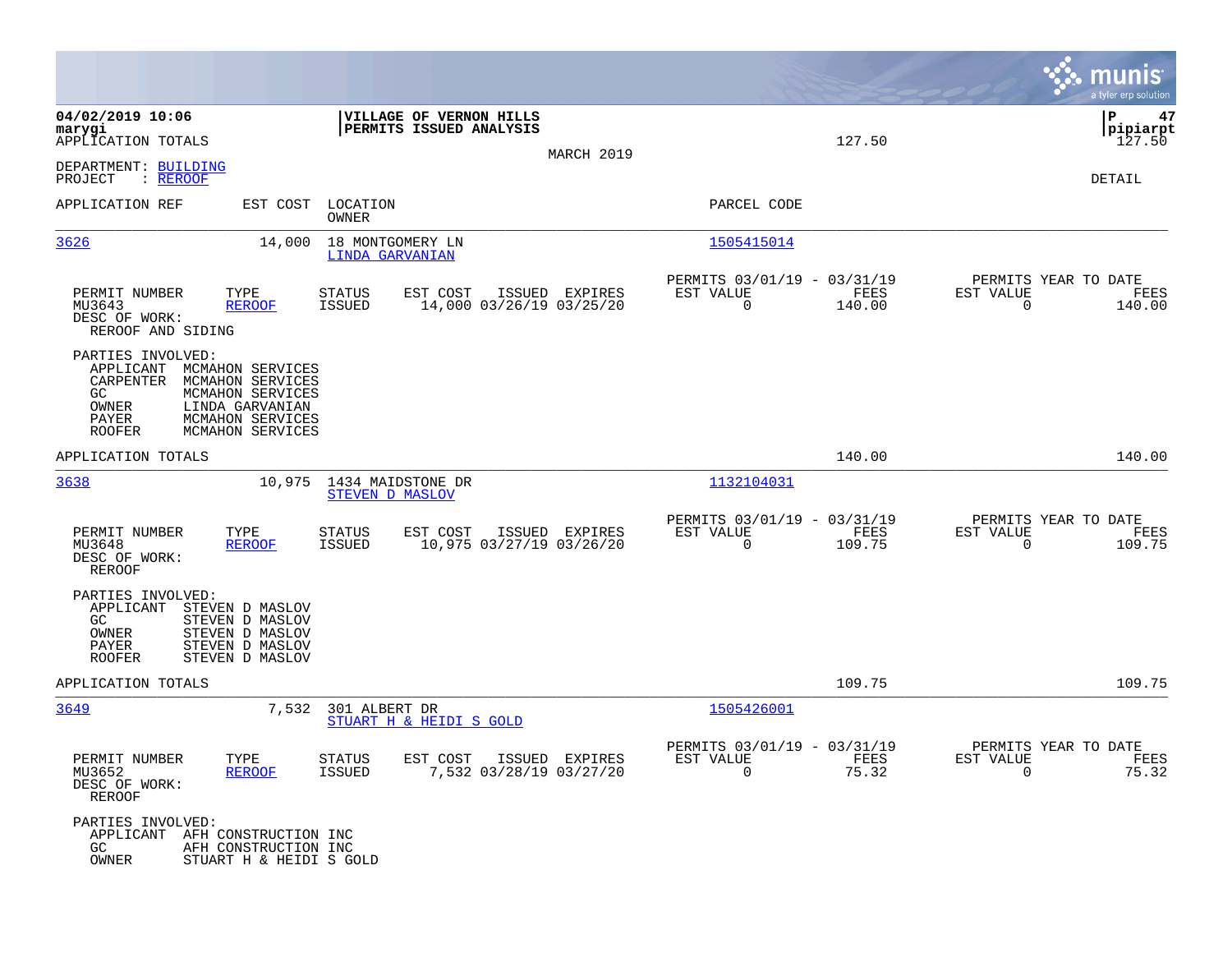**04/02/2019 10:06**
**marygi**
APPLICATION TOTALS 127.50 127.50

**VILLAGE OF VERNON HILLS**
**PERMITS ISSUED ANALYSIS**

MARCH 2019

P 47
pipiarpt

DEPARTMENT: BUILDING
PROJECT : REROOF

DETAIL

| APPLICATION REF | EST COST | LOCATION / OWNER | PARCEL CODE |
|---|---|---|---|
| 3626 | 14,000 | 18 MONTGOMERY LN / LINDA GARVANIAN | 1505415014 |

| PERMIT NUMBER | TYPE | STATUS | EST COST | ISSUED | EXPIRES | PERMITS 03/01/19 - 03/31/19 EST VALUE | FEES | PERMITS YEAR TO DATE EST VALUE | FEES |
|---|---|---|---|---|---|---|---|---|---|
| MU3643 | REROOF | ISSUED | 14,000 | 03/26/19 | 03/25/20 | 0 | 140.00 | 0 | 140.00 |

DESC OF WORK:
REROOF AND SIDING

PARTIES INVOLVED:
- APPLICANT MCMAHON SERVICES
- CARPENTER MCMAHON SERVICES
- GC MCMAHON SERVICES
- OWNER LINDA GARVANIAN
- PAYER MCMAHON SERVICES
- ROOFER MCMAHON SERVICES

APPLICATION TOTALS 140.00 140.00

| APPLICATION REF | EST COST | LOCATION / OWNER | PARCEL CODE |
|---|---|---|---|
| 3638 | 10,975 | 1434 MAIDSTONE DR / STEVEN D MASLOV | 1132104031 |

| PERMIT NUMBER | TYPE | STATUS | EST COST | ISSUED | EXPIRES | PERMITS 03/01/19 - 03/31/19 EST VALUE | FEES | PERMITS YEAR TO DATE EST VALUE | FEES |
|---|---|---|---|---|---|---|---|---|---|
| MU3648 | REROOF | ISSUED | 10,975 | 03/27/19 | 03/26/20 | 0 | 109.75 | 0 | 109.75 |

DESC OF WORK:
REROOF

PARTIES INVOLVED:
- APPLICANT STEVEN D MASLOV
- GC STEVEN D MASLOV
- OWNER STEVEN D MASLOV
- PAYER STEVEN D MASLOV
- ROOFER STEVEN D MASLOV

APPLICATION TOTALS 109.75 109.75

| APPLICATION REF | EST COST | LOCATION / OWNER | PARCEL CODE |
|---|---|---|---|
| 3649 | 7,532 | 301 ALBERT DR / STUART H & HEIDI S GOLD | 1505426001 |

| PERMIT NUMBER | TYPE | STATUS | EST COST | ISSUED | EXPIRES | PERMITS 03/01/19 - 03/31/19 EST VALUE | FEES | PERMITS YEAR TO DATE EST VALUE | FEES |
|---|---|---|---|---|---|---|---|---|---|
| MU3652 | REROOF | ISSUED | 7,532 | 03/28/19 | 03/27/20 | 0 | 75.32 | 0 | 75.32 |

DESC OF WORK:
REROOF

PARTIES INVOLVED:
- APPLICANT AFH CONSTRUCTION INC
- GC AFH CONSTRUCTION INC
- OWNER STUART H & HEIDI S GOLD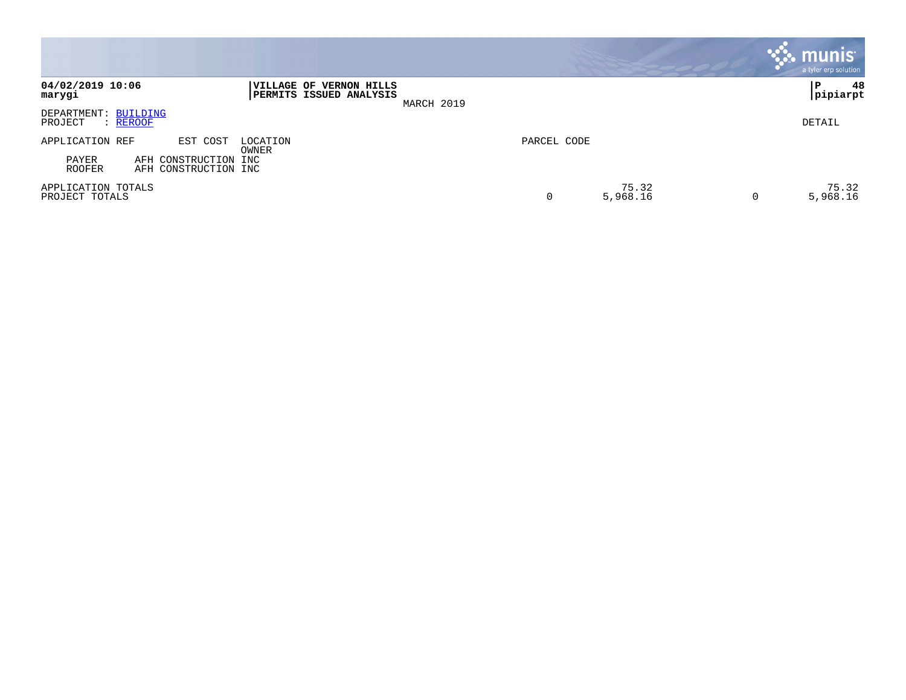**VILLAGE OF VERNON HILLS**
**PERMITS ISSUED ANALYSIS**

MARCH 2019

**04/02/2019 10:06**
**marygi**

**P 48**
**pipiarpt**

DEPARTMENT: BUILDING
PROJECT : REROOF

DETAIL

| APPLICATION REF | EST COST | LOCATION / OWNER | PARCEL CODE | | | | |
|---|---|---|---|---|---|---|---|
| PAYER | AFH CONSTRUCTION INC | | | | | | |
| ROOFER | AFH CONSTRUCTION INC | | | | | | |
| APPLICATION TOTALS | | | | 75.32 | | 75.32 | |
| PROJECT TOTALS | | | 0 | 5,968.16 | 0 | 5,968.16 | |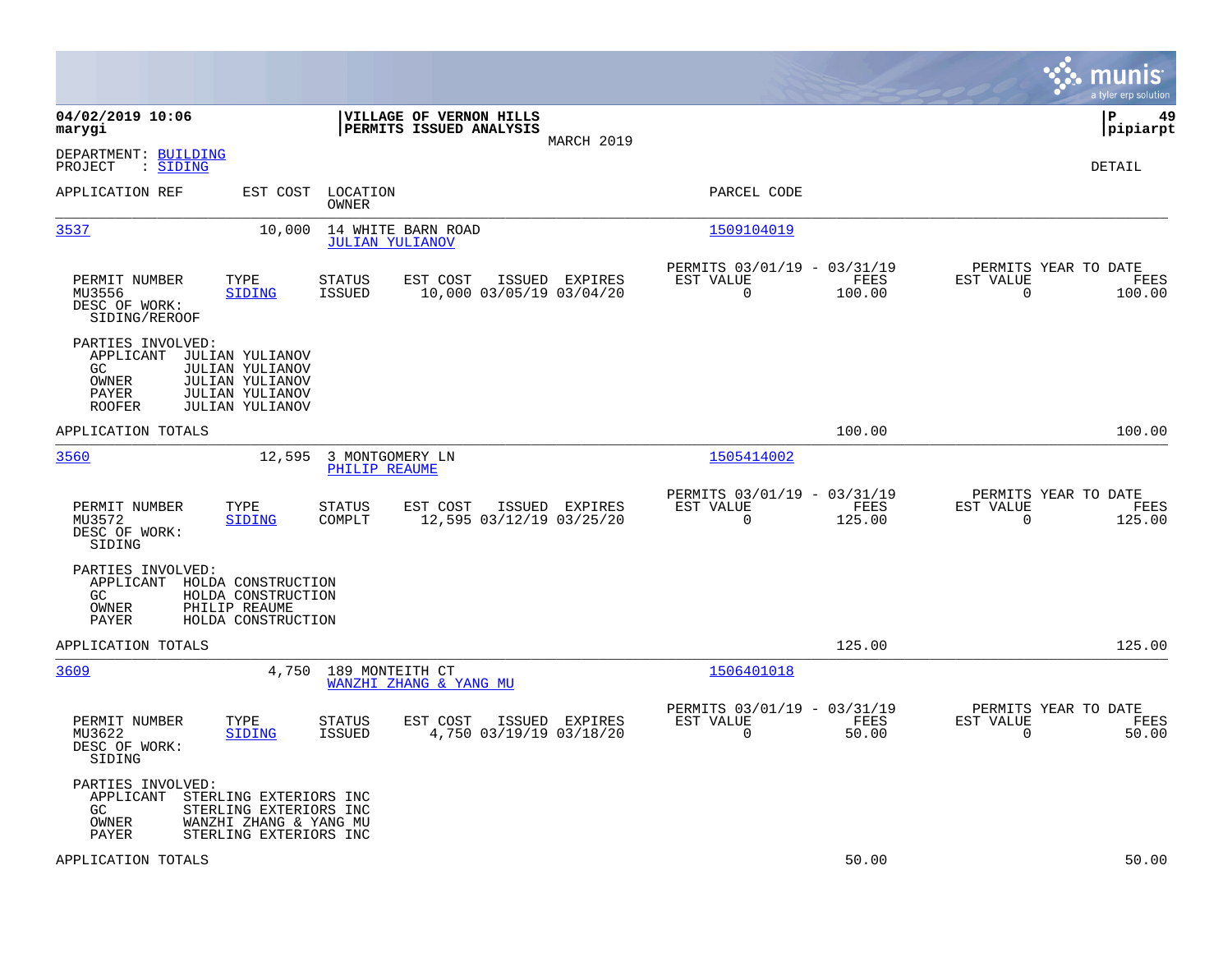**04/02/2019 10:06**
**marygi**

**VILLAGE OF VERNON HILLS**
**PERMITS ISSUED ANALYSIS**
MARCH 2019

**pipiarpt**

DEPARTMENT: BUILDING
PROJECT : SIDING

DETAIL

| APPLICATION REF | EST COST | LOCATION / OWNER | PARCEL CODE |
|---|---|---|---|
| 3537 | 10,000 | 14 WHITE BARN ROAD / JULIAN YULIANOV | 1509104019 |

| PERMIT NUMBER | TYPE | STATUS | EST COST | ISSUED | EXPIRES | PERMITS 03/01/19 - 03/31/19 EST VALUE | FEES | PERMITS YEAR TO DATE EST VALUE | FEES |
|---|---|---|---|---|---|---|---|---|---|
| MU3556 | SIDING | ISSUED | 10,000 | 03/05/19 | 03/04/20 | 0 | 100.00 | 0 | 100.00 |

DESC OF WORK:
SIDING/REROOF

PARTIES INVOLVED:
- APPLICANT JULIAN YULIANOV
- GC JULIAN YULIANOV
- OWNER JULIAN YULIANOV
- PAYER JULIAN YULIANOV
- ROOFER JULIAN YULIANOV

APPLICATION TOTALS: 100.00 | 100.00

| APPLICATION REF | EST COST | LOCATION / OWNER | PARCEL CODE |
|---|---|---|---|
| 3560 | 12,595 | 3 MONTGOMERY LN / PHILIP REAUME | 1505414002 |

| PERMIT NUMBER | TYPE | STATUS | EST COST | ISSUED | EXPIRES | PERMITS 03/01/19 - 03/31/19 EST VALUE | FEES | PERMITS YEAR TO DATE EST VALUE | FEES |
|---|---|---|---|---|---|---|---|---|---|
| MU3572 | SIDING | COMPLT | 12,595 | 03/12/19 | 03/25/20 | 0 | 125.00 | 0 | 125.00 |

DESC OF WORK:
SIDING

PARTIES INVOLVED:
- APPLICANT HOLDA CONSTRUCTION
- GC HOLDA CONSTRUCTION
- OWNER PHILIP REAUME
- PAYER HOLDA CONSTRUCTION

APPLICATION TOTALS: 125.00 | 125.00

| APPLICATION REF | EST COST | LOCATION / OWNER | PARCEL CODE |
|---|---|---|---|
| 3609 | 4,750 | 189 MONTEITH CT / WANZHI ZHANG & YANG MU | 1506401018 |

| PERMIT NUMBER | TYPE | STATUS | EST COST | ISSUED | EXPIRES | PERMITS 03/01/19 - 03/31/19 EST VALUE | FEES | PERMITS YEAR TO DATE EST VALUE | FEES |
|---|---|---|---|---|---|---|---|---|---|
| MU3622 | SIDING | ISSUED | 4,750 | 03/19/19 | 03/18/20 | 0 | 50.00 | 0 | 50.00 |

DESC OF WORK:
SIDING

PARTIES INVOLVED:
- APPLICANT STERLING EXTERIORS INC
- GC STERLING EXTERIORS INC
- OWNER WANZHI ZHANG & YANG MU
- PAYER STERLING EXTERIORS INC

APPLICATION TOTALS: 50.00 | 50.00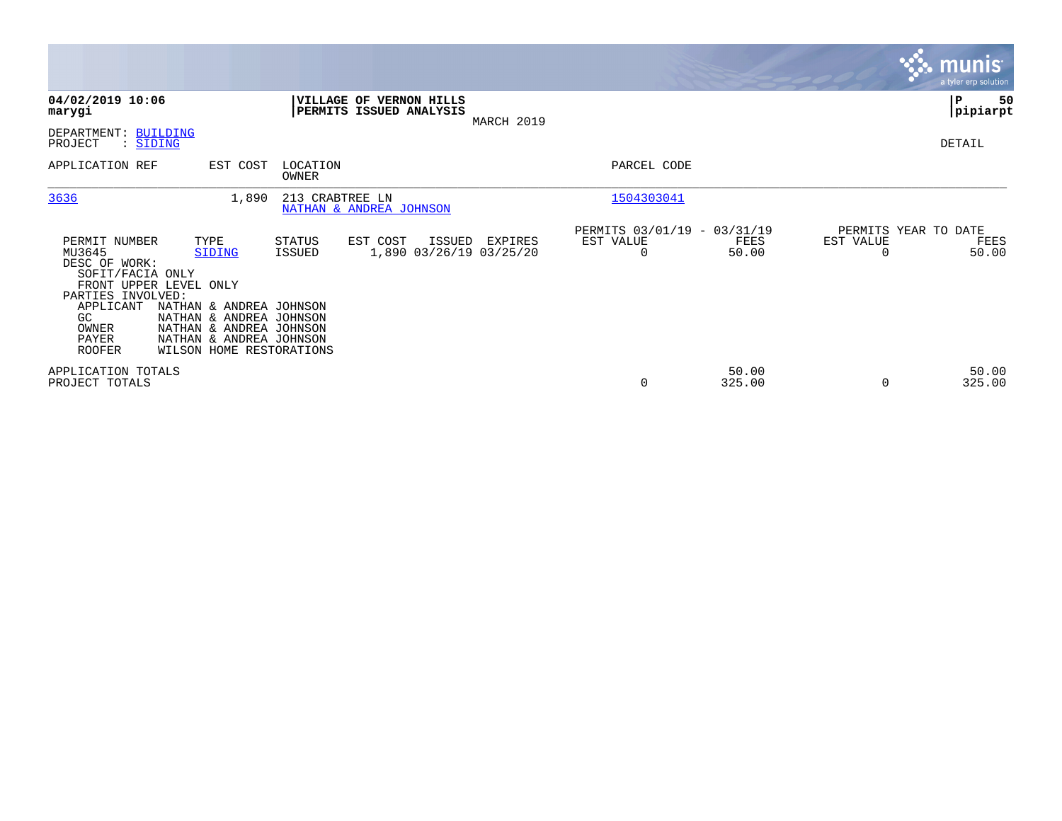**04/02/2019 10:06**
**marygi**

**VILLAGE OF VERNON HILLS**
**PERMITS ISSUED ANALYSIS**
MARCH 2019

**P 50**
**pipiarpt**

DEPARTMENT: BUILDING
PROJECT : SIDING

DETAIL

| APPLICATION REF | EST COST | LOCATION / OWNER | PARCEL CODE |
|---|---|---|---|
| 3636 | 1,890 | 213 CRABTREE LN / NATHAN & ANDREA JOHNSON | 1504303041 |

| PERMIT NUMBER | TYPE | STATUS | EST COST | ISSUED | EXPIRES | PERMITS 03/01/19 - 03/31/19 EST VALUE | FEES | PERMITS YEAR TO DATE EST VALUE | FEES |
|---|---|---|---|---|---|---|---|---|---|
| MU3645 | SIDING | ISSUED | 1,890 | 03/26/19 | 03/25/20 | 0 | 50.00 | 0 | 50.00 |

DESC OF WORK:
SOFIT/FACIA ONLY
FRONT UPPER LEVEL ONLY

PARTIES INVOLVED:

| | |
|---|---|
| APPLICANT | NATHAN & ANDREA JOHNSON |
| GC | NATHAN & ANDREA JOHNSON |
| OWNER | NATHAN & ANDREA JOHNSON |
| PAYER | NATHAN & ANDREA JOHNSON |
| ROOFER | WILSON HOME RESTORATIONS |

| | EST VALUE | FEES | EST VALUE | FEES |
|---|---|---|---|---|
| APPLICATION TOTALS | | 50.00 | | 50.00 |
| PROJECT TOTALS | 0 | 325.00 | 0 | 325.00 |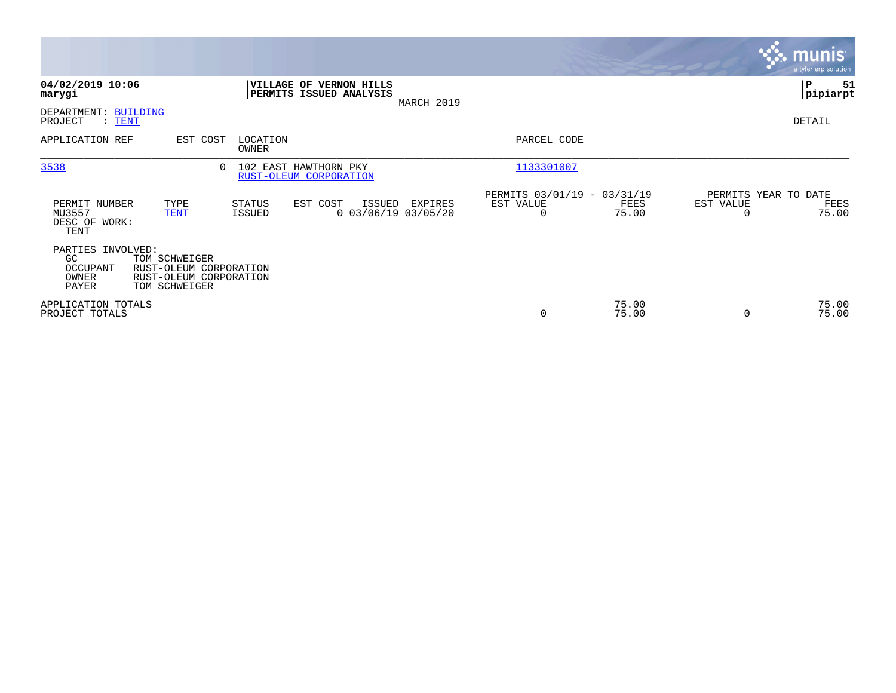**04/02/2019 10:06**
**marygi**

**VILLAGE OF VERNON HILLS**
**PERMITS ISSUED ANALYSIS**
MARCH 2019

**P 51**
**pipiarpt**

DEPARTMENT: BUILDING
PROJECT : TENT

DETAIL

| APPLICATION REF | EST COST | LOCATION / OWNER | PARCEL CODE |
|---|---|---|---|
| 3538 | 0 | 102 EAST HAWTHORN PKY / RUST-OLEUM CORPORATION | 1133301007 |

| PERMIT NUMBER | TYPE | STATUS | EST COST | ISSUED | EXPIRES | PERMITS 03/01/19 - 03/31/19 EST VALUE | FEES | PERMITS YEAR TO DATE EST VALUE | FEES |
|---|---|---|---|---|---|---|---|---|---|
| MU3557 | TENT | ISSUED | 0 | 03/06/19 | 03/05/20 | 0 | 75.00 | 0 | 75.00 |

DESC OF WORK:
TENT

PARTIES INVOLVED:

| | |
|---|---|
| GC | TOM SCHWEIGER |
| OCCUPANT | RUST-OLEUM CORPORATION |
| OWNER | RUST-OLEUM CORPORATION |
| PAYER | TOM SCHWEIGER |

| | EST VALUE | FEES | EST VALUE | FEES |
|---|---|---|---|---|
| APPLICATION TOTALS | | 75.00 | | 75.00 |
| PROJECT TOTALS | 0 | 75.00 | 0 | 75.00 |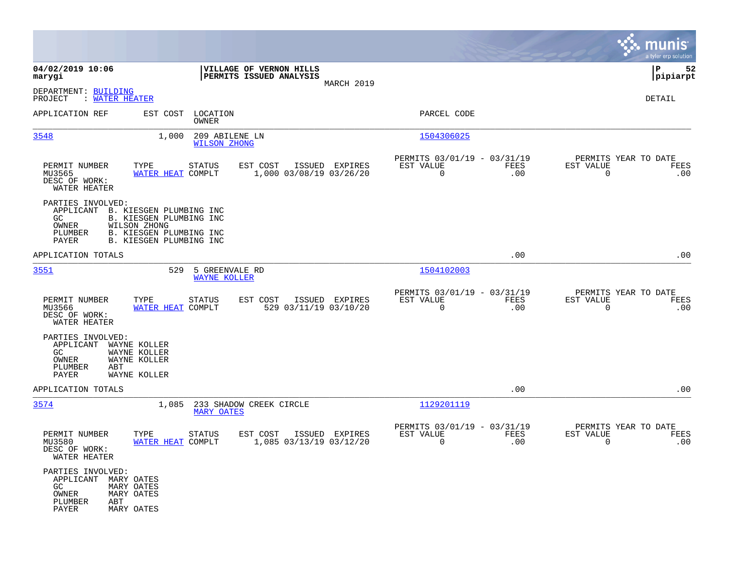**04/02/2019 10:06**
**marygi**

**VILLAGE OF VERNON HILLS**
**PERMITS ISSUED ANALYSIS**
MARCH 2019

**pipiarpt**

DEPARTMENT: BUILDING
PROJECT : WATER HEATER

DETAIL

| APPLICATION REF | EST COST | LOCATION / OWNER | PARCEL CODE |
|---|---|---|---|
| 3548 | 1,000 | 209 ABILENE LN / WILSON ZHONG | 1504306025 |

| PERMIT NUMBER | TYPE | STATUS | EST COST | ISSUED | EXPIRES | PERMITS 03/01/19 - 03/31/19 EST VALUE | FEES | PERMITS YEAR TO DATE EST VALUE | FEES |
|---|---|---|---|---|---|---|---|---|---|
| MU3565 | WATER HEAT | COMPLT | 1,000 | 03/08/19 | 03/26/20 | 0 | .00 | 0 | .00 |

DESC OF WORK:
WATER HEATER

PARTIES INVOLVED:
- APPLICANT B. KIESGEN PLUMBING INC
- GC B. KIESGEN PLUMBING INC
- OWNER WILSON ZHONG
- PLUMBER B. KIESGEN PLUMBING INC
- PAYER B. KIESGEN PLUMBING INC

APPLICATION TOTALS .00 .00

| APPLICATION REF | EST COST | LOCATION / OWNER | PARCEL CODE |
|---|---|---|---|
| 3551 | 529 | 5 GREENVALE RD / WAYNE KOLLER | 1504102003 |

| PERMIT NUMBER | TYPE | STATUS | EST COST | ISSUED | EXPIRES | PERMITS 03/01/19 - 03/31/19 EST VALUE | FEES | PERMITS YEAR TO DATE EST VALUE | FEES |
|---|---|---|---|---|---|---|---|---|---|
| MU3566 | WATER HEAT | COMPLT | 529 | 03/11/19 | 03/10/20 | 0 | .00 | 0 | .00 |

DESC OF WORK:
WATER HEATER

PARTIES INVOLVED:
- APPLICANT WAYNE KOLLER
- GC WAYNE KOLLER
- OWNER WAYNE KOLLER
- PLUMBER ABT
- PAYER WAYNE KOLLER

APPLICATION TOTALS .00 .00

| APPLICATION REF | EST COST | LOCATION / OWNER | PARCEL CODE |
|---|---|---|---|
| 3574 | 1,085 | 233 SHADOW CREEK CIRCLE / MARY OATES | 1129201119 |

| PERMIT NUMBER | TYPE | STATUS | EST COST | ISSUED | EXPIRES | PERMITS 03/01/19 - 03/31/19 EST VALUE | FEES | PERMITS YEAR TO DATE EST VALUE | FEES |
|---|---|---|---|---|---|---|---|---|---|
| MU3580 | WATER HEAT | COMPLT | 1,085 | 03/13/19 | 03/12/20 | 0 | .00 | 0 | .00 |

DESC OF WORK:
WATER HEATER

PARTIES INVOLVED:
- APPLICANT MARY OATES
- GC MARY OATES
- OWNER MARY OATES
- PLUMBER ABT
- PAYER MARY OATES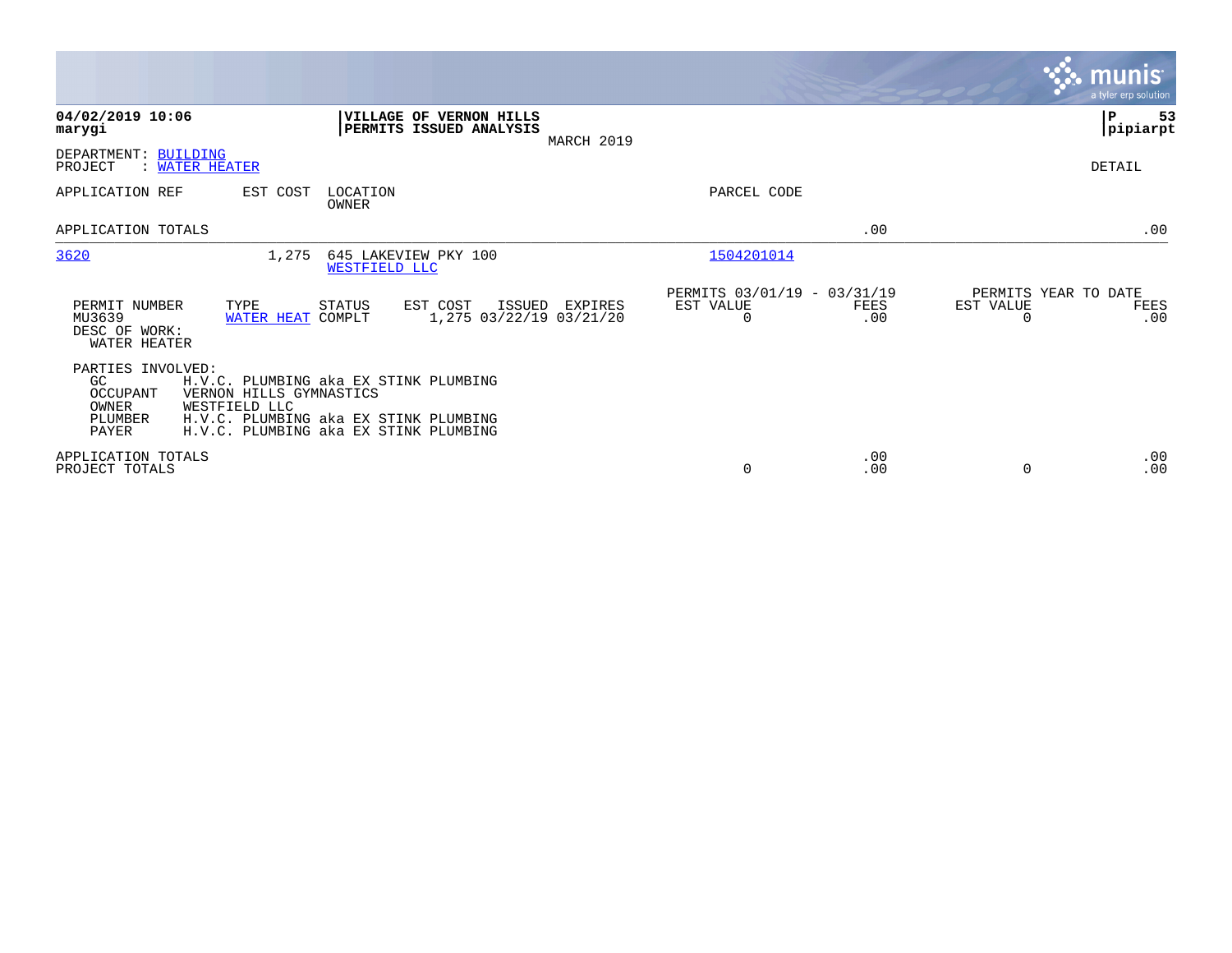**04/02/2019 10:06**
**marygi**

**VILLAGE OF VERNON HILLS**
**PERMITS ISSUED ANALYSIS**
MARCH 2019

**P 53**
**pipiarpt**

DEPARTMENT: BUILDING
PROJECT : WATER HEATER

DETAIL

| APPLICATION REF | EST COST | LOCATION / OWNER | PARCEL CODE | | |
|---|---|---|---|---|---|
| APPLICATION TOTALS | | | | .00 | .00 |
| 3620 | 1,275 | 645 LAKEVIEW PKY 100 / WESTFIELD LLC | 1504201014 | | |

| PERMIT NUMBER | TYPE | STATUS | EST COST | ISSUED | EXPIRES | PERMITS 03/01/19 - 03/31/19 EST VALUE | FEES | PERMITS YEAR TO DATE EST VALUE | FEES |
|---|---|---|---|---|---|---|---|---|---|
| MU3639 | WATER HEAT | COMPLT | 1,275 | 03/22/19 | 03/21/20 | 0 | .00 | 0 | .00 |

DESC OF WORK:
WATER HEATER

PARTIES INVOLVED:

| | |
|---|---|
| GC | H.V.C. PLUMBING aka EX STINK PLUMBING |
| OCCUPANT | VERNON HILLS GYMNASTICS |
| OWNER | WESTFIELD LLC |
| PLUMBER | H.V.C. PLUMBING aka EX STINK PLUMBING |
| PAYER | H.V.C. PLUMBING aka EX STINK PLUMBING |

| | EST VALUE | FEES | EST VALUE | FEES |
|---|---|---|---|---|
| APPLICATION TOTALS | | .00 | | .00 |
| PROJECT TOTALS | 0 | .00 | 0 | .00 |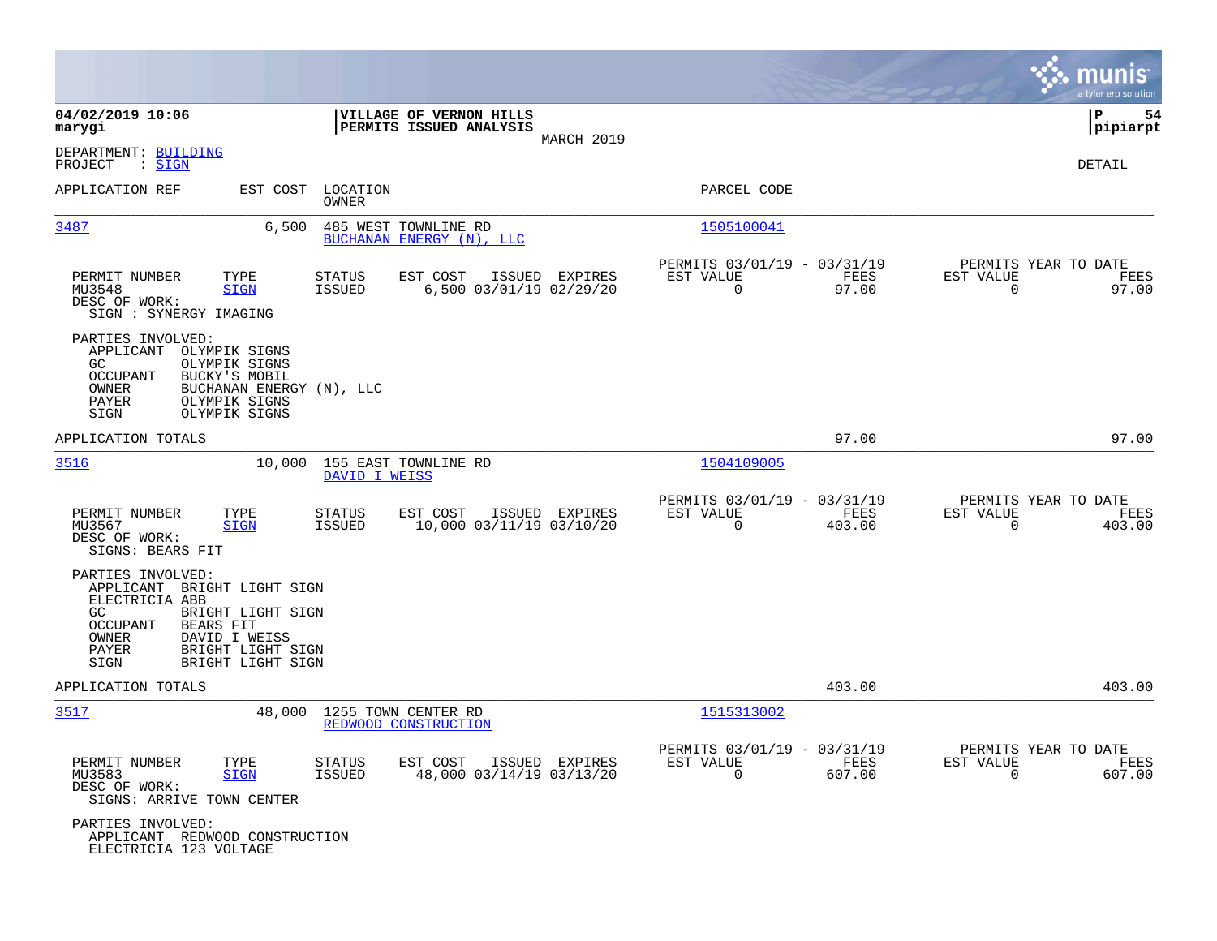**04/02/2019 10:06**
**marygi**

**VILLAGE OF VERNON HILLS**
**PERMITS ISSUED ANALYSIS**
MARCH 2019

**P 54**
**pipiarpt**

DEPARTMENT: BUILDING
PROJECT : SIGN

DETAIL

| APPLICATION REF | EST COST | LOCATION / OWNER | PARCEL CODE |
|---|---|---|---|
| 3487 | 6,500 | 485 WEST TOWNLINE RD / BUCHANAN ENERGY (N), LLC | 1505100041 |

| PERMIT NUMBER | TYPE | STATUS | EST COST | ISSUED | EXPIRES | PERMITS 03/01/19 - 03/31/19 EST VALUE | FEES | PERMITS YEAR TO DATE EST VALUE | FEES |
|---|---|---|---|---|---|---|---|---|---|
| MU3548 | SIGN | ISSUED | 6,500 | 03/01/19 | 02/29/20 | 0 | 97.00 | 0 | 97.00 |

DESC OF WORK:
SIGN : SYNERGY IMAGING

PARTIES INVOLVED:
- APPLICANT OLYMPIK SIGNS
- GC OLYMPIK SIGNS
- OCCUPANT BUCKY'S MOBIL
- OWNER BUCHANAN ENERGY (N), LLC
- PAYER OLYMPIK SIGNS
- SIGN OLYMPIK SIGNS

APPLICATION TOTALS: 97.00 | 97.00

| APPLICATION REF | EST COST | LOCATION / OWNER | PARCEL CODE |
|---|---|---|---|
| 3516 | 10,000 | 155 EAST TOWNLINE RD / DAVID I WEISS | 1504109005 |

| PERMIT NUMBER | TYPE | STATUS | EST COST | ISSUED | EXPIRES | PERMITS 03/01/19 - 03/31/19 EST VALUE | FEES | PERMITS YEAR TO DATE EST VALUE | FEES |
|---|---|---|---|---|---|---|---|---|---|
| MU3567 | SIGN | ISSUED | 10,000 | 03/11/19 | 03/10/20 | 0 | 403.00 | 0 | 403.00 |

DESC OF WORK:
SIGNS: BEARS FIT

PARTIES INVOLVED:
- APPLICANT BRIGHT LIGHT SIGN
- ELECTRICIA ABB
- GC BRIGHT LIGHT SIGN
- OCCUPANT BEARS FIT
- OWNER DAVID I WEISS
- PAYER BRIGHT LIGHT SIGN
- SIGN BRIGHT LIGHT SIGN

APPLICATION TOTALS: 403.00 | 403.00

| APPLICATION REF | EST COST | LOCATION / OWNER | PARCEL CODE |
|---|---|---|---|
| 3517 | 48,000 | 1255 TOWN CENTER RD / REDWOOD CONSTRUCTION | 1515313002 |

| PERMIT NUMBER | TYPE | STATUS | EST COST | ISSUED | EXPIRES | PERMITS 03/01/19 - 03/31/19 EST VALUE | FEES | PERMITS YEAR TO DATE EST VALUE | FEES |
|---|---|---|---|---|---|---|---|---|---|
| MU3583 | SIGN | ISSUED | 48,000 | 03/14/19 | 03/13/20 | 0 | 607.00 | 0 | 607.00 |

DESC OF WORK:
SIGNS: ARRIVE TOWN CENTER

PARTIES INVOLVED:
- APPLICANT REDWOOD CONSTRUCTION
- ELECTRICIA 123 VOLTAGE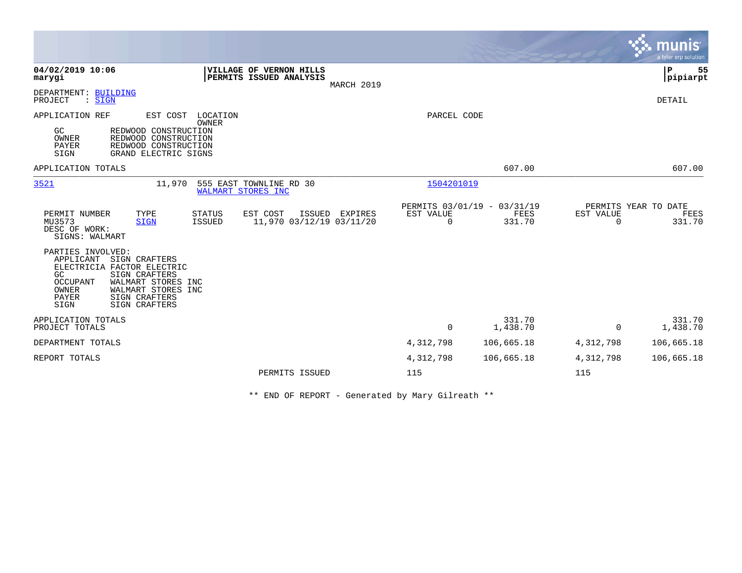**04/02/2019 10:06**
**marygi**

**VILLAGE OF VERNON HILLS**
**PERMITS ISSUED ANALYSIS**
MARCH 2019

**P 55**
**pipiarpt**

DEPARTMENT: BUILDING
PROJECT : SIGN

DETAIL

APPLICATION REF  EST COST  LOCATION
OWNER

PARCEL CODE

GC REDWOOD CONSTRUCTION
OWNER REDWOOD CONSTRUCTION
PAYER REDWOOD CONSTRUCTION
SIGN GRAND ELECTRIC SIGNS

| | | | | |
|---|---|---|---|---|
| APPLICATION TOTALS | | 607.00 | | 607.00 |

3521  11,970  555 EAST TOWNLINE RD 30  WALMART STORES INC  1504201019

| PERMIT NUMBER | TYPE | STATUS | EST COST | ISSUED | EXPIRES | PERMITS 03/01/19 - 03/31/19 EST VALUE | FEES | PERMITS YEAR TO DATE EST VALUE | FEES |
|---|---|---|---|---|---|---|---|---|---|
| MU3573 | SIGN | ISSUED | 11,970 | 03/12/19 | 03/11/20 | 0 | 331.70 | 0 | 331.70 |

DESC OF WORK:
SIGNS: WALMART

PARTIES INVOLVED:
APPLICANT SIGN CRAFTERS
ELECTRICIA FACTOR ELECTRIC
GC SIGN CRAFTERS
OCCUPANT WALMART STORES INC
OWNER WALMART STORES INC
PAYER SIGN CRAFTERS
SIGN SIGN CRAFTERS

| | | | | |
|---|---|---|---|---|
| APPLICATION TOTALS | | 331.70 | | 331.70 |
| PROJECT TOTALS | 0 | 1,438.70 | 0 | 1,438.70 |
| DEPARTMENT TOTALS | 4,312,798 | 106,665.18 | 4,312,798 | 106,665.18 |
| REPORT TOTALS | 4,312,798 | 106,665.18 | 4,312,798 | 106,665.18 |
| PERMITS ISSUED | 115 | | 115 | |

** END OF REPORT - Generated by Mary Gilreath **